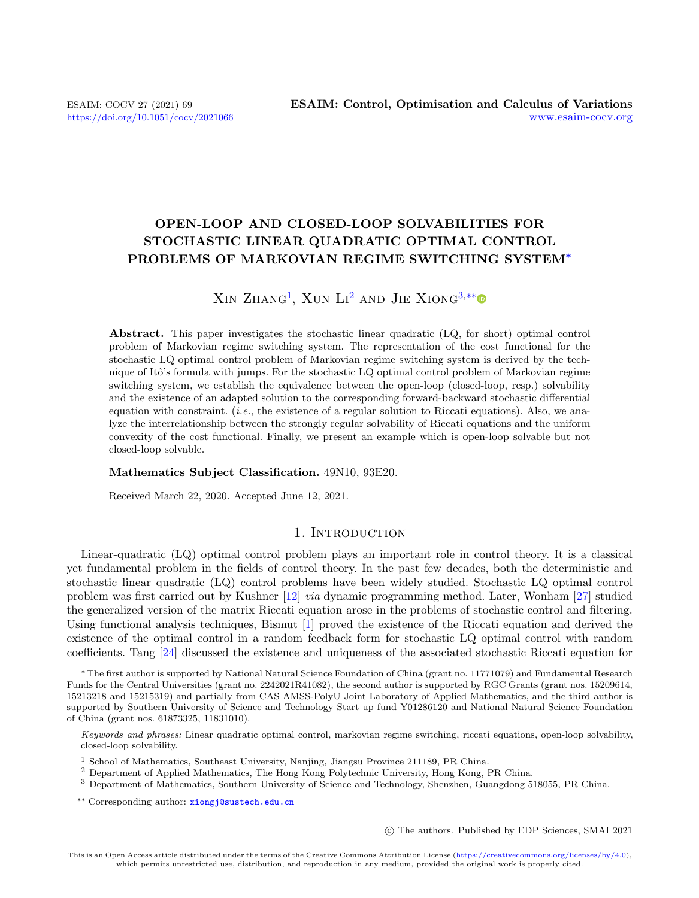# OPEN-LOOP AND CLOSED-LOOP SOLVABILITIES FOR STOCHASTIC LINEAR QUADRATIC OPTIMAL CONTROL PROBLEMS OF MARKOVIAN REGIME SWITCHING SYSTEM*

Xin Zhang[1], Xun Li[2] and Jie Xiong[3,**]

**Abstract.** This paper investigates the stochastic linear quadratic (LQ, for short) optimal control problem of Markovian regime switching system. The representation of the cost functional for the stochastic LQ optimal control problem of Markovian regime switching system is derived by the technique of Itô's formula with jumps. For the stochastic LQ optimal control problem of Markovian regime switching system, we establish the equivalence between the open-loop (closed-loop, resp.) solvability and the existence of an adapted solution to the corresponding forward-backward stochastic differential equation with constraint. (*i.e.*, the existence of a regular solution to Riccati equations). Also, we analyze the interrelationship between the strongly regular solvability of Riccati equations and the uniform convexity of the cost functional. Finally, we present an example which is open-loop solvable but not closed-loop solvable.

**Mathematics Subject Classification.** 49N10, 93E20.

Received March 22, 2020. Accepted June 12, 2021.

## 1. Introduction

Linear-quadratic (LQ) optimal control problem plays an important role in control theory. It is a classical yet fundamental problem in the fields of control theory. In the past few decades, both the deterministic and stochastic linear quadratic (LQ) control problems have been widely studied. Stochastic LQ optimal control problem was first carried out by Kushner [12] *via* dynamic programming method. Later, Wonham [27] studied the generalized version of the matrix Riccati equation arose in the problems of stochastic control and filtering. Using functional analysis techniques, Bismut [1] proved the existence of the Riccati equation and derived the existence of the optimal control in a random feedback form for stochastic LQ optimal control with random coefficients. Tang [24] discussed the existence and uniqueness of the associated stochastic Riccati equation for

---

*The first author is supported by National Natural Science Foundation of China (grant no. 11771079) and Fundamental Research Funds for the Central Universities (grant no. 2242021R41082), the second author is supported by RGC Grants (grant nos. 15209614, 15213218 and 15215319) and partially from CAS AMSS-PolyU Joint Laboratory of Applied Mathematics, and the third author is supported by Southern University of Science and Technology Start up fund Y01286120 and National Natural Science Foundation of China (grant nos. 61873325, 11831010).

*Keywords and phrases:* Linear quadratic optimal control, markovian regime switching, riccati equations, open-loop solvability, closed-loop solvability.

[1] School of Mathematics, Southeast University, Nanjing, Jiangsu Province 211189, PR China.

[2] Department of Applied Mathematics, The Hong Kong Polytechnic University, Hong Kong, PR China.

[3] Department of Mathematics, Southern University of Science and Technology, Shenzhen, Guangdong 518055, PR China.

** Corresponding author: xiongj@sustech.edu.cn

© The authors. Published by EDP Sciences, SMAI 2021

This is an Open Access article distributed under the terms of the Creative Commons Attribution License (https://creativecommons.org/licenses/by/4.0), which permits unrestricted use, distribution, and reproduction in any medium, provided the original work is properly cited.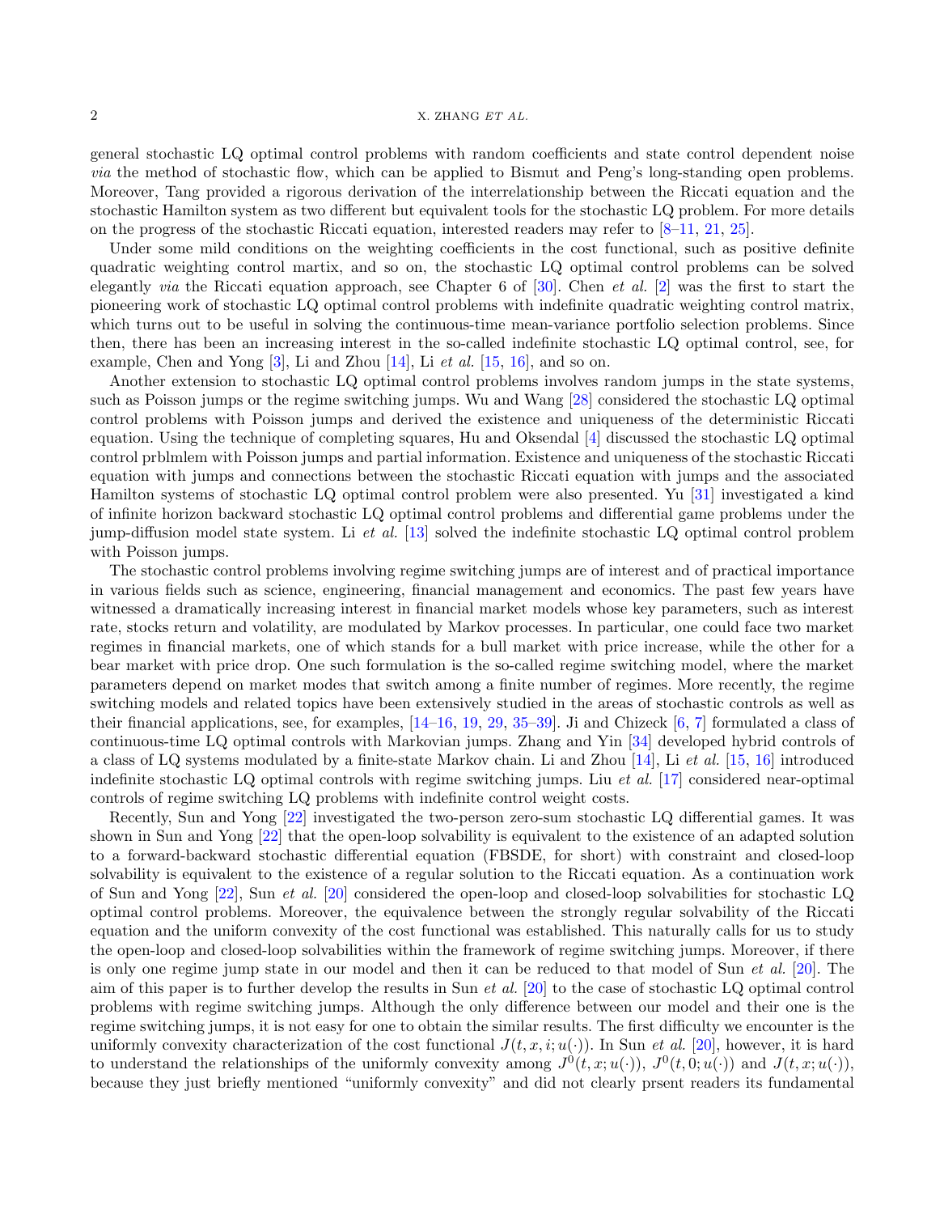general stochastic LQ optimal control problems with random coefficients and state control dependent noise *via* the method of stochastic flow, which can be applied to Bismut and Peng's long-standing open problems. Moreover, Tang provided a rigorous derivation of the interrelationship between the Riccati equation and the stochastic Hamilton system as two different but equivalent tools for the stochastic LQ problem. For more details on the progress of the stochastic Riccati equation, interested readers may refer to [8–11, 21, 25].

Under some mild conditions on the weighting coefficients in the cost functional, such as positive definite quadratic weighting control martix, and so on, the stochastic LQ optimal control problems can be solved elegantly *via* the Riccati equation approach, see Chapter 6 of [30]. Chen *et al.* [2] was the first to start the pioneering work of stochastic LQ optimal control problems with indefinite quadratic weighting control matrix, which turns out to be useful in solving the continuous-time mean-variance portfolio selection problems. Since then, there has been an increasing interest in the so-called indefinite stochastic LQ optimal control, see, for example, Chen and Yong [3], Li and Zhou [14], Li *et al.* [15, 16], and so on.

Another extension to stochastic LQ optimal control problems involves random jumps in the state systems, such as Poisson jumps or the regime switching jumps. Wu and Wang [28] considered the stochastic LQ optimal control problems with Poisson jumps and derived the existence and uniqueness of the deterministic Riccati equation. Using the technique of completing squares, Hu and Oksendal [4] discussed the stochastic LQ optimal control prblmlem with Poisson jumps and partial information. Existence and uniqueness of the stochastic Riccati equation with jumps and connections between the stochastic Riccati equation with jumps and the associated Hamilton systems of stochastic LQ optimal control problem were also presented. Yu [31] investigated a kind of infinite horizon backward stochastic LQ optimal control problems and differential game problems under the jump-diffusion model state system. Li *et al.* [13] solved the indefinite stochastic LQ optimal control problem with Poisson jumps.

The stochastic control problems involving regime switching jumps are of interest and of practical importance in various fields such as science, engineering, financial management and economics. The past few years have witnessed a dramatically increasing interest in financial market models whose key parameters, such as interest rate, stocks return and volatility, are modulated by Markov processes. In particular, one could face two market regimes in financial markets, one of which stands for a bull market with price increase, while the other for a bear market with price drop. One such formulation is the so-called regime switching model, where the market parameters depend on market modes that switch among a finite number of regimes. More recently, the regime switching models and related topics have been extensively studied in the areas of stochastic controls as well as their financial applications, see, for examples, [14–16, 19, 29, 35–39]. Ji and Chizeck [6, 7] formulated a class of continuous-time LQ optimal controls with Markovian jumps. Zhang and Yin [34] developed hybrid controls of a class of LQ systems modulated by a finite-state Markov chain. Li and Zhou [14], Li *et al.* [15, 16] introduced indefinite stochastic LQ optimal controls with regime switching jumps. Liu *et al.* [17] considered near-optimal controls of regime switching LQ problems with indefinite control weight costs.

Recently, Sun and Yong [22] investigated the two-person zero-sum stochastic LQ differential games. It was shown in Sun and Yong [22] that the open-loop solvability is equivalent to the existence of an adapted solution to a forward-backward stochastic differential equation (FBSDE, for short) with constraint and closed-loop solvability is equivalent to the existence of a regular solution to the Riccati equation. As a continuation work of Sun and Yong [22], Sun *et al.* [20] considered the open-loop and closed-loop solvabilities for stochastic LQ optimal control problems. Moreover, the equivalence between the strongly regular solvability of the Riccati equation and the uniform convexity of the cost functional was established. This naturally calls for us to study the open-loop and closed-loop solvabilities within the framework of regime switching jumps. Moreover, if there is only one regime jump state in our model and then it can be reduced to that model of Sun *et al.* [20]. The aim of this paper is to further develop the results in Sun *et al.* [20] to the case of stochastic LQ optimal control problems with regime switching jumps. Although the only difference between our model and their one is the regime switching jumps, it is not easy for one to obtain the similar results. The first difficulty we encounter is the uniformly convexity characterization of the cost functional $J(t, x, i; u(\cdot))$. In Sun *et al.* [20], however, it is hard to understand the relationships of the uniformly convexity among $J^0(t, x; u(\cdot))$, $J^0(t, 0; u(\cdot))$ and $J(t, x; u(\cdot))$, because they just briefly mentioned "uniformly convexity" and did not clearly prsent readers its fundamental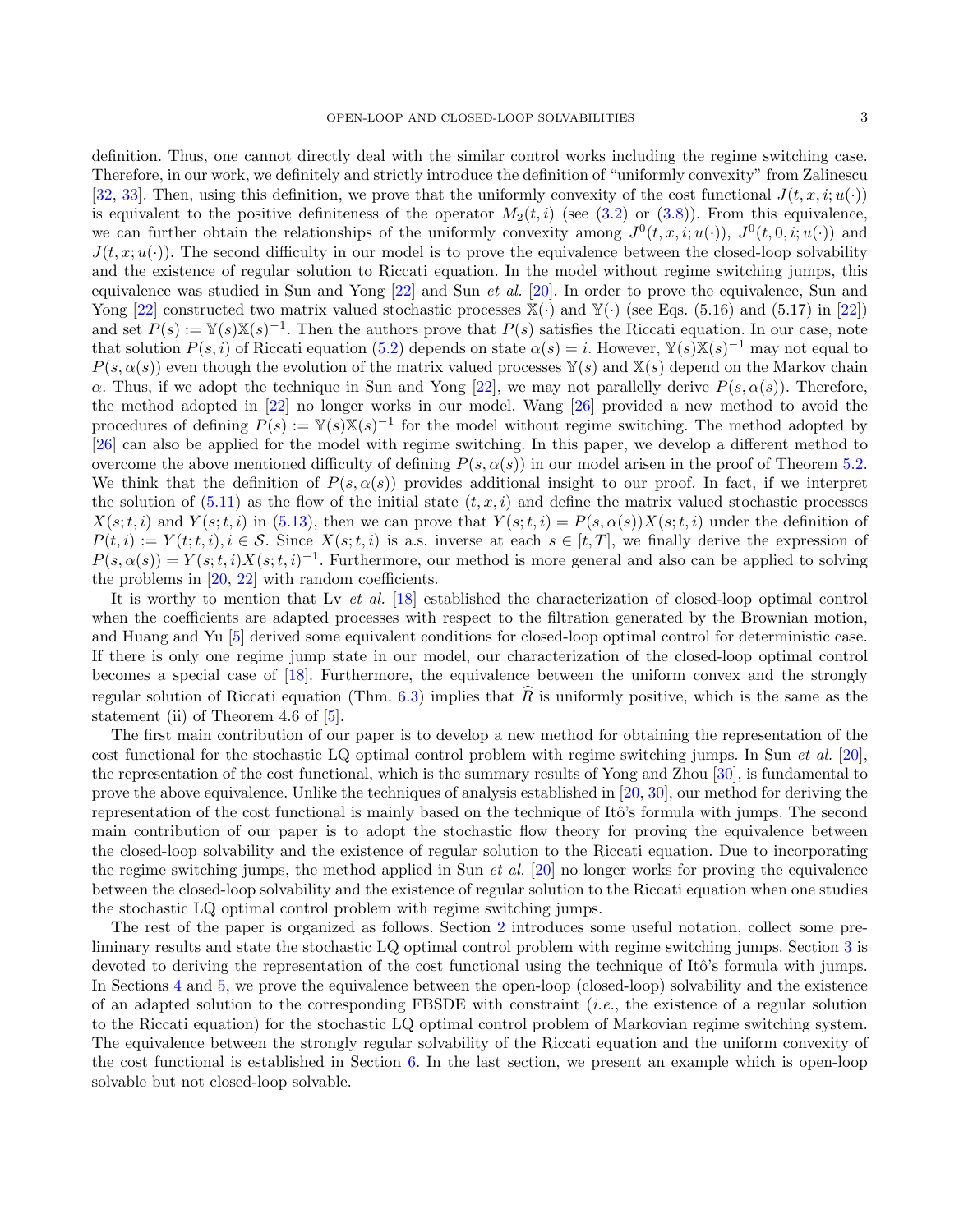definition. Thus, one cannot directly deal with the similar control works including the regime switching case. Therefore, in our work, we definitely and strictly introduce the definition of "uniformly convexity" from Zalinescu [32, 33]. Then, using this definition, we prove that the uniformly convexity of the cost functional $J(t,x,i;u(\cdot))$ is equivalent to the positive definiteness of the operator $M_2(t,i)$ (see (3.2) or (3.8)). From this equivalence, we can further obtain the relationships of the uniformly convexity among $J^0(t,x,i;u(\cdot))$, $J^0(t,0,i;u(\cdot))$ and $J(t,x;u(\cdot))$. The second difficulty in our model is to prove the equivalence between the closed-loop solvability and the existence of regular solution to Riccati equation. In the model without regime switching jumps, this equivalence was studied in Sun and Yong [22] and Sun *et al.* [20]. In order to prove the equivalence, Sun and Yong [22] constructed two matrix valued stochastic processes $\mathbb{X}(\cdot)$ and $\mathbb{Y}(\cdot)$ (see Eqs. (5.16) and (5.17) in [22]) and set $P(s) := \mathbb{Y}(s)\mathbb{X}(s)^{-1}$. Then the authors prove that $P(s)$ satisfies the Riccati equation. In our case, note that solution $P(s,i)$ of Riccati equation (5.2) depends on state $\alpha(s) = i$. However, $\mathbb{Y}(s)\mathbb{X}(s)^{-1}$ may not equal to $P(s,\alpha(s))$ even though the evolution of the matrix valued processes $\mathbb{Y}(s)$ and $\mathbb{X}(s)$ depend on the Markov chain $\alpha$. Thus, if we adopt the technique in Sun and Yong [22], we may not parallelly derive $P(s,\alpha(s))$. Therefore, the method adopted in [22] no longer works in our model. Wang [26] provided a new method to avoid the procedures of defining $P(s) := \mathbb{Y}(s)\mathbb{X}(s)^{-1}$ for the model without regime switching. The method adopted by [26] can also be applied for the model with regime switching. In this paper, we develop a different method to overcome the above mentioned difficulty of defining $P(s,\alpha(s))$ in our model arisen in the proof of Theorem 5.2. We think that the definition of $P(s,\alpha(s))$ provides additional insight to our proof. In fact, if we interpret the solution of (5.11) as the flow of the initial state $(t,x,i)$ and define the matrix valued stochastic processes $X(s;t,i)$ and $Y(s;t,i)$ in (5.13), then we can prove that $Y(s;t,i) = P(s,\alpha(s))X(s;t,i)$ under the definition of $P(t,i) := Y(t;t,i), i \in \mathcal{S}$. Since $X(s;t,i)$ is a.s. inverse at each $s \in [t,T]$, we finally derive the expression of $P(s,\alpha(s)) = Y(s;t,i)X(s;t,i)^{-1}$. Furthermore, our method is more general and also can be applied to solving the problems in [20, 22] with random coefficients.

It is worthy to mention that Lv *et al.* [18] established the characterization of closed-loop optimal control when the coefficients are adapted processes with respect to the filtration generated by the Brownian motion, and Huang and Yu [5] derived some equivalent conditions for closed-loop optimal control for deterministic case. If there is only one regime jump state in our model, our characterization of the closed-loop optimal control becomes a special case of [18]. Furthermore, the equivalence between the uniform convex and the strongly regular solution of Riccati equation (Thm. 6.3) implies that $\widehat{R}$ is uniformly positive, which is the same as the statement (ii) of Theorem 4.6 of [5].

The first main contribution of our paper is to develop a new method for obtaining the representation of the cost functional for the stochastic LQ optimal control problem with regime switching jumps. In Sun *et al.* [20], the representation of the cost functional, which is the summary results of Yong and Zhou [30], is fundamental to prove the above equivalence. Unlike the techniques of analysis established in [20, 30], our method for deriving the representation of the cost functional is mainly based on the technique of Itô's formula with jumps. The second main contribution of our paper is to adopt the stochastic flow theory for proving the equivalence between the closed-loop solvability and the existence of regular solution to the Riccati equation. Due to incorporating the regime switching jumps, the method applied in Sun *et al.* [20] no longer works for proving the equivalence between the closed-loop solvability and the existence of regular solution to the Riccati equation when one studies the stochastic LQ optimal control problem with regime switching jumps.

The rest of the paper is organized as follows. Section 2 introduces some useful notation, collect some preliminary results and state the stochastic LQ optimal control problem with regime switching jumps. Section 3 is devoted to deriving the representation of the cost functional using the technique of Itô's formula with jumps. In Sections 4 and 5, we prove the equivalence between the open-loop (closed-loop) solvability and the existence of an adapted solution to the corresponding FBSDE with constraint (*i.e.*, the existence of a regular solution to the Riccati equation) for the stochastic LQ optimal control problem of Markovian regime switching system. The equivalence between the strongly regular solvability of the Riccati equation and the uniform convexity of the cost functional is established in Section 6. In the last section, we present an example which is open-loop solvable but not closed-loop solvable.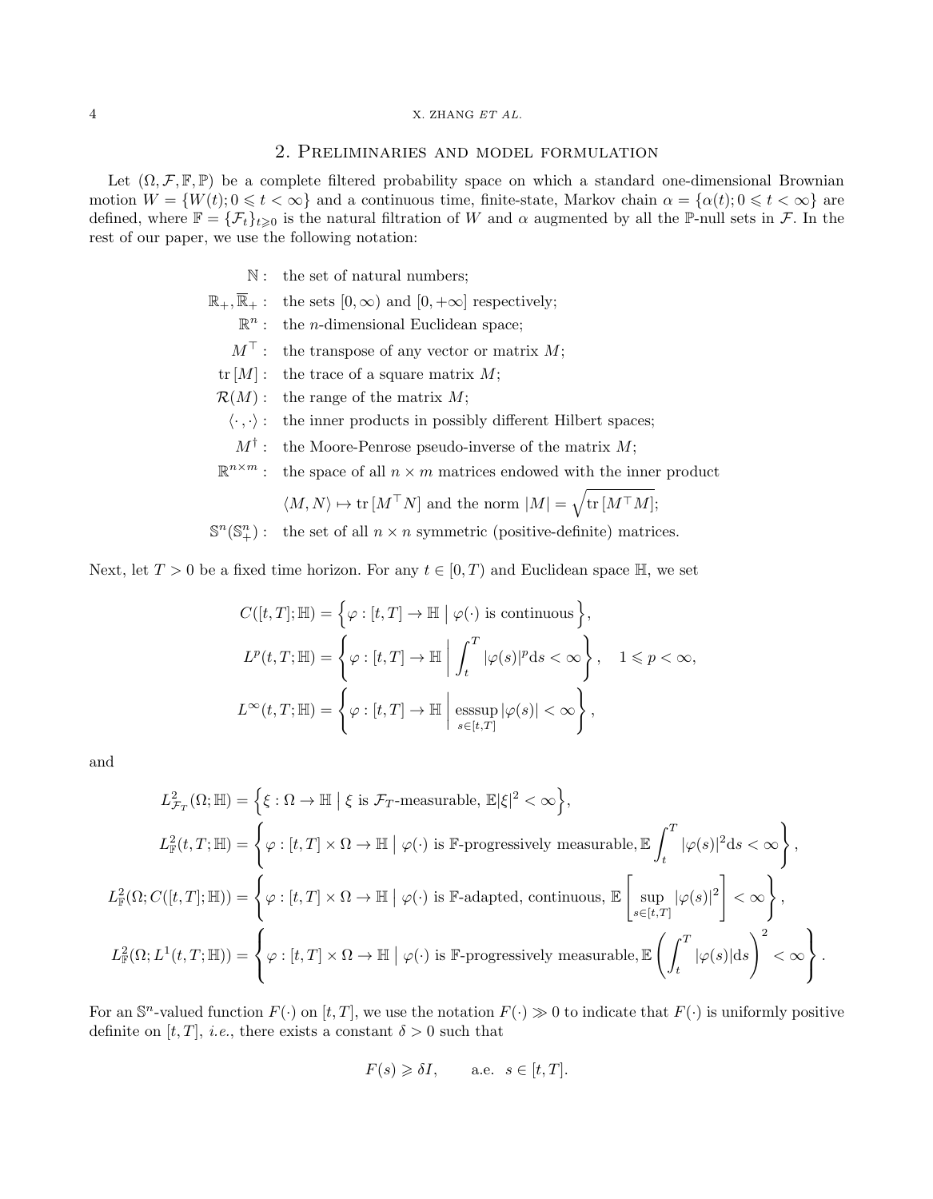## 2. Preliminaries and model formulation

Let $(\Omega, \mathcal{F}, \mathbb{F}, \mathbb{P})$ be a complete filtered probability space on which a standard one-dimensional Brownian motion $W = \{W(t); 0 \leqslant t < \infty\}$ and a continuous time, finite-state, Markov chain $\alpha = \{\alpha(t); 0 \leqslant t < \infty\}$ are defined, where $\mathbb{F} = \{\mathcal{F}_t\}_{t \geqslant 0}$ is the natural filtration of $W$ and $\alpha$ augmented by all the $\mathbb{P}$-null sets in $\mathcal{F}$. In the rest of our paper, we use the following notation:

- $\mathbb{N}$ : the set of natural numbers;
- $\mathbb{R}_+, \overline{\mathbb{R}}_+$ : the sets $[0, \infty)$ and $[0, +\infty]$ respectively;
- $\mathbb{R}^n$ : the $n$-dimensional Euclidean space;
- $M^\top$ : the transpose of any vector or matrix $M$;
- $\mathrm{tr}\,[M]$ : the trace of a square matrix $M$;
- $\mathcal{R}(M)$ : the range of the matrix $M$;
- $\langle \cdot\,, \cdot \rangle$ : the inner products in possibly different Hilbert spaces;
- $M^\dagger$ : the Moore-Penrose pseudo-inverse of the matrix $M$;
- $\mathbb{R}^{n\times m}$ : the space of all $n \times m$ matrices endowed with the inner product $\langle M, N\rangle \mapsto \mathrm{tr}\,[M^\top N]$ and the norm $|M| = \sqrt{\mathrm{tr}\,[M^\top M]}$;
- $\mathbb{S}^n(\mathbb{S}^n_+)$ : the set of all $n \times n$ symmetric (positive-definite) matrices.

Next, let $T > 0$ be a fixed time horizon. For any $t \in [0, T)$ and Euclidean space $\mathbb{H}$, we set

$$
\begin{aligned}
C([t,T];\mathbb{H}) &= \Big\{ \varphi : [t,T] \to \mathbb{H} \;\big|\; \varphi(\cdot) \text{ is continuous} \Big\}, \\
L^p(t,T;\mathbb{H}) &= \left\{ \varphi : [t,T] \to \mathbb{H} \;\middle|\; \int_t^T |\varphi(s)|^p \mathrm{d}s < \infty \right\}, \quad 1 \leqslant p < \infty, \\
L^\infty(t,T;\mathbb{H}) &= \left\{ \varphi : [t,T] \to \mathbb{H} \;\middle|\; \underset{s\in[t,T]}{\mathrm{esssup}}\, |\varphi(s)| < \infty \right\},
\end{aligned}
$$

and

$$
\begin{aligned}
L^2_{\mathcal{F}_T}(\Omega;\mathbb{H}) &= \Big\{ \xi : \Omega \to \mathbb{H} \;\big|\; \xi \text{ is } \mathcal{F}_T\text{-measurable}, \mathbb{E}|\xi|^2 < \infty \Big\}, \\
L^2_{\mathbb{F}}(t,T;\mathbb{H}) &= \left\{ \varphi : [t,T] \times \Omega \to \mathbb{H} \;\middle|\; \varphi(\cdot) \text{ is } \mathbb{F}\text{-progressively measurable}, \mathbb{E}\int_t^T |\varphi(s)|^2 \mathrm{d}s < \infty \right\}, \\
L^2_{\mathbb{F}}(\Omega; C([t,T];\mathbb{H})) &= \left\{ \varphi : [t,T] \times \Omega \to \mathbb{H} \;\middle|\; \varphi(\cdot) \text{ is } \mathbb{F}\text{-adapted, continuous}, \mathbb{E}\left[ \sup_{s\in[t,T]} |\varphi(s)|^2 \right] < \infty \right\}, \\
L^2_{\mathbb{F}}(\Omega; L^1(t,T;\mathbb{H})) &= \left\{ \varphi : [t,T] \times \Omega \to \mathbb{H} \;\middle|\; \varphi(\cdot) \text{ is } \mathbb{F}\text{-progressively measurable}, \mathbb{E}\left( \int_t^T |\varphi(s)| \mathrm{d}s \right)^2 < \infty \right\}.
\end{aligned}
$$

For an $\mathbb{S}^n$-valued function $F(\cdot)$ on $[t,T]$, we use the notation $F(\cdot) \gg 0$ to indicate that $F(\cdot)$ is uniformly positive definite on $[t,T]$, *i.e.*, there exists a constant $\delta > 0$ such that

$$
F(s) \geqslant \delta I, \qquad \text{a.e. } \; s \in [t,T].
$$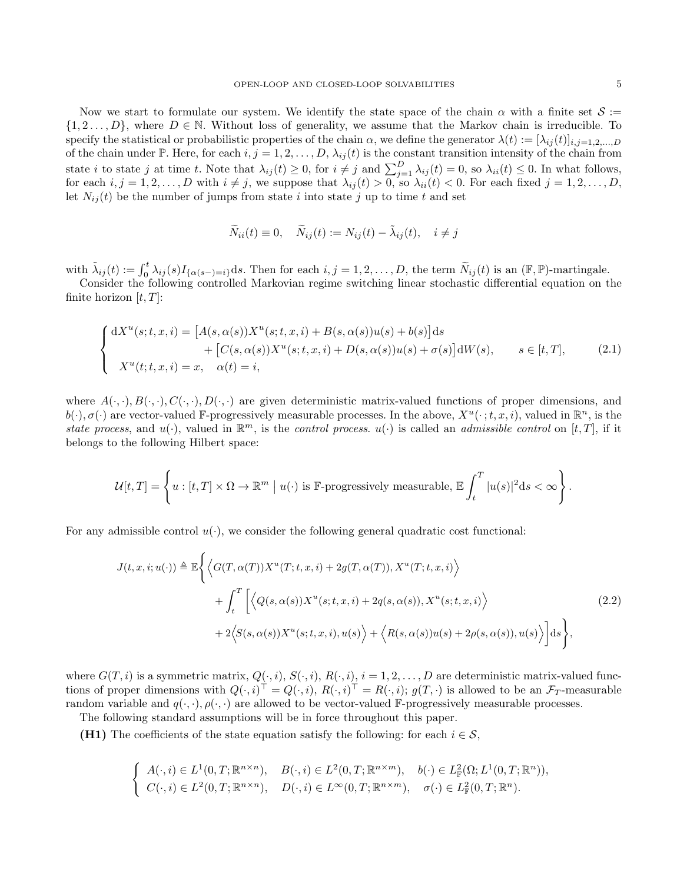Now we start to formulate our system. We identify the state space of the chain $\alpha$ with a finite set $\mathcal{S} := \{1, 2 \ldots, D\}$, where $D \in \mathbb{N}$. Without loss of generality, we assume that the Markov chain is irreducible. To specify the statistical or probabilistic properties of the chain $\alpha$, we define the generator $\lambda(t) := [\lambda_{ij}(t)]_{i,j=1,2,\ldots,D}$ of the chain under $\mathbb{P}$. Here, for each $i, j = 1, 2, \ldots, D$, $\lambda_{ij}(t)$ is the constant transition intensity of the chain from state $i$ to state $j$ at time $t$. Note that $\lambda_{ij}(t) \geq 0$, for $i \neq j$ and $\sum_{j=1}^{D} \lambda_{ij}(t) = 0$, so $\lambda_{ii}(t) \leq 0$. In what follows, for each $i, j = 1, 2, \ldots, D$ with $i \neq j$, we suppose that $\lambda_{ij}(t) > 0$, so $\lambda_{ii}(t) < 0$. For each fixed $j = 1, 2, \ldots, D$, let $N_{ij}(t)$ be the number of jumps from state $i$ into state $j$ up to time $t$ and set

$$
\widetilde{N}_{ii}(t) \equiv 0, \quad \widetilde{N}_{ij}(t) := N_{ij}(t) - \tilde{\lambda}_{ij}(t), \quad i \neq j
$$

with $\tilde{\lambda}_{ij}(t) := \int_0^t \lambda_{ij}(s) I_{\{\alpha(s-)=i\}} \mathrm{d}s$. Then for each $i, j = 1, 2, \ldots, D$, the term $\widetilde{N}_{ij}(t)$ is an $(\mathbb{F}, \mathbb{P})$-martingale.

Consider the following controlled Markovian regime switching linear stochastic differential equation on the finite horizon $[t, T]$:

$$
\begin{cases}
\mathrm{d}X^u(s; t, x, i) = \big[A(s, \alpha(s)) X^u(s; t, x, i) + B(s, \alpha(s)) u(s) + b(s)\big] \mathrm{d}s \\
\qquad\qquad\qquad\quad + \big[C(s, \alpha(s)) X^u(s; t, x, i) + D(s, \alpha(s)) u(s) + \sigma(s)\big] \mathrm{d}W(s), \qquad s \in [t, T], \\
X^u(t; t, x, i) = x, \quad \alpha(t) = i,
\end{cases}
\tag{2.1}
$$

where $A(\cdot, \cdot), B(\cdot, \cdot), C(\cdot, \cdot), D(\cdot, \cdot)$ are given deterministic matrix-valued functions of proper dimensions, and $b(\cdot), \sigma(\cdot)$ are vector-valued $\mathbb{F}$-progressively measurable processes. In the above, $X^u(\cdot\,; t, x, i)$, valued in $\mathbb{R}^n$, is the *state process*, and $u(\cdot)$, valued in $\mathbb{R}^m$, is the *control process*. $u(\cdot)$ is called an *admissible control* on $[t, T]$, if it belongs to the following Hilbert space:

$$
\mathcal{U}[t, T] = \left\{ u : [t, T] \times \Omega \to \mathbb{R}^m \;\middle|\; u(\cdot) \text{ is } \mathbb{F}\text{-progressively measurable, } \mathbb{E} \int_t^T |u(s)|^2 \mathrm{d}s < \infty \right\}.
$$

For any admissible control $u(\cdot)$, we consider the following general quadratic cost functional:

$$
\begin{aligned}
J(t, x, i; u(\cdot)) \triangleq \mathbb{E} \Bigg\{ & \Big\langle G(T, \alpha(T)) X^u(T; t, x, i) + 2g(T, \alpha(T)), X^u(T; t, x, i) \Big\rangle \\
& + \int_t^T \Big[ \Big\langle Q(s, \alpha(s)) X^u(s; t, x, i) + 2q(s, \alpha(s)), X^u(s; t, x, i) \Big\rangle \\
& + 2 \Big\langle S(s, \alpha(s)) X^u(s; t, x, i), u(s) \Big\rangle + \Big\langle R(s, \alpha(s)) u(s) + 2\rho(s, \alpha(s)), u(s) \Big\rangle \Big] \mathrm{d}s \Bigg\},
\end{aligned}
\tag{2.2}
$$

where $G(T, i)$ is a symmetric matrix, $Q(\cdot, i)$, $S(\cdot, i)$, $R(\cdot, i)$, $i = 1, 2, \ldots, D$ are deterministic matrix-valued functions of proper dimensions with $Q(\cdot, i)^\top = Q(\cdot, i)$, $R(\cdot, i)^\top = R(\cdot, i)$; $g(T, \cdot)$ is allowed to be an $\mathcal{F}_T$-measurable random variable and $q(\cdot, \cdot), \rho(\cdot, \cdot)$ are allowed to be vector-valued $\mathbb{F}$-progressively measurable processes.

The following standard assumptions will be in force throughout this paper.

**(H1)** The coefficients of the state equation satisfy the following: for each $i \in \mathcal{S}$,

$$
\begin{cases}
A(\cdot, i) \in L^1(0, T; \mathbb{R}^{n \times n}), \quad B(\cdot, i) \in L^2(0, T; \mathbb{R}^{n \times m}), \quad b(\cdot) \in L^2_{\mathbb{F}}(\Omega; L^1(0, T; \mathbb{R}^n)), \\
C(\cdot, i) \in L^2(0, T; \mathbb{R}^{n \times n}), \quad D(\cdot, i) \in L^\infty(0, T; \mathbb{R}^{n \times m}), \quad \sigma(\cdot) \in L^2_{\mathbb{F}}(0, T; \mathbb{R}^n).
\end{cases}
$$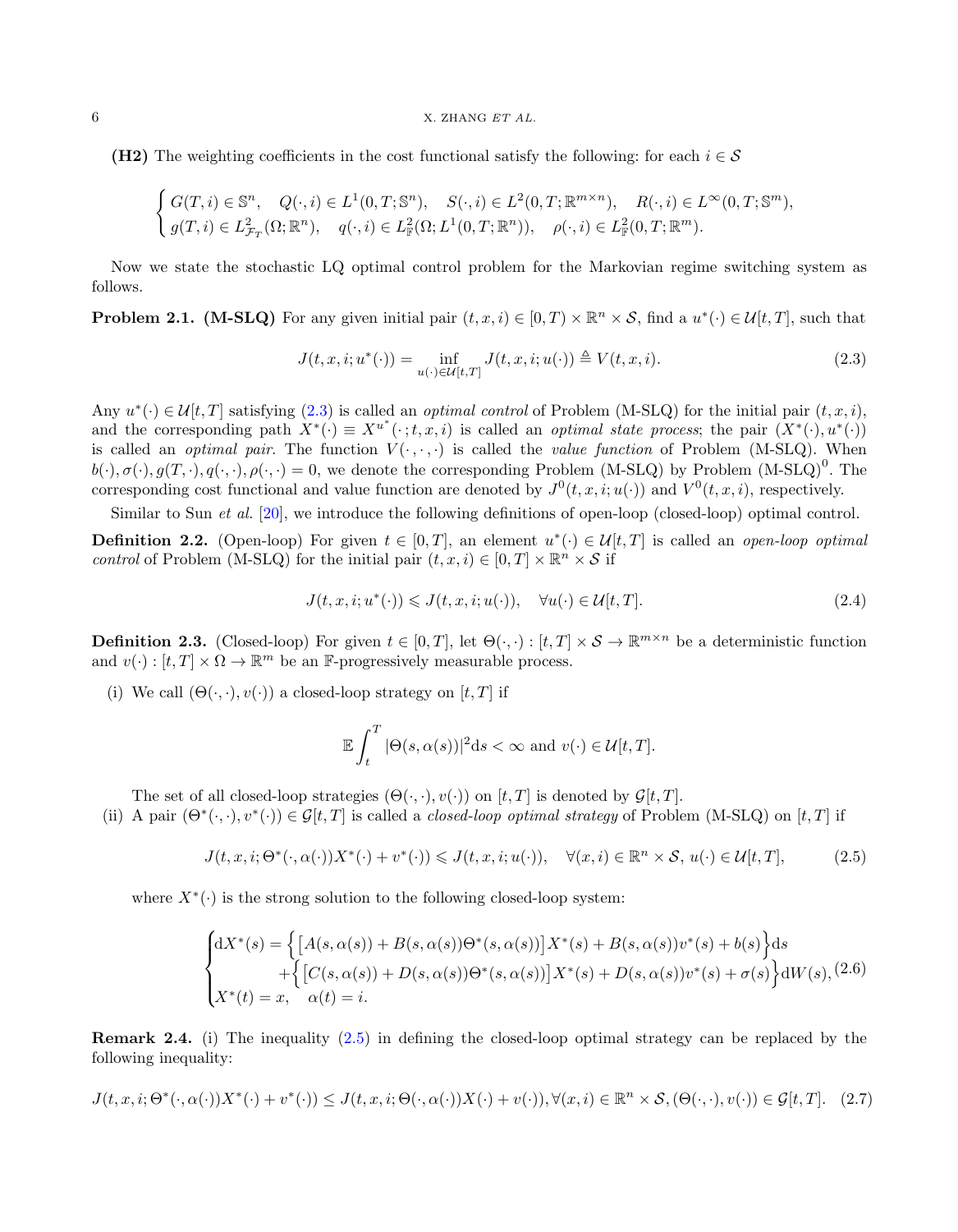**(H2)** The weighting coefficients in the cost functional satisfy the following: for each $i \in \mathcal{S}$

$$
\begin{cases}
G(T,i) \in \mathbb{S}^n, \quad Q(\cdot,i) \in L^1(0,T;\mathbb{S}^n), \quad S(\cdot,i) \in L^2(0,T;\mathbb{R}^{m\times n}), \quad R(\cdot,i) \in L^\infty(0,T;\mathbb{S}^m), \\
g(T,i) \in L^2_{\mathcal{F}_T}(\Omega;\mathbb{R}^n), \quad q(\cdot,i) \in L^2_{\mathbb{F}}(\Omega;L^1(0,T;\mathbb{R}^n)), \quad \rho(\cdot,i) \in L^2_{\mathbb{F}}(0,T;\mathbb{R}^m).
\end{cases}
$$

Now we state the stochastic LQ optimal control problem for the Markovian regime switching system as follows.

**Problem 2.1. (M-SLQ)** For any given initial pair $(t,x,i) \in [0,T) \times \mathbb{R}^n \times \mathcal{S}$, find a $u^*(\cdot) \in \mathcal{U}[t,T]$, such that

$$
J(t,x,i;u^*(\cdot)) = \inf_{u(\cdot)\in\mathcal{U}[t,T]} J(t,x,i;u(\cdot)) \triangleq V(t,x,i). \tag{2.3}
$$

Any $u^*(\cdot) \in \mathcal{U}[t,T]$ satisfying (2.3) is called an *optimal control* of Problem (M-SLQ) for the initial pair $(t,x,i)$, and the corresponding path $X^*(\cdot) \equiv X^{u^*}(\cdot;t,x,i)$ is called an *optimal state process*; the pair $(X^*(\cdot),u^*(\cdot))$ is called an *optimal pair*. The function $V(\cdot,\cdot,\cdot)$ is called the *value function* of Problem (M-SLQ). When $b(\cdot),\sigma(\cdot),g(T,\cdot),q(\cdot,\cdot),\rho(\cdot,\cdot) = 0$, we denote the corresponding Problem (M-SLQ) by Problem $(\text{M-SLQ})^0$. The corresponding cost functional and value function are denoted by $J^0(t,x,i;u(\cdot))$ and $V^0(t,x,i)$, respectively.

Similar to Sun *et al.* [20], we introduce the following definitions of open-loop (closed-loop) optimal control.

**Definition 2.2.** (Open-loop) For given $t \in [0,T]$, an element $u^*(\cdot) \in \mathcal{U}[t,T]$ is called an *open-loop optimal control* of Problem (M-SLQ) for the initial pair $(t,x,i) \in [0,T] \times \mathbb{R}^n \times \mathcal{S}$ if

$$
J(t,x,i;u^*(\cdot)) \leqslant J(t,x,i;u(\cdot)), \quad \forall u(\cdot) \in \mathcal{U}[t,T]. \tag{2.4}
$$

**Definition 2.3.** (Closed-loop) For given $t \in [0,T]$, let $\Theta(\cdot,\cdot) : [t,T] \times \mathcal{S} \to \mathbb{R}^{m\times n}$ be a deterministic function and $v(\cdot) : [t,T] \times \Omega \to \mathbb{R}^m$ be an $\mathbb{F}$-progressively measurable process.

(i) We call $(\Theta(\cdot,\cdot),v(\cdot))$ a closed-loop strategy on $[t,T]$ if

$$
\mathbb{E}\int_t^T |\Theta(s,\alpha(s))|^2 \mathrm{d}s < \infty \text{ and } v(\cdot) \in \mathcal{U}[t,T].
$$

The set of all closed-loop strategies $(\Theta(\cdot,\cdot),v(\cdot))$ on $[t,T]$ is denoted by $\mathcal{G}[t,T]$.

(ii) A pair $(\Theta^*(\cdot,\cdot),v^*(\cdot)) \in \mathcal{G}[t,T]$ is called a *closed-loop optimal strategy* of Problem (M-SLQ) on $[t,T]$ if

$$
J(t,x,i;\Theta^*(\cdot,\alpha(\cdot))X^*(\cdot) + v^*(\cdot)) \leqslant J(t,x,i;u(\cdot)), \quad \forall (x,i) \in \mathbb{R}^n \times \mathcal{S},\ u(\cdot) \in \mathcal{U}[t,T], \tag{2.5}
$$

where $X^*(\cdot)$ is the strong solution to the following closed-loop system:

$$
\begin{cases}
\mathrm{d}X^*(s) = \Big\{\big[A(s,\alpha(s)) + B(s,\alpha(s))\Theta^*(s,\alpha(s))\big]X^*(s) + B(s,\alpha(s))v^*(s) + b(s)\Big\}\mathrm{d}s \\
\qquad\qquad + \Big\{\big[C(s,\alpha(s)) + D(s,\alpha(s))\Theta^*(s,\alpha(s))\big]X^*(s) + D(s,\alpha(s))v^*(s) + \sigma(s)\Big\}\mathrm{d}W(s), \\
X^*(t) = x, \quad \alpha(t) = i.
\end{cases} \tag{2.6}
$$

**Remark 2.4.** (i) The inequality (2.5) in defining the closed-loop optimal strategy can be replaced by the following inequality:

$$
J(t,x,i;\Theta^*(\cdot,\alpha(\cdot))X^*(\cdot) + v^*(\cdot)) \leq J(t,x,i;\Theta(\cdot,\alpha(\cdot))X(\cdot) + v(\cdot)), \forall (x,i) \in \mathbb{R}^n \times \mathcal{S}, (\Theta(\cdot,\cdot),v(\cdot)) \in \mathcal{G}[t,T]. \tag{2.7}
$$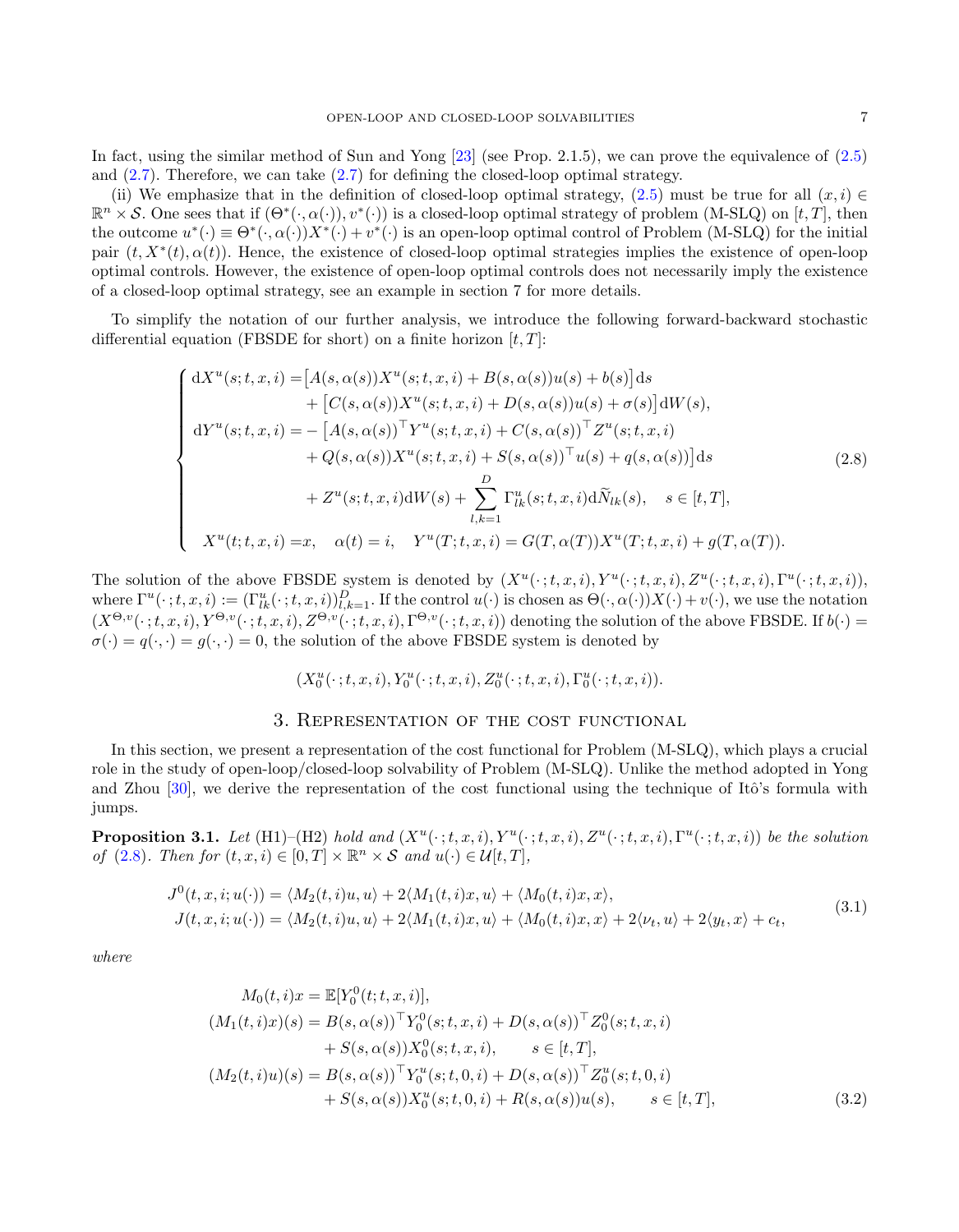In fact, using the similar method of Sun and Yong [23] (see Prop. 2.1.5), we can prove the equivalence of (2.5) and (2.7). Therefore, we can take (2.7) for defining the closed-loop optimal strategy.

(ii) We emphasize that in the definition of closed-loop optimal strategy, (2.5) must be true for all $(x,i) \in \mathbb{R}^n \times \mathcal{S}$. One sees that if $(\Theta^*(\cdot,\alpha(\cdot)), v^*(\cdot))$ is a closed-loop optimal strategy of problem (M-SLQ) on $[t,T]$, then the outcome $u^*(\cdot) \equiv \Theta^*(\cdot,\alpha(\cdot))X^*(\cdot) + v^*(\cdot)$ is an open-loop optimal control of Problem (M-SLQ) for the initial pair $(t, X^*(t), \alpha(t))$. Hence, the existence of closed-loop optimal strategies implies the existence of open-loop optimal controls. However, the existence of open-loop optimal controls does not necessarily imply the existence of a closed-loop optimal strategy, see an example in section 7 for more details.

To simplify the notation of our further analysis, we introduce the following forward-backward stochastic differential equation (FBSDE for short) on a finite horizon $[t,T]$:

$$
\begin{cases}
\mathrm{d}X^u(s;t,x,i) = \big[A(s,\alpha(s))X^u(s;t,x,i) + B(s,\alpha(s))u(s) + b(s)\big]\mathrm{d}s \\
\qquad\qquad + \big[C(s,\alpha(s))X^u(s;t,x,i) + D(s,\alpha(s))u(s) + \sigma(s)\big]\mathrm{d}W(s), \\
\mathrm{d}Y^u(s;t,x,i) = -\big[A(s,\alpha(s))^\top Y^u(s;t,x,i) + C(s,\alpha(s))^\top Z^u(s;t,x,i) \\
\qquad\qquad + Q(s,\alpha(s))X^u(s;t,x,i) + S(s,\alpha(s))^\top u(s) + q(s,\alpha(s))\big]\mathrm{d}s \\
\qquad\qquad + Z^u(s;t,x,i)\mathrm{d}W(s) + \displaystyle\sum_{l,k=1}^{D} \Gamma^u_{lk}(s;t,x,i)\mathrm{d}\widetilde{N}_{lk}(s), \quad s \in [t,T], \\
X^u(t;t,x,i) = x, \quad \alpha(t) = i, \quad Y^u(T;t,x,i) = G(T,\alpha(T))X^u(T;t,x,i) + g(T,\alpha(T)).
\end{cases}
\tag{2.8}
$$

The solution of the above FBSDE system is denoted by $(X^u(\cdot\,;t,x,i), Y^u(\cdot\,;t,x,i), Z^u(\cdot\,;t,x,i), \Gamma^u(\cdot\,;t,x,i))$, where $\Gamma^u(\cdot\,;t,x,i) := (\Gamma^u_{lk}(\cdot\,;t,x,i))_{l,k=1}^D$. If the control $u(\cdot)$ is chosen as $\Theta(\cdot,\alpha(\cdot))X(\cdot) + v(\cdot)$, we use the notation $(X^{\Theta,v}(\cdot\,;t,x,i), Y^{\Theta,v}(\cdot\,;t,x,i), Z^{\Theta,v}(\cdot\,;t,x,i), \Gamma^{\Theta,v}(\cdot\,;t,x,i))$ denoting the solution of the above FBSDE. If $b(\cdot) = \sigma(\cdot) = q(\cdot,\cdot) = g(\cdot,\cdot) = 0$, the solution of the above FBSDE system is denoted by

$$
(X^u_0(\cdot\,;t,x,i), Y^u_0(\cdot\,;t,x,i), Z^u_0(\cdot\,;t,x,i), \Gamma^u_0(\cdot\,;t,x,i)).
$$

## 3. Representation of the cost functional

In this section, we present a representation of the cost functional for Problem (M-SLQ), which plays a crucial role in the study of open-loop/closed-loop solvability of Problem (M-SLQ). Unlike the method adopted in Yong and Zhou [30], we derive the representation of the cost functional using the technique of Itô's formula with jumps.

**Proposition 3.1.** *Let* (H1)–(H2) *hold and* $(X^u(\cdot\,;t,x,i), Y^u(\cdot\,;t,x,i), Z^u(\cdot\,;t,x,i), \Gamma^u(\cdot\,;t,x,i))$ *be the solution of* (2.8). *Then for* $(t,x,i) \in [0,T] \times \mathbb{R}^n \times \mathcal{S}$ *and* $u(\cdot) \in \mathcal{U}[t,T]$,

$$
\begin{aligned}
J^0(t,x,i;u(\cdot)) &= \langle M_2(t,i)u, u\rangle + 2\langle M_1(t,i)x, u\rangle + \langle M_0(t,i)x, x\rangle, \\
J(t,x,i;u(\cdot)) &= \langle M_2(t,i)u, u\rangle + 2\langle M_1(t,i)x, u\rangle + \langle M_0(t,i)x, x\rangle + 2\langle \nu_t, u\rangle + 2\langle y_t, x\rangle + c_t,
\end{aligned}
\tag{3.1}
$$

*where*

$$
\begin{aligned}
M_0(t,i)x &= \mathbb{E}[Y^0_0(t;t,x,i)], \\
(M_1(t,i)x)(s) &= B(s,\alpha(s))^\top Y^0_0(s;t,x,i) + D(s,\alpha(s))^\top Z^0_0(s;t,x,i) \\
&\quad + S(s,\alpha(s))X^0_0(s;t,x,i), \qquad s \in [t,T], \\
(M_2(t,i)u)(s) &= B(s,\alpha(s))^\top Y^u_0(s;t,0,i) + D(s,\alpha(s))^\top Z^u_0(s;t,0,i) \\
&\quad + S(s,\alpha(s))X^u_0(s;t,0,i) + R(s,\alpha(s))u(s), \qquad s \in [t,T],
\end{aligned}
\tag{3.2}
$$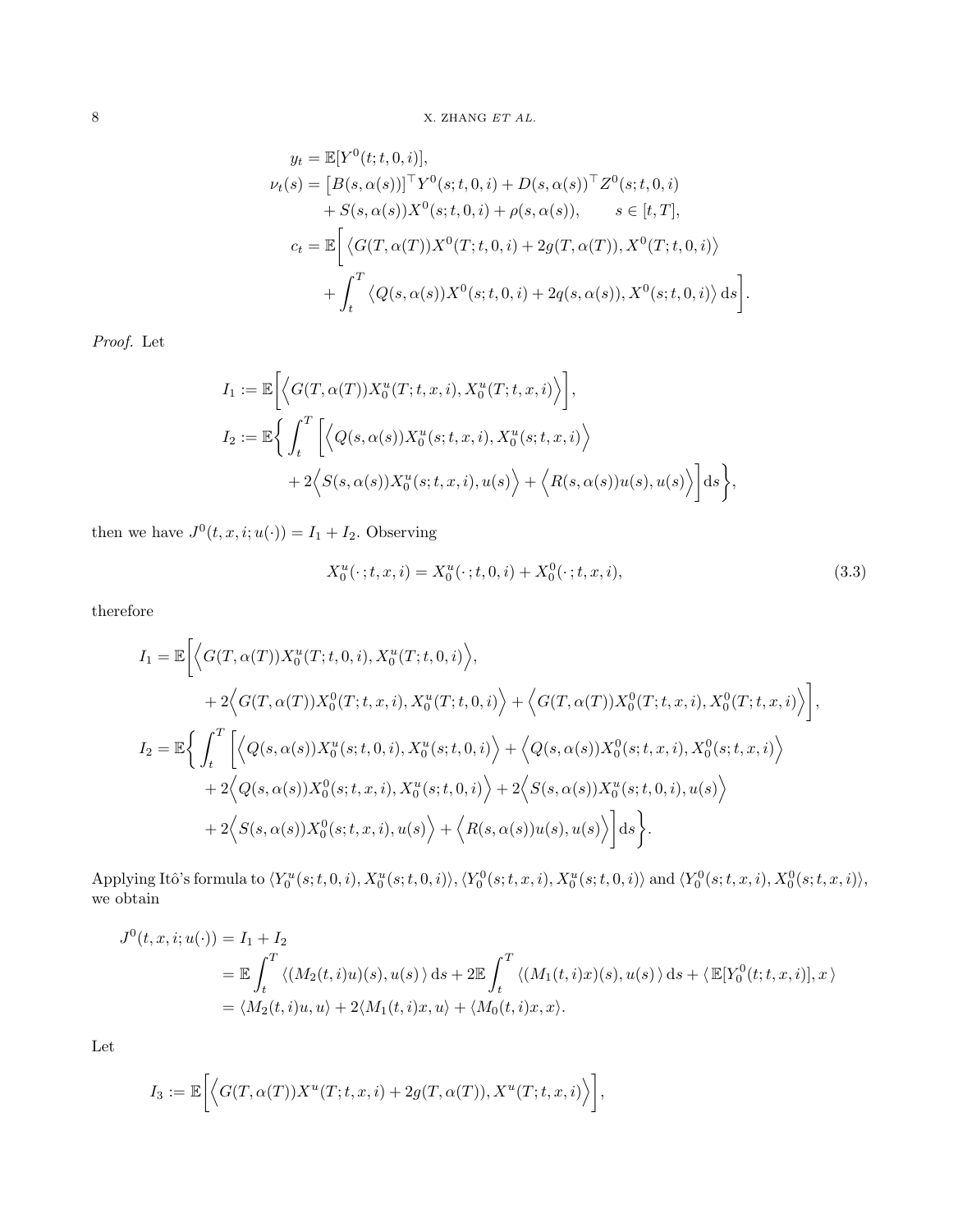$$
\begin{aligned}
y_t &= \mathbb{E}[Y^0(t;t,0,i)],\\
\nu_t(s) &= \big[B(s,\alpha(s))\big]^\top Y^0(s;t,0,i) + D(s,\alpha(s))^\top Z^0(s;t,0,i)\\
&\quad + S(s,\alpha(s))X^0(s;t,0,i) + \rho(s,\alpha(s)), \qquad s\in[t,T],\\
c_t &= \mathbb{E}\bigg[\big\langle G(T,\alpha(T))X^0(T;t,0,i) + 2g(T,\alpha(T)), X^0(T;t,0,i)\big\rangle\\
&\quad + \int_t^T \big\langle Q(s,\alpha(s))X^0(s;t,0,i) + 2q(s,\alpha(s)), X^0(s;t,0,i)\big\rangle \,\mathrm{d}s\bigg].
\end{aligned}
$$

*Proof.* Let

$$
\begin{aligned}
I_1 &:= \mathbb{E}\bigg[\Big\langle G(T,\alpha(T))X_0^u(T;t,x,i), X_0^u(T;t,x,i)\Big\rangle\bigg],\\
I_2 &:= \mathbb{E}\bigg\{\int_t^T \bigg[\Big\langle Q(s,\alpha(s))X_0^u(s;t,x,i), X_0^u(s;t,x,i)\Big\rangle\\
&\quad + 2\Big\langle S(s,\alpha(s))X_0^u(s;t,x,i), u(s)\Big\rangle + \Big\langle R(s,\alpha(s))u(s), u(s)\Big\rangle\bigg]\mathrm{d}s\bigg\},
\end{aligned}
$$

then we have $J^0(t,x,i;u(\cdot)) = I_1 + I_2$. Observing

$$
X_0^u(\cdot\,;t,x,i) = X_0^u(\cdot\,;t,0,i) + X_0^0(\cdot\,;t,x,i), \tag{3.3}
$$

therefore

$$
\begin{aligned}
I_1 &= \mathbb{E}\bigg[\Big\langle G(T,\alpha(T))X_0^u(T;t,0,i), X_0^u(T;t,0,i)\Big\rangle,\\
&\quad + 2\Big\langle G(T,\alpha(T))X_0^0(T;t,x,i), X_0^u(T;t,0,i)\Big\rangle + \Big\langle G(T,\alpha(T))X_0^0(T;t,x,i), X_0^0(T;t,x,i)\Big\rangle\bigg],\\
I_2 &= \mathbb{E}\bigg\{\int_t^T \bigg[\Big\langle Q(s,\alpha(s))X_0^u(s;t,0,i), X_0^u(s;t,0,i)\Big\rangle + \Big\langle Q(s,\alpha(s))X_0^0(s;t,x,i), X_0^0(s;t,x,i)\Big\rangle\\
&\quad + 2\Big\langle Q(s,\alpha(s))X_0^0(s;t,x,i), X_0^u(s;t,0,i)\Big\rangle + 2\Big\langle S(s,\alpha(s))X_0^u(s;t,0,i), u(s)\Big\rangle\\
&\quad + 2\Big\langle S(s,\alpha(s))X_0^0(s;t,x,i), u(s)\Big\rangle + \Big\langle R(s,\alpha(s))u(s), u(s)\Big\rangle\bigg]\mathrm{d}s\bigg\}.
\end{aligned}
$$

Applying Itô's formula to $\langle Y_0^u(s;t,0,i), X_0^u(s;t,0,i)\rangle$, $\langle Y_0^0(s;t,x,i), X_0^u(s;t,0,i)\rangle$ and $\langle Y_0^0(s;t,x,i), X_0^0(s;t,x,i)\rangle$, we obtain

$$
\begin{aligned}
J^0(t,x,i;u(\cdot)) &= I_1 + I_2\\
&= \mathbb{E}\int_t^T \langle (M_2(t,i)u)(s), u(s)\,\rangle\,\mathrm{d}s + 2\mathbb{E}\int_t^T \langle (M_1(t,i)x)(s), u(s)\,\rangle\,\mathrm{d}s + \langle\, \mathbb{E}[Y_0^0(t;t,x,i)], x\,\rangle\\
&= \langle M_2(t,i)u, u\rangle + 2\langle M_1(t,i)x, u\rangle + \langle M_0(t,i)x, x\rangle.
\end{aligned}
$$

Let

$$
I_3 := \mathbb{E}\bigg[\Big\langle G(T,\alpha(T))X^u(T;t,x,i) + 2g(T,\alpha(T)), X^u(T;t,x,i)\Big\rangle\bigg],
$$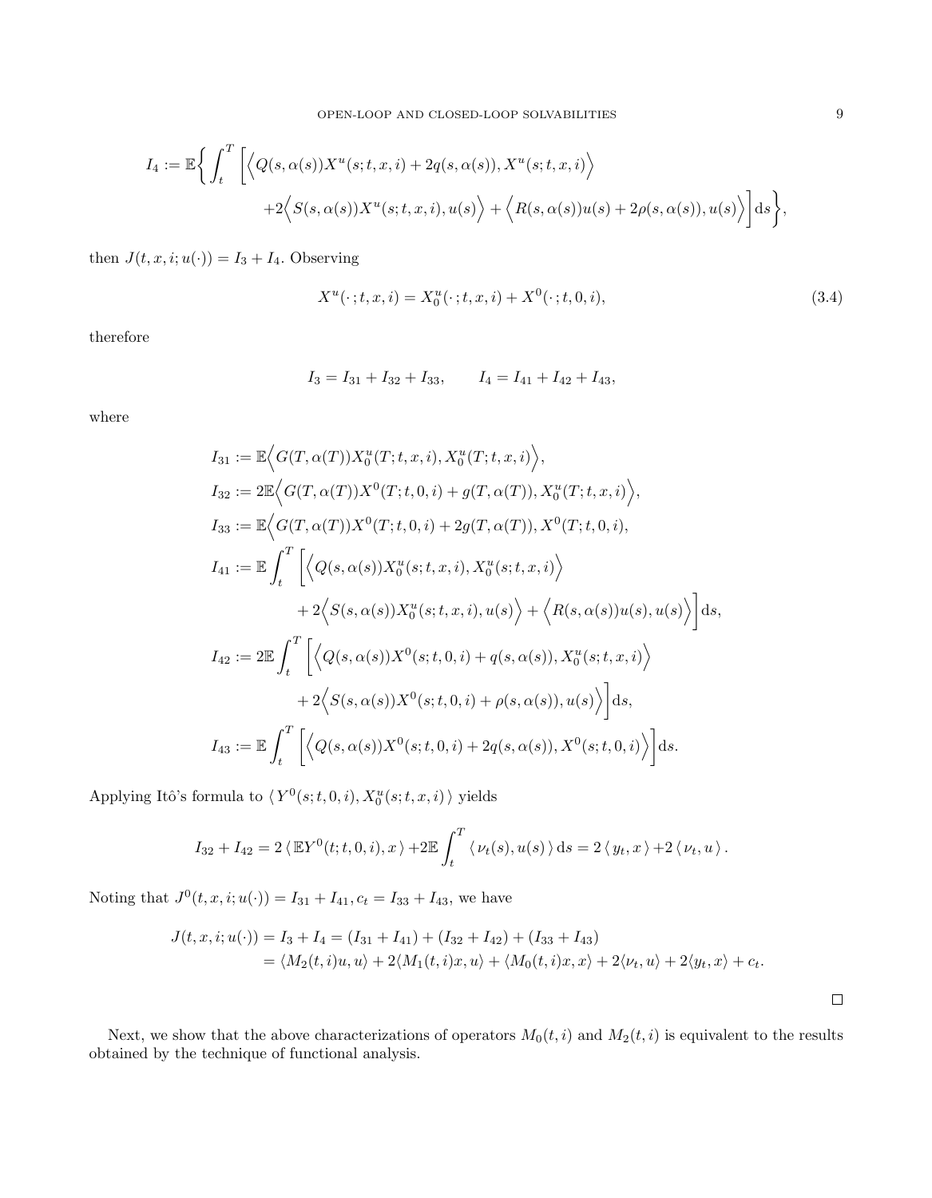$$
I_4 := \mathbb{E}\bigg\{ \int_t^T \bigg[ \Big\langle Q(s,\alpha(s))X^u(s;t,x,i) + 2q(s,\alpha(s)), X^u(s;t,x,i) \Big\rangle
+2\Big\langle S(s,\alpha(s))X^u(s;t,x,i), u(s) \Big\rangle + \Big\langle R(s,\alpha(s))u(s) + 2\rho(s,\alpha(s)), u(s) \Big\rangle \bigg] \mathrm{d}s \bigg\},
$$

then $J(t,x,i;u(\cdot)) = I_3 + I_4$. Observing

$$
X^u(\cdot\,;t,x,i) = X_0^u(\cdot\,;t,x,i) + X^0(\cdot\,;t,0,i), \tag{3.4}
$$

therefore

$$
I_3 = I_{31} + I_{32} + I_{33}, \qquad I_4 = I_{41} + I_{42} + I_{43},
$$

where

$$
\begin{aligned}
I_{31} &:= \mathbb{E}\Big\langle G(T,\alpha(T))X_0^u(T;t,x,i), X_0^u(T;t,x,i) \Big\rangle, \\
I_{32} &:= 2\mathbb{E}\Big\langle G(T,\alpha(T))X^0(T;t,0,i) + g(T,\alpha(T)), X_0^u(T;t,x,i) \Big\rangle, \\
I_{33} &:= \mathbb{E}\Big\langle G(T,\alpha(T))X^0(T;t,0,i) + 2g(T,\alpha(T)), X^0(T;t,0,i), \\
I_{41} &:= \mathbb{E}\int_t^T \bigg[ \Big\langle Q(s,\alpha(s))X_0^u(s;t,x,i), X_0^u(s;t,x,i) \Big\rangle \\
&\qquad + 2\Big\langle S(s,\alpha(s))X_0^u(s;t,x,i), u(s) \Big\rangle + \Big\langle R(s,\alpha(s))u(s), u(s) \Big\rangle \bigg] \mathrm{d}s, \\
I_{42} &:= 2\mathbb{E}\int_t^T \bigg[ \Big\langle Q(s,\alpha(s))X^0(s;t,0,i) + q(s,\alpha(s)), X_0^u(s;t,x,i) \Big\rangle \\
&\qquad + 2\Big\langle S(s,\alpha(s))X^0(s;t,0,i) + \rho(s,\alpha(s)), u(s) \Big\rangle \bigg] \mathrm{d}s, \\
I_{43} &:= \mathbb{E}\int_t^T \bigg[ \Big\langle Q(s,\alpha(s))X^0(s;t,0,i) + 2q(s,\alpha(s)), X^0(s;t,0,i) \Big\rangle \bigg] \mathrm{d}s.
\end{aligned}
$$

Applying Itô's formula to $\langle Y^0(s;t,0,i), X_0^u(s;t,x,i) \rangle$ yields

$$
I_{32} + I_{42} = 2\,\langle \mathbb{E}Y^0(t;t,0,i), x \rangle + 2\mathbb{E}\int_t^T \langle \nu_t(s), u(s) \rangle \,\mathrm{d}s = 2\,\langle y_t, x \rangle + 2\,\langle \nu_t, u \rangle\,.
$$

Noting that $J^0(t,x,i;u(\cdot)) = I_{31} + I_{41}$, $c_t = I_{33} + I_{43}$, we have

$$
\begin{aligned}
J(t,x,i;u(\cdot)) &= I_3 + I_4 = (I_{31} + I_{41}) + (I_{32} + I_{42}) + (I_{33} + I_{43}) \\
&= \langle M_2(t,i)u, u \rangle + 2\langle M_1(t,i)x, u \rangle + \langle M_0(t,i)x, x \rangle + 2\langle \nu_t, u \rangle + 2\langle y_t, x \rangle + c_t.
\end{aligned}
$$

$\square$

Next, we show that the above characterizations of operators $M_0(t,i)$ and $M_2(t,i)$ is equivalent to the results obtained by the technique of functional analysis.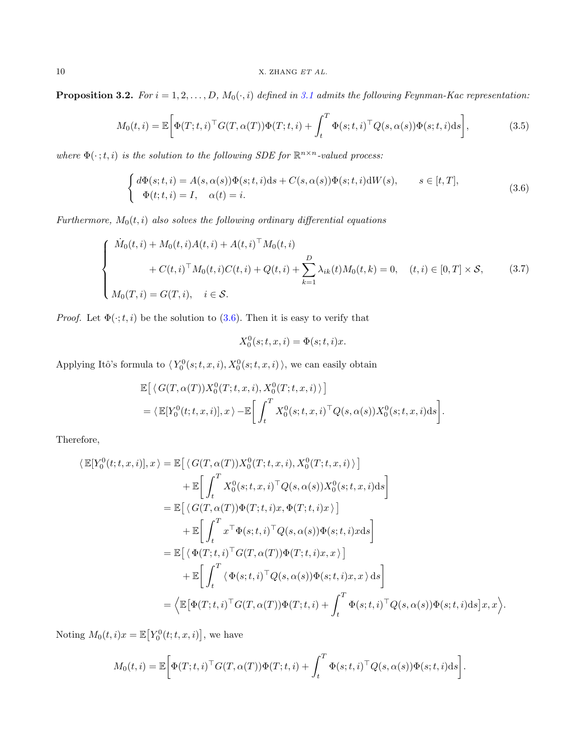**Proposition 3.2.** *For $i = 1, 2, \ldots, D$, $M_0(\cdot, i)$ defined in 3.1 admits the following Feynman-Kac representation:*

$$
M_0(t, i) = \mathbb{E}\bigg[\Phi(T; t, i)^\top G(T, \alpha(T))\Phi(T; t, i) + \int_t^T \Phi(s; t, i)^\top Q(s, \alpha(s))\Phi(s; t, i)\mathrm{d}s\bigg], \tag{3.5}
$$

*where $\Phi(\cdot\,; t, i)$ is the solution to the following SDE for $\mathbb{R}^{n\times n}$-valued process:*

$$
\begin{cases} d\Phi(s; t, i) = A(s, \alpha(s))\Phi(s; t, i)\mathrm{d}s + C(s, \alpha(s))\Phi(s; t, i)\mathrm{d}W(s), \qquad s \in [t, T], \\ \Phi(t; t, i) = I, \quad \alpha(t) = i. \end{cases} \tag{3.6}
$$

*Furthermore, $M_0(t, i)$ also solves the following ordinary differential equations*

$$
\begin{cases} \dot{M}_0(t, i) + M_0(t, i)A(t, i) + A(t, i)^\top M_0(t, i) \\ \qquad\qquad + C(t, i)^\top M_0(t, i)C(t, i) + Q(t, i) + \displaystyle\sum_{k=1}^{D} \lambda_{ik}(t)M_0(t, k) = 0, \quad (t, i) \in [0, T] \times \mathcal{S}, \\ M_0(T, i) = G(T, i), \quad i \in \mathcal{S}. \end{cases} \tag{3.7}
$$

*Proof.* Let $\Phi(\cdot; t, i)$ be the solution to (3.6). Then it is easy to verify that

$$
X_0^0(s; t, x, i) = \Phi(s; t, i)x.
$$

Applying Itô's formula to $\langle Y_0^0(s; t, x, i), X_0^0(s; t, x, i) \rangle$, we can easily obtain

$$
\begin{aligned}
&\mathbb{E}\big[\, \langle G(T, \alpha(T))X_0^0(T; t, x, i), X_0^0(T; t, x, i) \rangle \,\big] \\
&= \langle \mathbb{E}[Y_0^0(t; t, x, i)], x \rangle - \mathbb{E}\bigg[\int_t^T X_0^0(s; t, x, i)^\top Q(s, \alpha(s))X_0^0(s; t, x, i)\mathrm{d}s\bigg].
\end{aligned}
$$

Therefore,

$$
\begin{aligned}
\langle \mathbb{E}[Y_0^0(t; t, x, i)], x \rangle &= \mathbb{E}\big[\, \langle G(T, \alpha(T))X_0^0(T; t, x, i), X_0^0(T; t, x, i) \rangle \,\big] \\
&\quad + \mathbb{E}\bigg[\int_t^T X_0^0(s; t, x, i)^\top Q(s, \alpha(s))X_0^0(s; t, x, i)\mathrm{d}s\bigg] \\
&= \mathbb{E}\big[\, \langle G(T, \alpha(T))\Phi(T; t, i)x, \Phi(T; t, i)x \rangle \,\big] \\
&\quad + \mathbb{E}\bigg[\int_t^T x^\top \Phi(s; t, i)^\top Q(s, \alpha(s))\Phi(s; t, i)x\mathrm{d}s\bigg] \\
&= \mathbb{E}\big[\, \langle \Phi(T; t, i)^\top G(T, \alpha(T))\Phi(T; t, i)x, x \rangle \,\big] \\
&\quad + \mathbb{E}\bigg[\int_t^T \langle \Phi(s; t, i)^\top Q(s, \alpha(s))\Phi(s; t, i)x, x \rangle \,\mathrm{d}s\bigg] \\
&= \Big\langle \mathbb{E}\big[\Phi(T; t, i)^\top G(T, \alpha(T))\Phi(T; t, i) + \int_t^T \Phi(s; t, i)^\top Q(s, \alpha(s))\Phi(s; t, i)\mathrm{d}s\big]x, x \Big\rangle.
\end{aligned}
$$

Noting $M_0(t, i)x = \mathbb{E}\big[Y_0^0(t; t, x, i)\big]$, we have

$$
M_0(t, i) = \mathbb{E}\bigg[\Phi(T; t, i)^\top G(T, \alpha(T))\Phi(T; t, i) + \int_t^T \Phi(s; t, i)^\top Q(s, \alpha(s))\Phi(s; t, i)\mathrm{d}s\bigg].
$$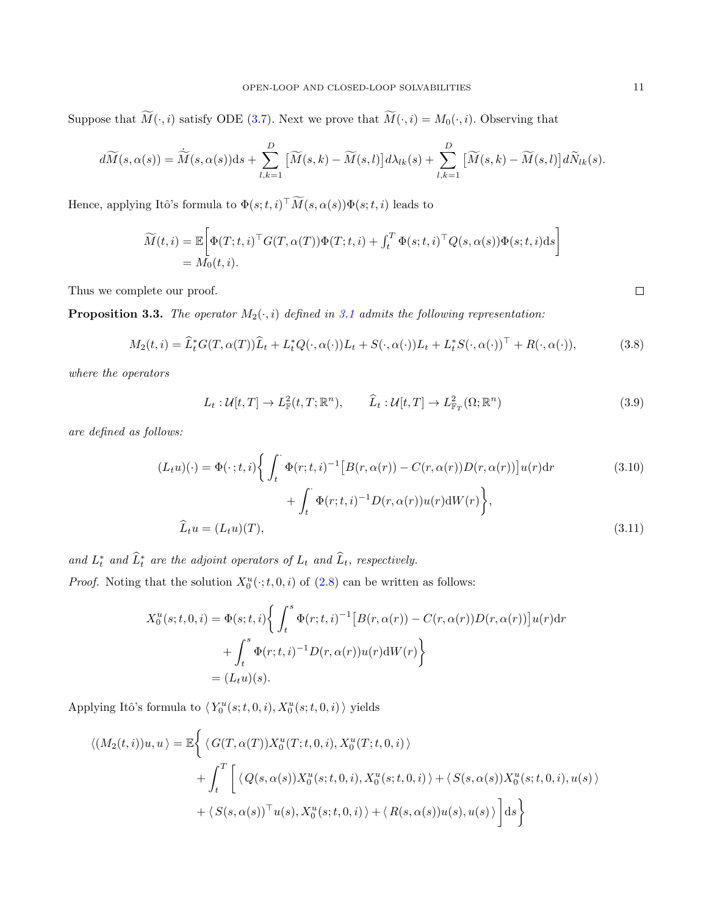Suppose that $\widetilde{M}(\cdot,i)$ satisfy ODE (3.7). Next we prove that $\widetilde{M}(\cdot,i)=M_0(\cdot,i)$. Observing that

$$
d\widetilde{M}(s,\alpha(s))=\dot{\widetilde{M}}(s,\alpha(s))\mathrm{d}s+\sum_{l,k=1}^{D}\big[\widetilde{M}(s,k)-\widetilde{M}(s,l)\big]d\lambda_{lk}(s)+\sum_{l,k=1}^{D}\big[\widetilde{M}(s,k)-\widetilde{M}(s,l)\big]d\widetilde{N}_{lk}(s).
$$

Hence, applying Itô's formula to $\Phi(s;t,i)^\top\widetilde{M}(s,\alpha(s))\Phi(s;t,i)$ leads to

$$
\begin{aligned}
\widetilde{M}(t,i)&=\mathbb{E}\bigg[\Phi(T;t,i)^\top G(T,\alpha(T))\Phi(T;t,i)+\textstyle\int_t^T\Phi(s;t,i)^\top Q(s,\alpha(s))\Phi(s;t,i)\mathrm{d}s\bigg]\\
&=M_0(t,i).
\end{aligned}
$$

Thus we complete our proof. $\square$

**Proposition 3.3.** *The operator $M_2(\cdot,i)$ defined in 3.1 admits the following representation:*

$$
M_2(t,i)=\widehat{L}_t^*G(T,\alpha(T))\widehat{L}_t+L_t^*Q(\cdot,\alpha(\cdot))L_t+S(\cdot,\alpha(\cdot))L_t+L_t^*S(\cdot,\alpha(\cdot))^\top+R(\cdot,\alpha(\cdot)),\tag{3.8}
$$

*where the operators*

$$
L_t:\mathcal{U}[t,T]\to L^2_{\mathbb{F}}(t,T;\mathbb{R}^n),\qquad \widehat{L}_t:\mathcal{U}[t,T]\to L^2_{\mathcal{F}_T}(\Omega;\mathbb{R}^n)\tag{3.9}
$$

*are defined as follows:*

$$
\begin{aligned}
(L_tu)(\cdot)=\Phi(\cdot\,;t,i)\bigg\{&\int_t^{\cdot}\Phi(r;t,i)^{-1}\big[B(r,\alpha(r))-C(r,\alpha(r))D(r,\alpha(r))\big]u(r)\mathrm{d}r\\
&+\int_t^{\cdot}\Phi(r;t,i)^{-1}D(r,\alpha(r))u(r)\mathrm{d}W(r)\bigg\},
\end{aligned}\tag{3.10}
$$

$$
\widehat{L}_tu=(L_tu)(T),\tag{3.11}
$$

*and $L_t^*$ and $\widehat{L}_t^*$ are the adjoint operators of $L_t$ and $\widehat{L}_t$, respectively.*

*Proof.* Noting that the solution $X_0^u(\cdot;t,0,i)$ of (2.8) can be written as follows:

$$
\begin{aligned}
X_0^u(s;t,0,i)&=\Phi(s;t,i)\bigg\{\int_t^s\Phi(r;t,i)^{-1}\big[B(r,\alpha(r))-C(r,\alpha(r))D(r,\alpha(r))\big]u(r)\mathrm{d}r\\
&\quad+\int_t^s\Phi(r;t,i)^{-1}D(r,\alpha(r))u(r)\mathrm{d}W(r)\bigg\}\\
&=(L_tu)(s).
\end{aligned}
$$

Applying Itô's formula to $\langle Y_0^u(s;t,0,i),X_0^u(s;t,0,i)\rangle$ yields

$$
\begin{aligned}
\langle (M_2(t,i))u,u\rangle=\mathbb{E}\bigg\{&\langle G(T,\alpha(T))X_0^u(T;t,0,i),X_0^u(T;t,0,i)\rangle\\
&+\int_t^T\bigg[\langle Q(s,\alpha(s))X_0^u(s;t,0,i),X_0^u(s;t,0,i)\rangle+\langle S(s,\alpha(s))X_0^u(s;t,0,i),u(s)\rangle\\
&+\langle S(s,\alpha(s))^\top u(s),X_0^u(s;t,0,i)\rangle+\langle R(s,\alpha(s))u(s),u(s)\rangle\bigg]\mathrm{d}s\bigg\}
\end{aligned}
$$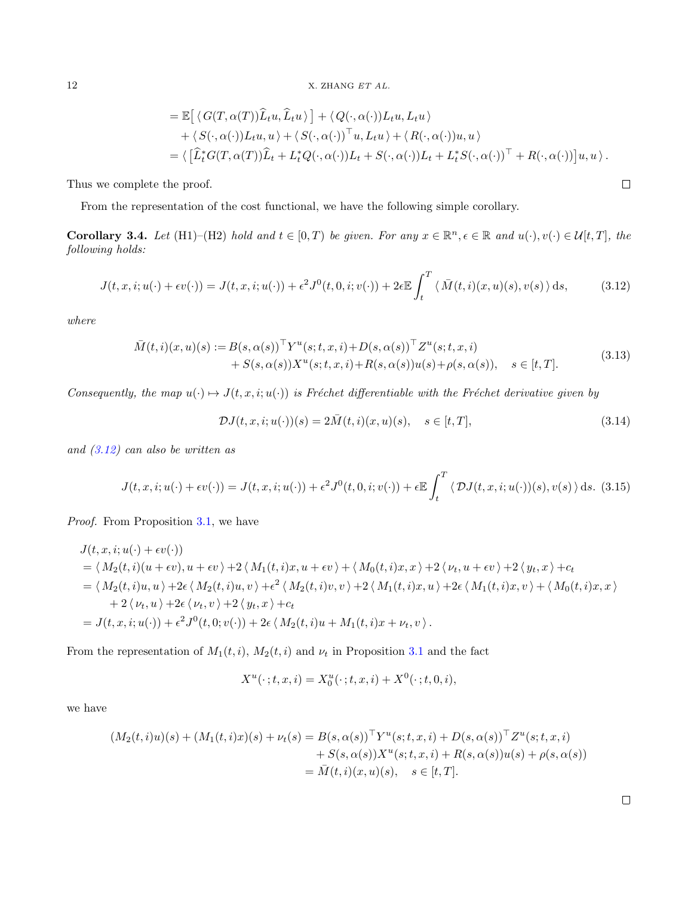$$
\begin{aligned}
&= \mathbb{E}\big[\, \langle\, G(T,\alpha(T))\widehat{L}_t u, \widehat{L}_t u \,\rangle \,\big] + \langle\, Q(\cdot,\alpha(\cdot))L_t u, L_t u \,\rangle \\
&\quad + \langle\, S(\cdot,\alpha(\cdot))L_t u, u \,\rangle + \langle\, S(\cdot,\alpha(\cdot))^\top u, L_t u \,\rangle + \langle\, R(\cdot,\alpha(\cdot))u, u \,\rangle \\
&= \langle\, \big[\widehat{L}_t^* G(T,\alpha(T))\widehat{L}_t + L_t^* Q(\cdot,\alpha(\cdot))L_t + S(\cdot,\alpha(\cdot))L_t + L_t^* S(\cdot,\alpha(\cdot))^\top + R(\cdot,\alpha(\cdot))\big]u, u \,\rangle\,.
\end{aligned}
$$

Thus we complete the proof. $\square$

From the representation of the cost functional, we have the following simple corollary.

**Corollary 3.4.** *Let* (H1)–(H2) *hold and $t \in [0,T)$ be given. For any $x \in \mathbb{R}^n, \epsilon \in \mathbb{R}$ and $u(\cdot), v(\cdot) \in \mathcal{U}[t,T]$, the following holds:*

$$
J(t,x,i;u(\cdot)+\epsilon v(\cdot)) = J(t,x,i;u(\cdot)) + \epsilon^2 J^0(t,0,i;v(\cdot)) + 2\epsilon \mathbb{E}\int_t^T \langle\, \bar{M}(t,i)(x,u)(s), v(s) \,\rangle \,\mathrm{d}s, \tag{3.12}
$$

*where*

$$
\begin{aligned}
\bar{M}(t,i)(x,u)(s) := &\, B(s,\alpha(s))^\top Y^u(s;t,x,i) + D(s,\alpha(s))^\top Z^u(s;t,x,i) \\
&+ S(s,\alpha(s))X^u(s;t,x,i) + R(s,\alpha(s))u(s) + \rho(s,\alpha(s)), \quad s \in [t,T].
\end{aligned} \tag{3.13}
$$

*Consequently, the map $u(\cdot) \mapsto J(t,x,i;u(\cdot))$ is Fréchet differentiable with the Fréchet derivative given by*

$$
\mathcal{D}J(t,x,i;u(\cdot))(s) = 2\bar{M}(t,i)(x,u)(s), \quad s \in [t,T], \tag{3.14}
$$

*and (3.12) can also be written as*

$$
J(t,x,i;u(\cdot)+\epsilon v(\cdot)) = J(t,x,i;u(\cdot)) + \epsilon^2 J^0(t,0,i;v(\cdot)) + \epsilon \mathbb{E}\int_t^T \langle\, \mathcal{D}J(t,x,i;u(\cdot))(s), v(s) \,\rangle \,\mathrm{d}s. \tag{3.15}
$$

*Proof.* From Proposition 3.1, we have

$$
\begin{aligned}
&J(t,x,i;u(\cdot)+\epsilon v(\cdot)) \\
&= \langle\, M_2(t,i)(u+\epsilon v), u+\epsilon v \,\rangle + 2\,\langle\, M_1(t,i)x, u+\epsilon v \,\rangle + \langle\, M_0(t,i)x, x \,\rangle + 2\,\langle\, \nu_t, u+\epsilon v \,\rangle + 2\,\langle\, y_t, x \,\rangle + c_t \\
&= \langle\, M_2(t,i)u, u \,\rangle + 2\epsilon\,\langle\, M_2(t,i)u, v \,\rangle + \epsilon^2\,\langle\, M_2(t,i)v, v \,\rangle + 2\,\langle\, M_1(t,i)x, u \,\rangle + 2\epsilon\,\langle\, M_1(t,i)x, v \,\rangle + \langle\, M_0(t,i)x, x \,\rangle \\
&\quad + 2\,\langle\, \nu_t, u \,\rangle + 2\epsilon\,\langle\, \nu_t, v \,\rangle + 2\,\langle\, y_t, x \,\rangle + c_t \\
&= J(t,x,i;u(\cdot)) + \epsilon^2 J^0(t,0;v(\cdot)) + 2\epsilon\,\langle\, M_2(t,i)u + M_1(t,i)x + \nu_t, v \,\rangle\,.
\end{aligned}
$$

From the representation of $M_1(t,i)$, $M_2(t,i)$ and $\nu_t$ in Proposition 3.1 and the fact

$$
X^u(\cdot\,;t,x,i) = X_0^u(\cdot\,;t,x,i) + X^0(\cdot\,;t,0,i),
$$

we have

$$
\begin{aligned}
(M_2(t,i)u)(s) + (M_1(t,i)x)(s) + \nu_t(s) &= B(s,\alpha(s))^\top Y^u(s;t,x,i) + D(s,\alpha(s))^\top Z^u(s;t,x,i) \\
&\quad + S(s,\alpha(s))X^u(s;t,x,i) + R(s,\alpha(s))u(s) + \rho(s,\alpha(s)) \\
&= \bar{M}(t,i)(x,u)(s), \quad s \in [t,T].
\end{aligned}
$$

$\square$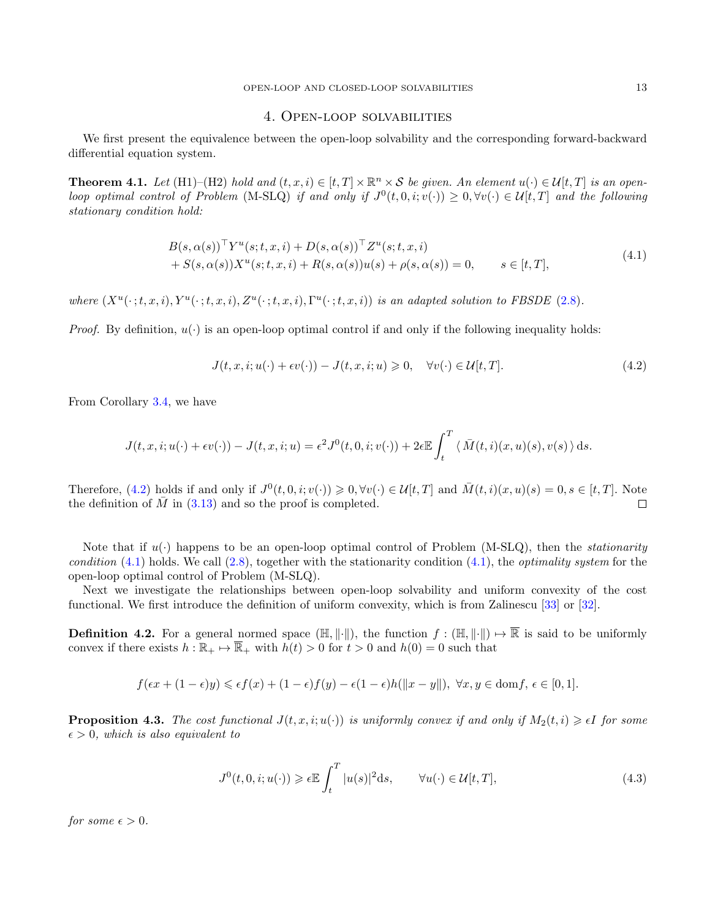## 4. Open-loop solvabilities

We first present the equivalence between the open-loop solvability and the corresponding forward-backward differential equation system.

**Theorem 4.1.** *Let* (H1)–(H2) *hold and* $(t,x,i)\in[t,T]\times\mathbb{R}^n\times\mathcal{S}$ *be given. An element* $u(\cdot)\in\mathcal{U}[t,T]$ *is an open-loop optimal control of Problem* (M-SLQ) *if and only if* $J^0(t,0,i;v(\cdot))\geq 0, \forall v(\cdot)\in\mathcal{U}[t,T]$ *and the following stationary condition hold:*

$$
\begin{aligned}
&B(s,\alpha(s))^\top Y^u(s;t,x,i)+D(s,\alpha(s))^\top Z^u(s;t,x,i)\\
&+S(s,\alpha(s))X^u(s;t,x,i)+R(s,\alpha(s))u(s)+\rho(s,\alpha(s))=0, \qquad s\in[t,T],
\end{aligned}
\tag{4.1}
$$

*where* $(X^u(\cdot\,;t,x,i),Y^u(\cdot\,;t,x,i),Z^u(\cdot\,;t,x,i),\Gamma^u(\cdot\,;t,x,i))$ *is an adapted solution to FBSDE* (2.8).

*Proof.* By definition, $u(\cdot)$ is an open-loop optimal control if and only if the following inequality holds:

$$
J(t,x,i;u(\cdot)+\epsilon v(\cdot))-J(t,x,i;u)\geqslant 0, \quad \forall v(\cdot)\in\mathcal{U}[t,T]. \tag{4.2}
$$

From Corollary 3.4, we have

$$
J(t,x,i;u(\cdot)+\epsilon v(\cdot))-J(t,x,i;u)=\epsilon^2 J^0(t,0,i;v(\cdot))+2\epsilon\mathbb{E}\int_t^T\langle\,\bar{M}(t,i)(x,u)(s),v(s)\,\rangle\,\mathrm{d}s.
$$

Therefore, (4.2) holds if and only if $J^0(t,0,i;v(\cdot))\geqslant 0,\forall v(\cdot)\in\mathcal{U}[t,T]$ and $\bar{M}(t,i)(x,u)(s)=0, s\in[t,T]$. Note the definition of $\bar{M}$ in (3.13) and so the proof is completed. $\square$

Note that if $u(\cdot)$ happens to be an open-loop optimal control of Problem (M-SLQ), then the *stationarity condition* (4.1) holds. We call (2.8), together with the stationarity condition (4.1), the *optimality system* for the open-loop optimal control of Problem (M-SLQ).

Next we investigate the relationships between open-loop solvability and uniform convexity of the cost functional. We first introduce the definition of uniform convexity, which is from Zalinescu [33] or [32].

**Definition 4.2.** For a general normed space $(\mathbb{H},\|\cdot\|)$, the function $f:(\mathbb{H},\|\cdot\|)\mapsto\overline{\mathbb{R}}$ is said to be uniformly convex if there exists $h:\mathbb{R}_+\mapsto\overline{\mathbb{R}}_+$ with $h(t)>0$ for $t>0$ and $h(0)=0$ such that

$$
f(\epsilon x+(1-\epsilon)y)\leqslant\epsilon f(x)+(1-\epsilon)f(y)-\epsilon(1-\epsilon)h(\|x-y\|),\ \forall x,y\in\mathrm{dom}f,\ \epsilon\in[0,1].
$$

**Proposition 4.3.** *The cost functional* $J(t,x,i;u(\cdot))$ *is uniformly convex if and only if* $M_2(t,i)\geqslant\epsilon I$ *for some* $\epsilon>0$*, which is also equivalent to*

$$
J^0(t,0,i;u(\cdot))\geqslant\epsilon\mathbb{E}\int_t^T|u(s)|^2\mathrm{d}s, \qquad \forall u(\cdot)\in\mathcal{U}[t,T], \tag{4.3}
$$

*for some* $\epsilon>0$.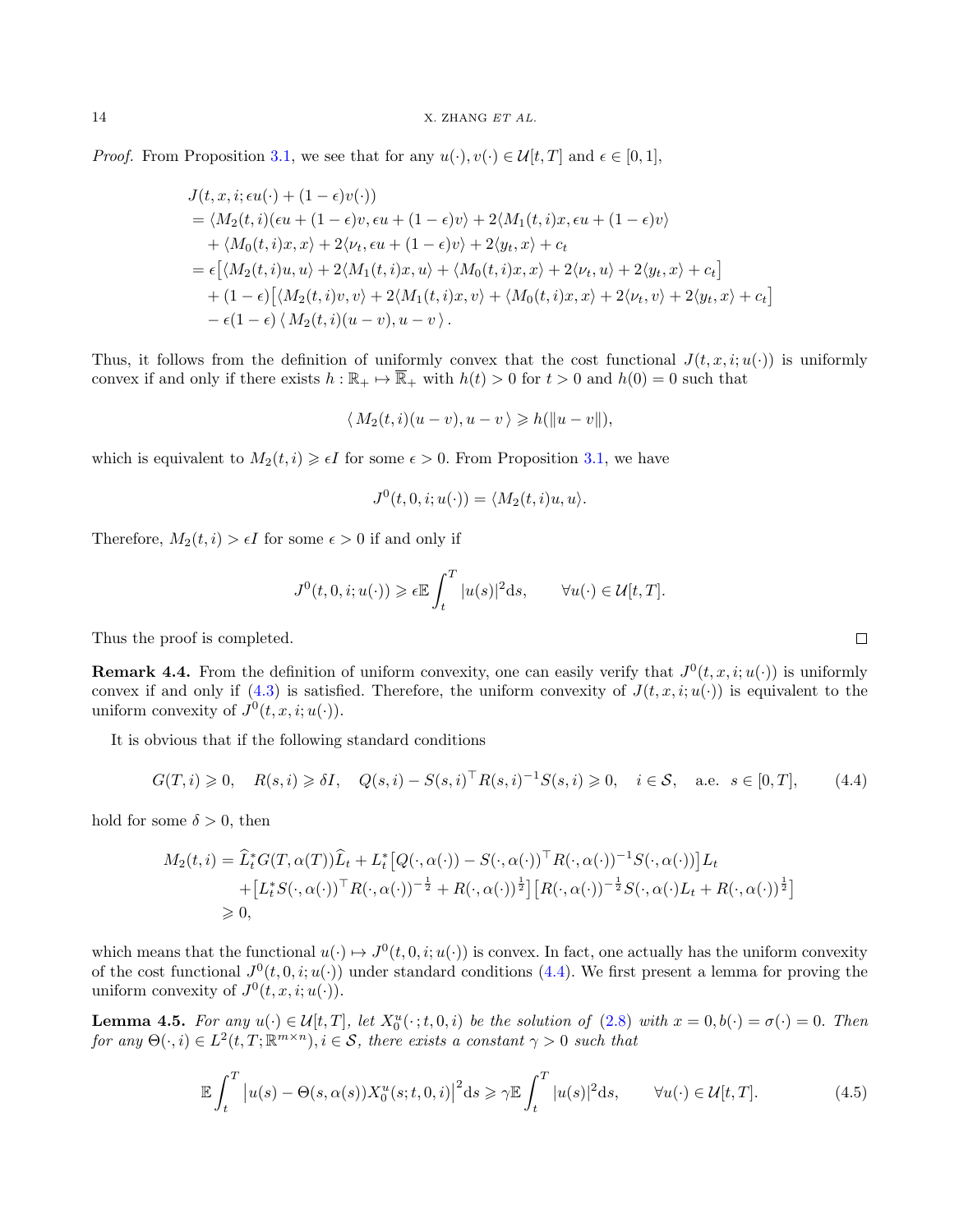*Proof.* From Proposition 3.1, we see that for any $u(\cdot), v(\cdot) \in \mathcal{U}[t,T]$ and $\epsilon \in [0,1]$,

$$
\begin{aligned}
& J(t,x,i;\epsilon u(\cdot)+(1-\epsilon)v(\cdot)) \\
&= \langle M_2(t,i)(\epsilon u+(1-\epsilon)v, \epsilon u+(1-\epsilon)v\rangle + 2\langle M_1(t,i)x, \epsilon u+(1-\epsilon)v\rangle \\
&\quad + \langle M_0(t,i)x,x\rangle + 2\langle \nu_t, \epsilon u+(1-\epsilon)v\rangle + 2\langle y_t, x\rangle + c_t \\
&= \epsilon\big[\langle M_2(t,i)u,u\rangle + 2\langle M_1(t,i)x,u\rangle + \langle M_0(t,i)x,x\rangle + 2\langle \nu_t,u\rangle + 2\langle y_t,x\rangle + c_t\big] \\
&\quad + (1-\epsilon)\big[\langle M_2(t,i)v,v\rangle + 2\langle M_1(t,i)x,v\rangle + \langle M_0(t,i)x,x\rangle + 2\langle \nu_t,v\rangle + 2\langle y_t,x\rangle + c_t\big] \\
&\quad - \epsilon(1-\epsilon)\,\langle\, M_2(t,i)(u-v), u-v\,\rangle.
\end{aligned}
$$

Thus, it follows from the definition of uniformly convex that the cost functional $J(t,x,i;u(\cdot))$ is uniformly convex if and only if there exists $h:\mathbb{R}_+ \mapsto \overline{\mathbb{R}}_+$ with $h(t)>0$ for $t>0$ and $h(0)=0$ such that

$$
\langle\, M_2(t,i)(u-v), u-v\,\rangle \geqslant h(\|u-v\|),
$$

which is equivalent to $M_2(t,i) \geqslant \epsilon I$ for some $\epsilon > 0$. From Proposition 3.1, we have

$$
J^0(t,0,i;u(\cdot)) = \langle M_2(t,i)u,u\rangle.
$$

Therefore, $M_2(t,i) > \epsilon I$ for some $\epsilon > 0$ if and only if

$$
J^0(t,0,i;u(\cdot)) \geqslant \epsilon \mathbb{E}\int_t^T |u(s)|^2 \mathrm{d}s, \qquad \forall u(\cdot) \in \mathcal{U}[t,T].
$$

Thus the proof is completed. $\square$

**Remark 4.4.** From the definition of uniform convexity, one can easily verify that $J^0(t,x,i;u(\cdot))$ is uniformly convex if and only if (4.3) is satisfied. Therefore, the uniform convexity of $J(t,x,i;u(\cdot))$ is equivalent to the uniform convexity of $J^0(t,x,i;u(\cdot))$.

It is obvious that if the following standard conditions

$$
G(T,i) \geqslant 0, \quad R(s,i) \geqslant \delta I, \quad Q(s,i) - S(s,i)^\top R(s,i)^{-1} S(s,i) \geqslant 0, \quad i \in \mathcal{S}, \quad \text{a.e. } s \in [0,T], \tag{4.4}
$$

hold for some $\delta > 0$, then

$$
\begin{aligned}
M_2(t,i) &= \widehat{L}_t^* G(T,\alpha(T))\widehat{L}_t + L_t^*\big[Q(\cdot,\alpha(\cdot)) - S(\cdot,\alpha(\cdot))^\top R(\cdot,\alpha(\cdot))^{-1} S(\cdot,\alpha(\cdot))\big]L_t \\
&\quad + \big[L_t^* S(\cdot,\alpha(\cdot))^\top R(\cdot,\alpha(\cdot))^{-\frac{1}{2}} + R(\cdot,\alpha(\cdot))^{\frac{1}{2}}\big]\big[R(\cdot,\alpha(\cdot))^{-\frac{1}{2}} S(\cdot,\alpha(\cdot)L_t + R(\cdot,\alpha(\cdot))^{\frac{1}{2}}\big] \\
&\geqslant 0,
\end{aligned}
$$

which means that the functional $u(\cdot) \mapsto J^0(t,0,i;u(\cdot))$ is convex. In fact, one actually has the uniform convexity of the cost functional $J^0(t,0,i;u(\cdot))$ under standard conditions (4.4). We first present a lemma for proving the uniform convexity of $J^0(t,x,i;u(\cdot))$.

**Lemma 4.5.** *For any $u(\cdot) \in \mathcal{U}[t,T]$, let $X_0^u(\cdot;t,0,i)$ be the solution of (2.8) with $x=0, b(\cdot)=\sigma(\cdot)=0$. Then for any $\Theta(\cdot,i) \in L^2(t,T;\mathbb{R}^{m\times n}), i \in \mathcal{S}$, there exists a constant $\gamma > 0$ such that*

$$
\mathbb{E}\int_t^T \big|u(s) - \Theta(s,\alpha(s))X_0^u(s;t,0,i)\big|^2 \mathrm{d}s \geqslant \gamma \mathbb{E}\int_t^T |u(s)|^2 \mathrm{d}s, \qquad \forall u(\cdot) \in \mathcal{U}[t,T]. \tag{4.5}
$$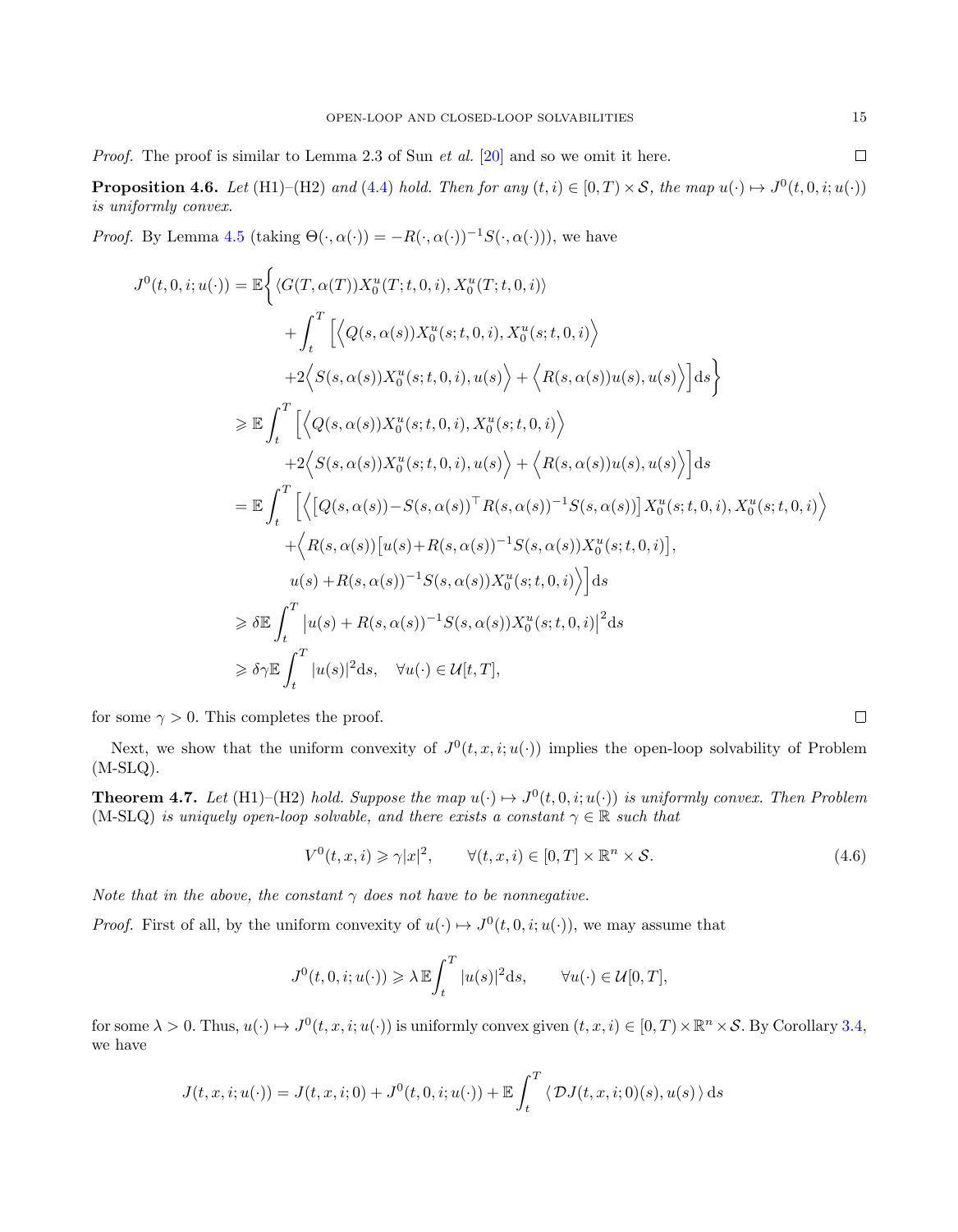*Proof.* The proof is similar to Lemma 2.3 of Sun *et al.* [20] and so we omit it here. $\square$

**Proposition 4.6.** *Let* (H1)–(H2) *and* (4.4) *hold. Then for any* $(t,i)\in[0,T)\times\mathcal{S}$, *the map* $u(\cdot)\mapsto J^0(t,0,i;u(\cdot))$ *is uniformly convex.*

*Proof.* By Lemma 4.5 (taking $\Theta(\cdot,\alpha(\cdot))=-R(\cdot,\alpha(\cdot))^{-1}S(\cdot,\alpha(\cdot))$), we have

$$
\begin{aligned}
J^0(t,0,i;u(\cdot)) &= \mathbb{E}\bigg\{\langle G(T,\alpha(T))X_0^u(T;t,0,i),X_0^u(T;t,0,i)\rangle\\
&\quad+\int_t^T\Big[\Big\langle Q(s,\alpha(s))X_0^u(s;t,0,i),X_0^u(s;t,0,i)\Big\rangle\\
&\quad+2\Big\langle S(s,\alpha(s))X_0^u(s;t,0,i),u(s)\Big\rangle+\Big\langle R(s,\alpha(s))u(s),u(s)\Big\rangle\Big]\mathrm{d}s\bigg\}\\
&\geqslant \mathbb{E}\int_t^T\Big[\Big\langle Q(s,\alpha(s))X_0^u(s;t,0,i),X_0^u(s;t,0,i)\Big\rangle\\
&\quad+2\Big\langle S(s,\alpha(s))X_0^u(s;t,0,i),u(s)\Big\rangle+\Big\langle R(s,\alpha(s))u(s),u(s)\Big\rangle\Big]\mathrm{d}s\\
&= \mathbb{E}\int_t^T\Big[\Big\langle\big[Q(s,\alpha(s))-S(s,\alpha(s))^\top R(s,\alpha(s))^{-1}S(s,\alpha(s))\big]X_0^u(s;t,0,i),X_0^u(s;t,0,i)\Big\rangle\\
&\quad+\Big\langle R(s,\alpha(s))\big[u(s)+R(s,\alpha(s))^{-1}S(s,\alpha(s))X_0^u(s;t,0,i)\big],\\
&\quad u(s)+R(s,\alpha(s))^{-1}S(s,\alpha(s))X_0^u(s;t,0,i)\Big\rangle\Big]\mathrm{d}s\\
&\geqslant \delta\mathbb{E}\int_t^T\big|u(s)+R(s,\alpha(s))^{-1}S(s,\alpha(s))X_0^u(s;t,0,i)\big|^2\mathrm{d}s\\
&\geqslant \delta\gamma\mathbb{E}\int_t^T|u(s)|^2\mathrm{d}s,\quad\forall u(\cdot)\in\mathcal{U}[t,T],
\end{aligned}
$$

for some $\gamma>0$. This completes the proof. $\square$

Next, we show that the uniform convexity of $J^0(t,x,i;u(\cdot))$ implies the open-loop solvability of Problem (M-SLQ).

**Theorem 4.7.** *Let* (H1)–(H2) *hold. Suppose the map* $u(\cdot)\mapsto J^0(t,0,i;u(\cdot))$ *is uniformly convex. Then Problem* (M-SLQ) *is uniquely open-loop solvable, and there exists a constant* $\gamma\in\mathbb{R}$ *such that*

$$
V^0(t,x,i)\geqslant\gamma|x|^2,\qquad\forall(t,x,i)\in[0,T]\times\mathbb{R}^n\times\mathcal{S}. \tag{4.6}
$$

*Note that in the above, the constant* $\gamma$ *does not have to be nonnegative.*

*Proof.* First of all, by the uniform convexity of $u(\cdot)\mapsto J^0(t,0,i;u(\cdot))$, we may assume that

$$
J^0(t,0,i;u(\cdot))\geqslant\lambda\,\mathbb{E}\int_t^T|u(s)|^2\mathrm{d}s,\qquad\forall u(\cdot)\in\mathcal{U}[0,T],
$$

for some $\lambda>0$. Thus, $u(\cdot)\mapsto J^0(t,x,i;u(\cdot))$ is uniformly convex given $(t,x,i)\in[0,T)\times\mathbb{R}^n\times\mathcal{S}$. By Corollary 3.4, we have

$$
J(t,x,i;u(\cdot))=J(t,x,i;0)+J^0(t,0,i;u(\cdot))+\mathbb{E}\int_t^T\langle\,\mathcal{D}J(t,x,i;0)(s),u(s)\,\rangle\,\mathrm{d}s
$$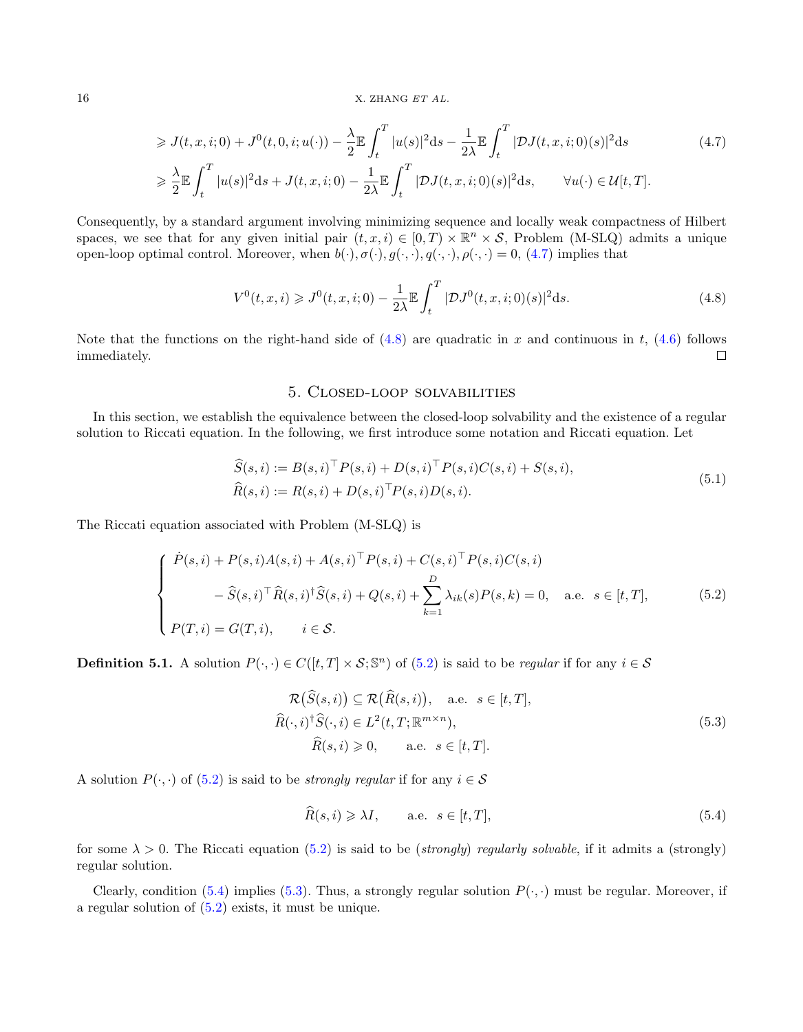$$
\begin{aligned}
&\geqslant J(t,x,i;0) + J^0(t,0,i;u(\cdot)) - \frac{\lambda}{2}\mathbb{E}\int_t^T |u(s)|^2 \mathrm{d}s - \frac{1}{2\lambda}\mathbb{E}\int_t^T |\mathcal{D}J(t,x,i;0)(s)|^2 \mathrm{d}s \\
&\geqslant \frac{\lambda}{2}\mathbb{E}\int_t^T |u(s)|^2 \mathrm{d}s + J(t,x,i;0) - \frac{1}{2\lambda}\mathbb{E}\int_t^T |\mathcal{D}J(t,x,i;0)(s)|^2 \mathrm{d}s, \qquad \forall u(\cdot) \in \mathcal{U}[t,T].
\end{aligned}
\tag{4.7}
$$

Consequently, by a standard argument involving minimizing sequence and locally weak compactness of Hilbert spaces, we see that for any given initial pair $(t,x,i) \in [0,T) \times \mathbb{R}^n \times \mathcal{S}$, Problem (M-SLQ) admits a unique open-loop optimal control. Moreover, when $b(\cdot), \sigma(\cdot), g(\cdot,\cdot), q(\cdot,\cdot), \rho(\cdot,\cdot) = 0$, (4.7) implies that

$$
V^0(t,x,i) \geqslant J^0(t,x,i;0) - \frac{1}{2\lambda}\mathbb{E}\int_t^T |\mathcal{D}J^0(t,x,i;0)(s)|^2 \mathrm{d}s. \tag{4.8}
$$

Note that the functions on the right-hand side of (4.8) are quadratic in $x$ and continuous in $t$, (4.6) follows immediately. $\square$

## 5. Closed-loop solvabilities

In this section, we establish the equivalence between the closed-loop solvability and the existence of a regular solution to Riccati equation. In the following, we first introduce some notation and Riccati equation. Let

$$
\begin{aligned}
\widehat{S}(s,i) &:= B(s,i)^\top P(s,i) + D(s,i)^\top P(s,i) C(s,i) + S(s,i), \\
\widehat{R}(s,i) &:= R(s,i) + D(s,i)^\top P(s,i) D(s,i).
\end{aligned}
\tag{5.1}
$$

The Riccati equation associated with Problem (M-SLQ) is

$$
\begin{cases}
\dot{P}(s,i) + P(s,i)A(s,i) + A(s,i)^\top P(s,i) + C(s,i)^\top P(s,i) C(s,i) \\
\qquad\qquad - \widehat{S}(s,i)^\top \widehat{R}(s,i)^\dagger \widehat{S}(s,i) + Q(s,i) + \displaystyle\sum_{k=1}^{D} \lambda_{ik}(s) P(s,k) = 0, \quad \text{a.e. } s \in [t,T], \\
P(T,i) = G(T,i), \qquad i \in \mathcal{S}.
\end{cases}
\tag{5.2}
$$

**Definition 5.1.** A solution $P(\cdot,\cdot) \in C([t,T] \times \mathcal{S}; \mathbb{S}^n)$ of (5.2) is said to be *regular* if for any $i \in \mathcal{S}$

$$
\begin{aligned}
\mathcal{R}\big(\widehat{S}(s,i)\big) &\subseteq \mathcal{R}\big(\widehat{R}(s,i)\big), \quad \text{a.e. } s \in [t,T], \\
\widehat{R}(\cdot,i)^\dagger \widehat{S}(\cdot,i) &\in L^2(t,T;\mathbb{R}^{m\times n}), \\
\widehat{R}(s,i) &\geqslant 0, \qquad \text{a.e. } s \in [t,T].
\end{aligned}
\tag{5.3}
$$

A solution $P(\cdot,\cdot)$ of (5.2) is said to be *strongly regular* if for any $i \in \mathcal{S}$

$$
\widehat{R}(s,i) \geqslant \lambda I, \qquad \text{a.e. } s \in [t,T], \tag{5.4}
$$

for some $\lambda > 0$. The Riccati equation (5.2) is said to be (*strongly*) *regularly solvable*, if it admits a (strongly) regular solution.

Clearly, condition (5.4) implies (5.3). Thus, a strongly regular solution $P(\cdot,\cdot)$ must be regular. Moreover, if a regular solution of (5.2) exists, it must be unique.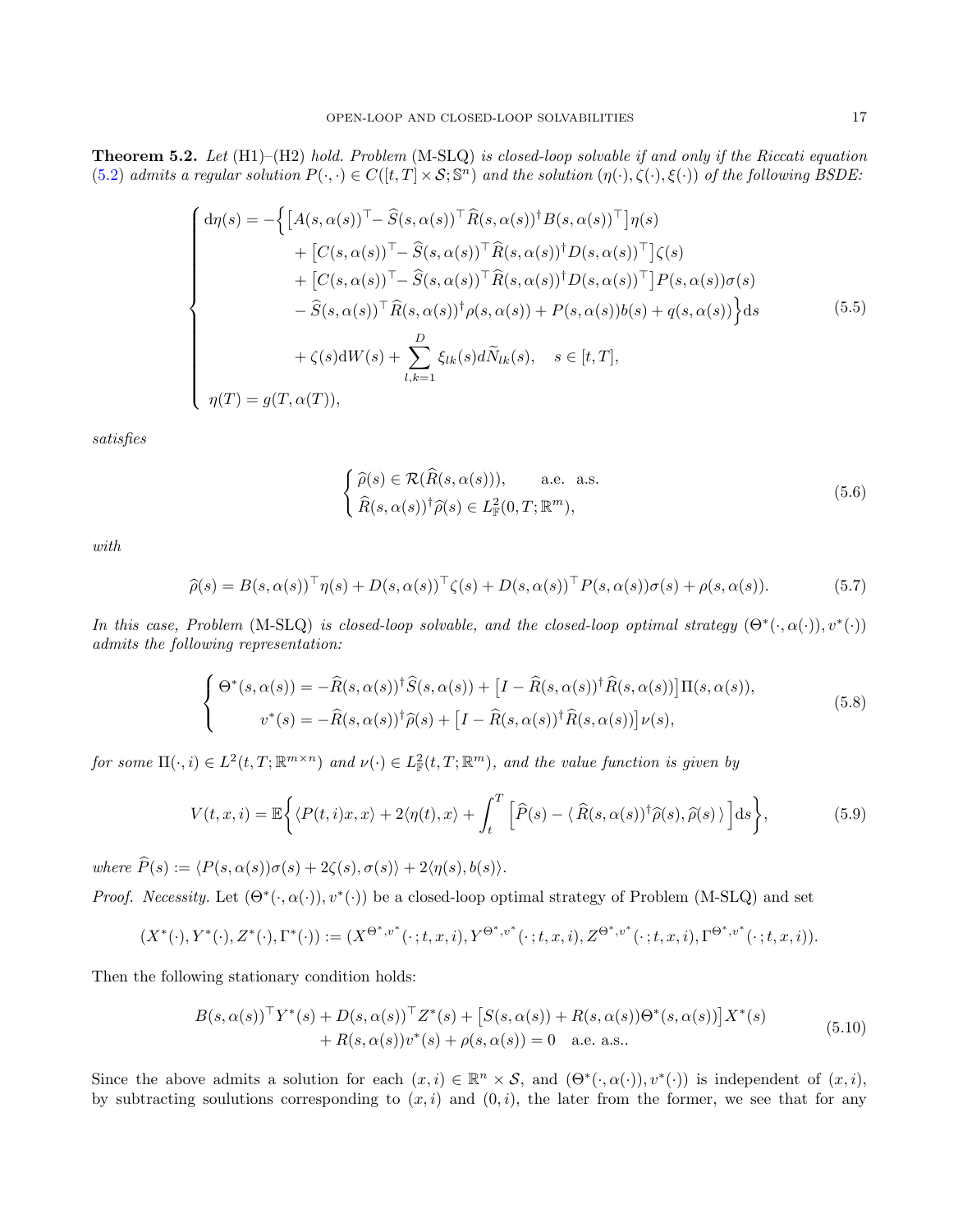**Theorem 5.2.** *Let* (H1)–(H2) *hold. Problem* (M-SLQ) *is closed-loop solvable if and only if the Riccati equation* (5.2) *admits a regular solution* $P(\cdot,\cdot)\in C([t,T]\times\mathcal{S};\mathbb{S}^n)$ *and the solution* $(\eta(\cdot),\zeta(\cdot),\xi(\cdot))$ *of the following BSDE:*

$$
\begin{cases}
\mathrm{d}\eta(s) = -\Big\{\big[A(s,\alpha(s))^\top - \widehat{S}(s,\alpha(s))^\top \widehat{R}(s,\alpha(s))^\dagger B(s,\alpha(s))^\top\big]\eta(s)\\
\qquad\qquad + \big[C(s,\alpha(s))^\top - \widehat{S}(s,\alpha(s))^\top \widehat{R}(s,\alpha(s))^\dagger D(s,\alpha(s))^\top\big]\zeta(s)\\
\qquad\qquad + \big[C(s,\alpha(s))^\top - \widehat{S}(s,\alpha(s))^\top \widehat{R}(s,\alpha(s))^\dagger D(s,\alpha(s))^\top\big]P(s,\alpha(s))\sigma(s)\\
\qquad\qquad - \widehat{S}(s,\alpha(s))^\top \widehat{R}(s,\alpha(s))^\dagger \rho(s,\alpha(s)) + P(s,\alpha(s))b(s) + q(s,\alpha(s))\Big\}\mathrm{d}s\\
\qquad\qquad + \zeta(s)\mathrm{d}W(s) + \displaystyle\sum_{l,k=1}^{D}\xi_{lk}(s)d\widetilde{N}_{lk}(s), \quad s\in[t,T],\\
\eta(T) = g(T,\alpha(T)),
\end{cases}
\tag{5.5}
$$

*satisfies*

$$
\begin{cases}
\widehat{\rho}(s)\in\mathcal{R}(\widehat{R}(s,\alpha(s))), \qquad \text{a.e. a.s.}\\
\widehat{R}(s,\alpha(s))^\dagger\widehat{\rho}(s)\in L^2_{\mathbb{F}}(0,T;\mathbb{R}^m),
\end{cases}
\tag{5.6}
$$

*with*

$$
\widehat{\rho}(s) = B(s,\alpha(s))^\top\eta(s) + D(s,\alpha(s))^\top\zeta(s) + D(s,\alpha(s))^\top P(s,\alpha(s))\sigma(s) + \rho(s,\alpha(s)).
\tag{5.7}
$$

*In this case, Problem* (M-SLQ) *is closed-loop solvable, and the closed-loop optimal strategy* $(\Theta^*(\cdot,\alpha(\cdot)),v^*(\cdot))$ *admits the following representation:*

$$
\begin{cases}
\Theta^*(s,\alpha(s)) = -\widehat{R}(s,\alpha(s))^\dagger\widehat{S}(s,\alpha(s)) + \big[I-\widehat{R}(s,\alpha(s))^\dagger\widehat{R}(s,\alpha(s))\big]\Pi(s,\alpha(s)),\\
\qquad\quad v^*(s) = -\widehat{R}(s,\alpha(s))^\dagger\widehat{\rho}(s) + \big[I-\widehat{R}(s,\alpha(s))^\dagger\widehat{R}(s,\alpha(s))\big]\nu(s),
\end{cases}
\tag{5.8}
$$

*for some* $\Pi(\cdot,i)\in L^2(t,T;\mathbb{R}^{m\times n})$ *and* $\nu(\cdot)\in L^2_{\mathbb{F}}(t,T;\mathbb{R}^m)$*, and the value function is given by*

$$
V(t,x,i) = \mathbb{E}\bigg\{\langle P(t,i)x,x\rangle + 2\langle\eta(t),x\rangle + \int_t^T\Big[\widehat{P}(s) - \langle\,\widehat{R}(s,\alpha(s))^\dagger\widehat{\rho}(s),\widehat{\rho}(s)\,\rangle\Big]\mathrm{d}s\bigg\},
\tag{5.9}
$$

*where* $\widehat{P}(s) := \langle P(s,\alpha(s))\sigma(s) + 2\zeta(s),\sigma(s)\rangle + 2\langle\eta(s),b(s)\rangle$.

*Proof. Necessity.* Let $(\Theta^*(\cdot,\alpha(\cdot)),v^*(\cdot))$ be a closed-loop optimal strategy of Problem (M-SLQ) and set

$$
(X^*(\cdot),Y^*(\cdot),Z^*(\cdot),\Gamma^*(\cdot)) := (X^{\Theta^*,v^*}(\cdot\,;t,x,i),Y^{\Theta^*,v^*}(\cdot\,;t,x,i),Z^{\Theta^*,v^*}(\cdot\,;t,x,i),\Gamma^{\Theta^*,v^*}(\cdot\,;t,x,i)).
$$

Then the following stationary condition holds:

$$
\begin{aligned}
B(s,\alpha(s))^\top Y^*(s) + D(s,\alpha(s))^\top Z^*(s) + \big[S(s,\alpha(s)) + R(s,\alpha(s))\Theta^*(s,\alpha(s))\big]X^*(s)\\
+ R(s,\alpha(s))v^*(s) + \rho(s,\alpha(s)) = 0 \quad \text{a.e. a.s.}.
\end{aligned}
\tag{5.10}
$$

Since the above admits a solution for each $(x,i)\in\mathbb{R}^n\times\mathcal{S}$, and $(\Theta^*(\cdot,\alpha(\cdot)),v^*(\cdot))$ is independent of $(x,i)$, by subtracting soulutions corresponding to $(x,i)$ and $(0,i)$, the later from the former, we see that for any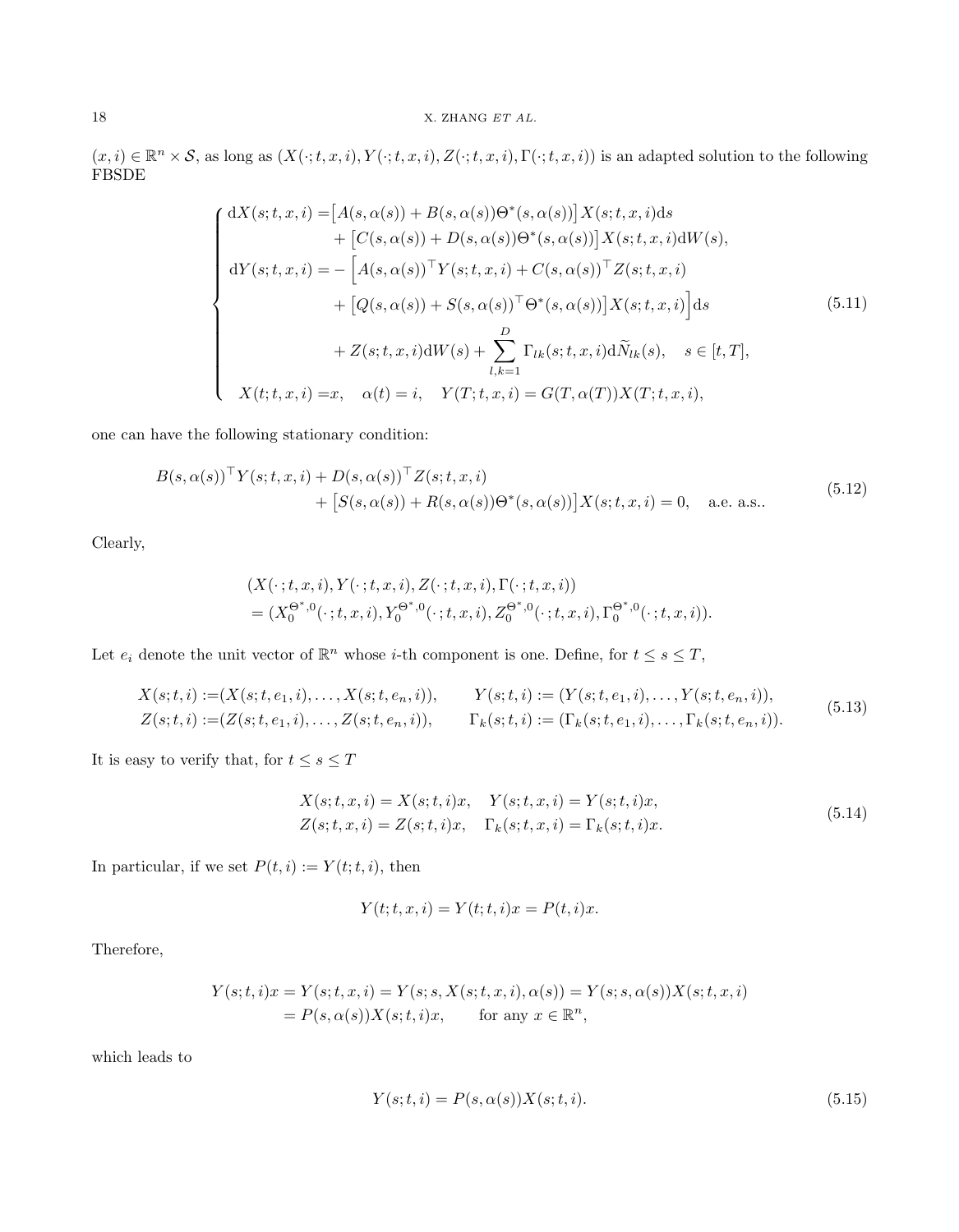$(x,i) \in \mathbb{R}^n \times \mathcal{S}$, as long as $(X(\cdot;t,x,i), Y(\cdot;t,x,i), Z(\cdot;t,x,i), \Gamma(\cdot;t,x,i))$ is an adapted solution to the following FBSDE

$$
\begin{cases}
\mathrm{d}X(s;t,x,i) = \big[A(s,\alpha(s)) + B(s,\alpha(s))\Theta^*(s,\alpha(s))\big]X(s;t,x,i)\mathrm{d}s \\
\qquad\qquad + \big[C(s,\alpha(s)) + D(s,\alpha(s))\Theta^*(s,\alpha(s))\big]X(s;t,x,i)\mathrm{d}W(s), \\
\mathrm{d}Y(s;t,x,i) = -\Big[A(s,\alpha(s))^\top Y(s;t,x,i) + C(s,\alpha(s))^\top Z(s;t,x,i) \\
\qquad\qquad + \big[Q(s,\alpha(s)) + S(s,\alpha(s))^\top \Theta^*(s,\alpha(s))\big]X(s;t,x,i)\Big]\mathrm{d}s \\
\qquad\qquad + Z(s;t,x,i)\mathrm{d}W(s) + \displaystyle\sum_{l,k=1}^{D} \Gamma_{lk}(s;t,x,i)\mathrm{d}\widetilde{N}_{lk}(s), \quad s \in [t,T], \\
X(t;t,x,i) = x, \quad \alpha(t) = i, \quad Y(T;t,x,i) = G(T,\alpha(T))X(T;t,x,i),
\end{cases}
\tag{5.11}
$$

one can have the following stationary condition:

$$
\begin{aligned}
&B(s,\alpha(s))^\top Y(s;t,x,i) + D(s,\alpha(s))^\top Z(s;t,x,i) \\
&\qquad + \big[S(s,\alpha(s)) + R(s,\alpha(s))\Theta^*(s,\alpha(s))\big]X(s;t,x,i) = 0, \quad \text{a.e. a.s.}.
\end{aligned}
\tag{5.12}
$$

Clearly,

$$
\begin{aligned}
&(X(\cdot\,;t,x,i), Y(\cdot\,;t,x,i), Z(\cdot\,;t,x,i), \Gamma(\cdot\,;t,x,i)) \\
&= (X_0^{\Theta^*,0}(\cdot\,;t,x,i), Y_0^{\Theta^*,0}(\cdot\,;t,x,i), Z_0^{\Theta^*,0}(\cdot\,;t,x,i), \Gamma_0^{\Theta^*,0}(\cdot\,;t,x,i)).
\end{aligned}
$$

Let $e_i$ denote the unit vector of $\mathbb{R}^n$ whose $i$-th component is one. Define, for $t \le s \le T$,

$$
\begin{aligned}
X(s;t,i) &:= (X(s;t,e_1,i), \ldots, X(s;t,e_n,i)), \qquad Y(s;t,i) := (Y(s;t,e_1,i), \ldots, Y(s;t,e_n,i)), \\
Z(s;t,i) &:= (Z(s;t,e_1,i), \ldots, Z(s;t,e_n,i)), \qquad \Gamma_k(s;t,i) := (\Gamma_k(s;t,e_1,i), \ldots, \Gamma_k(s;t,e_n,i)).
\end{aligned}
\tag{5.13}
$$

It is easy to verify that, for $t \le s \le T$

$$
\begin{aligned}
X(s;t,x,i) &= X(s;t,i)x, \quad Y(s;t,x,i) = Y(s;t,i)x, \\
Z(s;t,x,i) &= Z(s;t,i)x, \quad \Gamma_k(s;t,x,i) = \Gamma_k(s;t,i)x.
\end{aligned}
\tag{5.14}
$$

In particular, if we set $P(t,i) := Y(t;t,i)$, then

$$
Y(t;t,x,i) = Y(t;t,i)x = P(t,i)x.
$$

Therefore,

$$
\begin{aligned}
Y(s;t,i)x = Y(s;t,x,i) &= Y(s;s,X(s;t,x,i),\alpha(s)) = Y(s;s,\alpha(s))X(s;t,x,i) \\
&= P(s,\alpha(s))X(s;t,i)x, \qquad \text{for any } x \in \mathbb{R}^n,
\end{aligned}
$$

which leads to

$$
Y(s;t,i) = P(s,\alpha(s))X(s;t,i).
\tag{5.15}
$$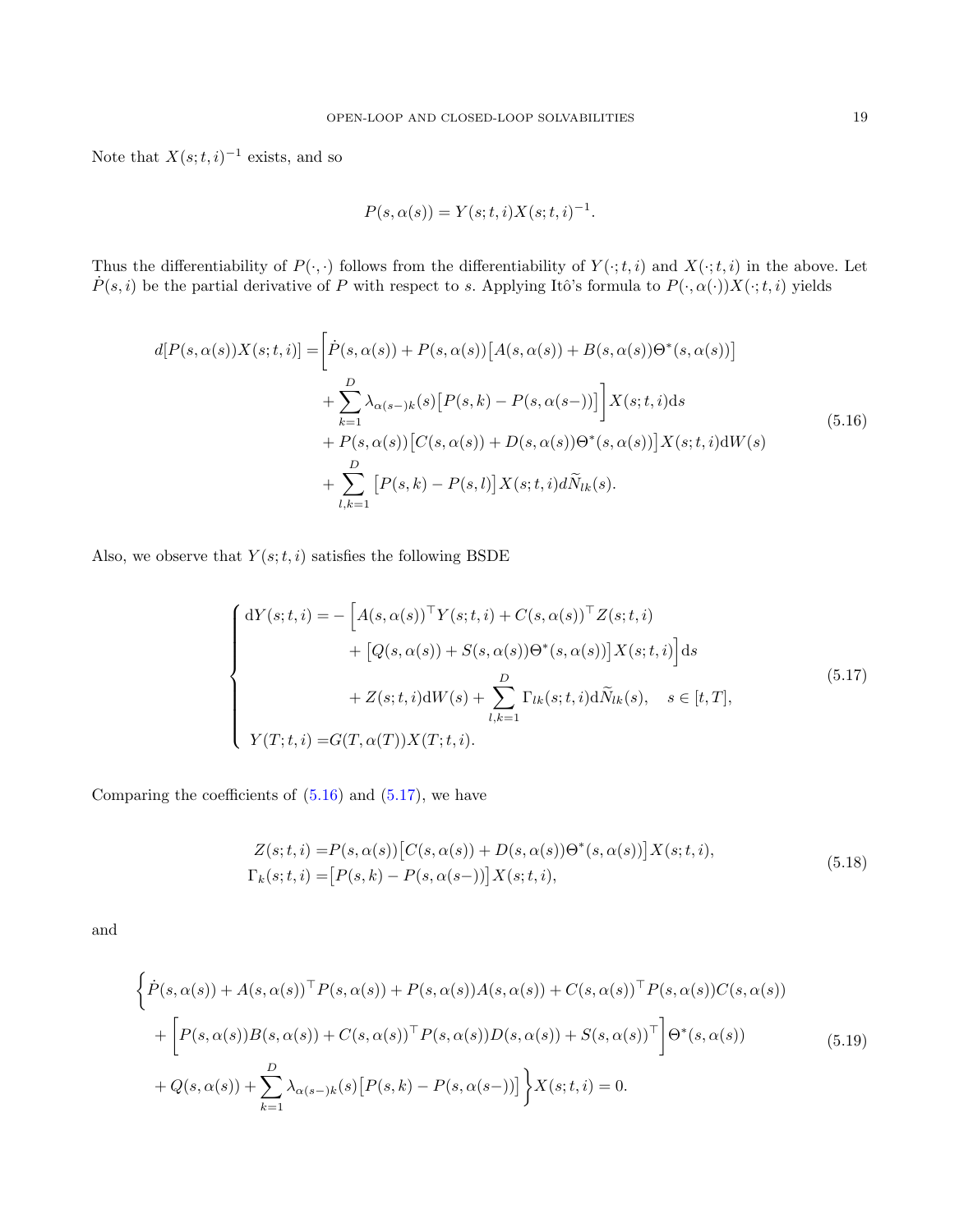Note that $X(s;t,i)^{-1}$ exists, and so

$$P(s,\alpha(s)) = Y(s;t,i)X(s;t,i)^{-1}.$$

Thus the differentiability of $P(\cdot,\cdot)$ follows from the differentiability of $Y(\cdot;t,i)$ and $X(\cdot;t,i)$ in the above. Let $\dot{P}(s,i)$ be the partial derivative of $P$ with respect to $s$. Applying Itô's formula to $P(\cdot,\alpha(\cdot))X(\cdot;t,i)$ yields

$$
\begin{aligned}
d[P(s,\alpha(s))X(s;t,i)] =& \bigg[\dot{P}(s,\alpha(s)) + P(s,\alpha(s))\big[A(s,\alpha(s)) + B(s,\alpha(s))\Theta^*(s,\alpha(s))\big] \\
&+ \sum_{k=1}^{D} \lambda_{\alpha(s-)k}(s)\big[P(s,k) - P(s,\alpha(s-))\big]\bigg] X(s;t,i)\mathrm{d}s \\
&+ P(s,\alpha(s))\big[C(s,\alpha(s)) + D(s,\alpha(s))\Theta^*(s,\alpha(s))\big]X(s;t,i)\mathrm{d}W(s) \\
&+ \sum_{l,k=1}^{D} \big[P(s,k) - P(s,l)\big]X(s;t,i)d\widetilde{N}_{lk}(s).
\end{aligned}
\tag{5.16}
$$

Also, we observe that $Y(s;t,i)$ satisfies the following BSDE

$$
\begin{cases}
\mathrm{d}Y(s;t,i) = -\Big[A(s,\alpha(s))^\top Y(s;t,i) + C(s,\alpha(s))^\top Z(s;t,i) \\
\qquad\qquad + \big[Q(s,\alpha(s)) + S(s,\alpha(s))\Theta^*(s,\alpha(s))\big]X(s;t,i)\Big]\mathrm{d}s \\
\qquad\qquad + Z(s;t,i)\mathrm{d}W(s) + \displaystyle\sum_{l,k=1}^{D} \Gamma_{lk}(s;t,i)\mathrm{d}\widetilde{N}_{lk}(s), \quad s \in [t,T], \\
Y(T;t,i) = G(T,\alpha(T))X(T;t,i).
\end{cases}
\tag{5.17}
$$

Comparing the coefficients of (5.16) and (5.17), we have

$$
\begin{aligned}
Z(s;t,i) =& P(s,\alpha(s))\big[C(s,\alpha(s)) + D(s,\alpha(s))\Theta^*(s,\alpha(s))\big]X(s;t,i), \\
\Gamma_k(s;t,i) =& \big[P(s,k) - P(s,\alpha(s-))\big]X(s;t,i),
\end{aligned}
\tag{5.18}
$$

and

$$
\begin{aligned}
&\bigg\{\dot{P}(s,\alpha(s)) + A(s,\alpha(s))^\top P(s,\alpha(s)) + P(s,\alpha(s))A(s,\alpha(s)) + C(s,\alpha(s))^\top P(s,\alpha(s))C(s,\alpha(s)) \\
&+ \Big[P(s,\alpha(s))B(s,\alpha(s)) + C(s,\alpha(s))^\top P(s,\alpha(s))D(s,\alpha(s)) + S(s,\alpha(s))^\top\Big]\Theta^*(s,\alpha(s)) \\
&+ Q(s,\alpha(s)) + \sum_{k=1}^{D} \lambda_{\alpha(s-)k}(s)\big[P(s,k) - P(s,\alpha(s-))\big]\bigg\}X(s;t,i) = 0.
\end{aligned}
\tag{5.19}
$$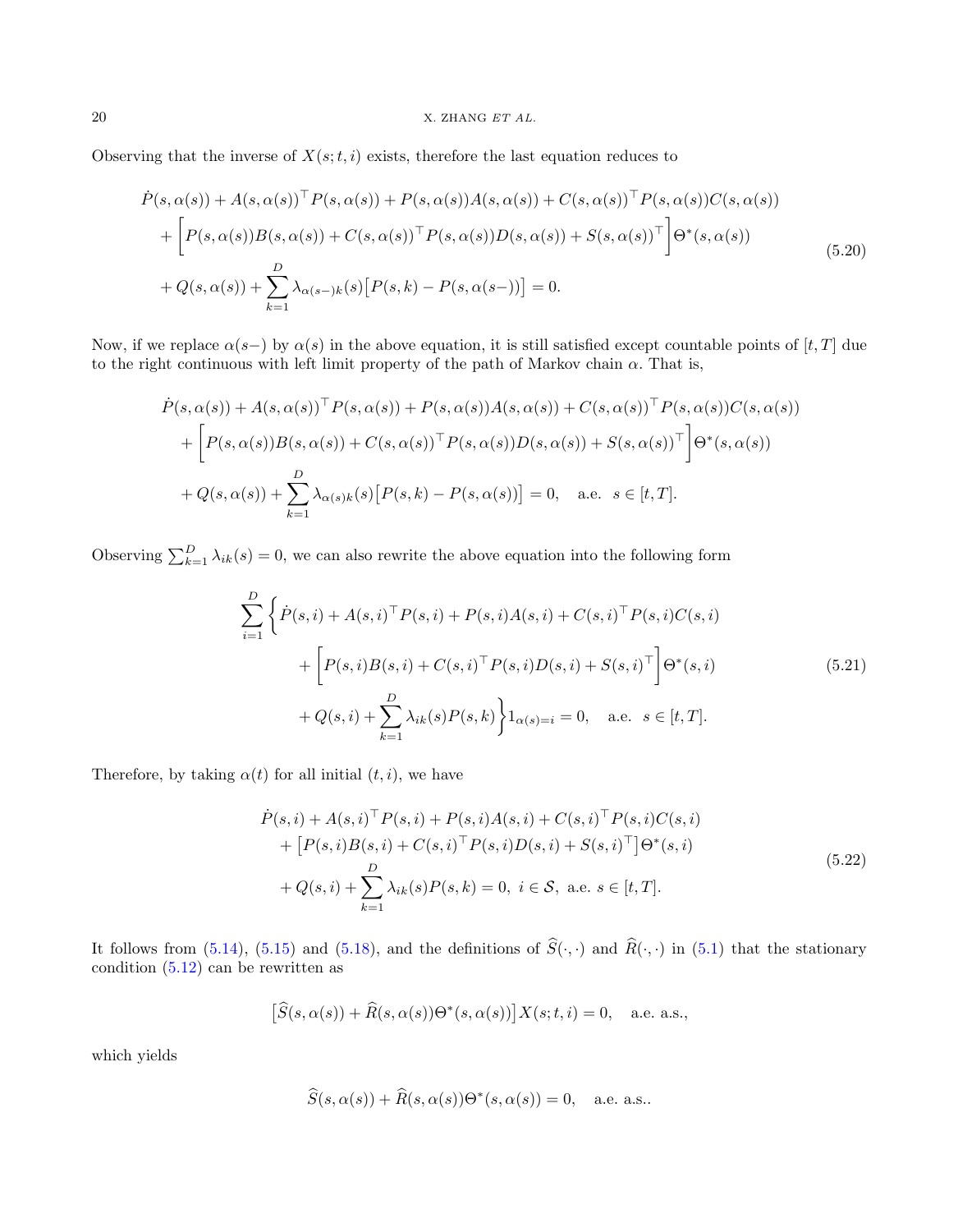Observing that the inverse of $X(s;t,i)$ exists, therefore the last equation reduces to

$$
\begin{aligned}
&\dot{P}(s,\alpha(s)) + A(s,\alpha(s))^\top P(s,\alpha(s)) + P(s,\alpha(s))A(s,\alpha(s)) + C(s,\alpha(s))^\top P(s,\alpha(s))C(s,\alpha(s)) \\
&+ \Big[P(s,\alpha(s))B(s,\alpha(s)) + C(s,\alpha(s))^\top P(s,\alpha(s))D(s,\alpha(s)) + S(s,\alpha(s))^\top\Big]\Theta^*(s,\alpha(s)) \\
&+ Q(s,\alpha(s)) + \sum_{k=1}^{D} \lambda_{\alpha(s-)k}(s)\big[P(s,k) - P(s,\alpha(s-))\big] = 0.
\end{aligned}
\tag{5.20}
$$

Now, if we replace $\alpha(s-)$ by $\alpha(s)$ in the above equation, it is still satisfied except countable points of $[t,T]$ due to the right continuous with left limit property of the path of Markov chain $\alpha$. That is,

$$
\begin{aligned}
&\dot{P}(s,\alpha(s)) + A(s,\alpha(s))^\top P(s,\alpha(s)) + P(s,\alpha(s))A(s,\alpha(s)) + C(s,\alpha(s))^\top P(s,\alpha(s))C(s,\alpha(s)) \\
&+ \Big[P(s,\alpha(s))B(s,\alpha(s)) + C(s,\alpha(s))^\top P(s,\alpha(s))D(s,\alpha(s)) + S(s,\alpha(s))^\top\Big]\Theta^*(s,\alpha(s)) \\
&+ Q(s,\alpha(s)) + \sum_{k=1}^{D} \lambda_{\alpha(s)k}(s)\big[P(s,k) - P(s,\alpha(s))\big] = 0, \quad \text{a.e.} \;\; s \in [t,T].
\end{aligned}
$$

Observing $\sum_{k=1}^{D} \lambda_{ik}(s) = 0$, we can also rewrite the above equation into the following form

$$
\begin{aligned}
\sum_{i=1}^{D} \bigg\{ &\dot{P}(s,i) + A(s,i)^\top P(s,i) + P(s,i)A(s,i) + C(s,i)^\top P(s,i)C(s,i) \\
&+ \Big[P(s,i)B(s,i) + C(s,i)^\top P(s,i)D(s,i) + S(s,i)^\top\Big]\Theta^*(s,i) \\
&+ Q(s,i) + \sum_{k=1}^{D} \lambda_{ik}(s)P(s,k) \bigg\} \mathbf{1}_{\alpha(s)=i} = 0, \quad \text{a.e.} \;\; s \in [t,T].
\end{aligned}
\tag{5.21}
$$

Therefore, by taking $\alpha(t)$ for all initial $(t,i)$, we have

$$
\begin{aligned}
&\dot{P}(s,i) + A(s,i)^\top P(s,i) + P(s,i)A(s,i) + C(s,i)^\top P(s,i)C(s,i) \\
&+ \big[P(s,i)B(s,i) + C(s,i)^\top P(s,i)D(s,i) + S(s,i)^\top\big]\Theta^*(s,i) \\
&+ Q(s,i) + \sum_{k=1}^{D} \lambda_{ik}(s)P(s,k) = 0, \;\; i \in \mathcal{S}, \;\; \text{a.e. } s \in [t,T].
\end{aligned}
\tag{5.22}
$$

It follows from (5.14), (5.15) and (5.18), and the definitions of $\widehat{S}(\cdot,\cdot)$ and $\widehat{R}(\cdot,\cdot)$ in (5.1) that the stationary condition (5.12) can be rewritten as

$$
\big[\widehat{S}(s,\alpha(s)) + \widehat{R}(s,\alpha(s))\Theta^*(s,\alpha(s))\big]X(s;t,i) = 0, \quad \text{a.e. a.s.},
$$

which yields

$$
\widehat{S}(s,\alpha(s)) + \widehat{R}(s,\alpha(s))\Theta^*(s,\alpha(s)) = 0, \quad \text{a.e. a.s..}
$$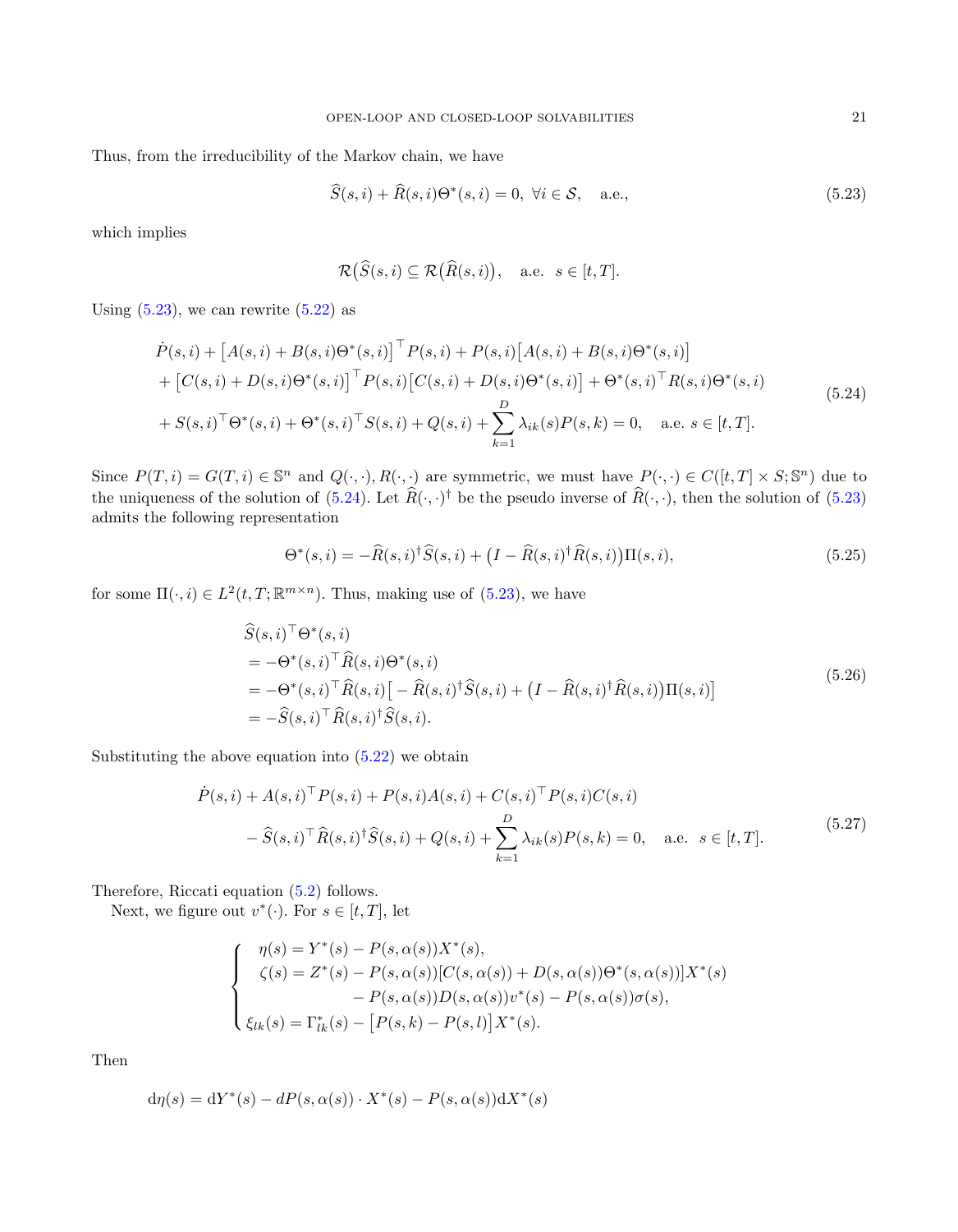Thus, from the irreducibility of the Markov chain, we have

$$
\widehat{S}(s,i) + \widehat{R}(s,i)\Theta^*(s,i) = 0, \ \forall i \in \mathcal{S}, \quad \text{a.e.}, \tag{5.23}
$$

which implies

$$
\mathcal{R}\big(\widehat{S}(s,i) \subseteq \mathcal{R}\big(\widehat{R}(s,i)\big), \quad \text{a.e.} \ \ s \in [t,T].
$$

Using (5.23), we can rewrite (5.22) as

$$
\begin{aligned}
&\dot{P}(s,i) + \big[A(s,i) + B(s,i)\Theta^*(s,i)\big]^\top P(s,i) + P(s,i)\big[A(s,i) + B(s,i)\Theta^*(s,i)\big] \\
&+ \big[C(s,i) + D(s,i)\Theta^*(s,i)\big]^\top P(s,i)\big[C(s,i) + D(s,i)\Theta^*(s,i)\big] + \Theta^*(s,i)^\top R(s,i)\Theta^*(s,i) \\
&+ S(s,i)^\top \Theta^*(s,i) + \Theta^*(s,i)^\top S(s,i) + Q(s,i) + \sum_{k=1}^{D} \lambda_{ik}(s) P(s,k) = 0, \quad \text{a.e. } s \in [t,T].
\end{aligned} \tag{5.24}
$$

Since $P(T,i) = G(T,i) \in \mathbb{S}^n$ and $Q(\cdot,\cdot), R(\cdot,\cdot)$ are symmetric, we must have $P(\cdot,\cdot) \in C([t,T] \times S; \mathbb{S}^n)$ due to the uniqueness of the solution of (5.24). Let $\widehat{R}(\cdot,\cdot)^\dagger$ be the pseudo inverse of $\widehat{R}(\cdot,\cdot)$, then the solution of (5.23) admits the following representation

$$
\Theta^*(s,i) = -\widehat{R}(s,i)^\dagger \widehat{S}(s,i) + \big(I - \widehat{R}(s,i)^\dagger \widehat{R}(s,i)\big)\Pi(s,i), \tag{5.25}
$$

for some $\Pi(\cdot,i) \in L^2(t,T;\mathbb{R}^{m\times n})$. Thus, making use of (5.23), we have

$$
\begin{aligned}
&\widehat{S}(s,i)^\top \Theta^*(s,i) \\
&= -\Theta^*(s,i)^\top \widehat{R}(s,i)\Theta^*(s,i) \\
&= -\Theta^*(s,i)^\top \widehat{R}(s,i)\big[-\widehat{R}(s,i)^\dagger \widehat{S}(s,i) + \big(I - \widehat{R}(s,i)^\dagger \widehat{R}(s,i)\big)\Pi(s,i)\big] \\
&= -\widehat{S}(s,i)^\top \widehat{R}(s,i)^\dagger \widehat{S}(s,i).
\end{aligned} \tag{5.26}
$$

Substituting the above equation into (5.22) we obtain

$$
\begin{aligned}
&\dot{P}(s,i) + A(s,i)^\top P(s,i) + P(s,i)A(s,i) + C(s,i)^\top P(s,i)C(s,i) \\
&\quad - \widehat{S}(s,i)^\top \widehat{R}(s,i)^\dagger \widehat{S}(s,i) + Q(s,i) + \sum_{k=1}^{D} \lambda_{ik}(s) P(s,k) = 0, \quad \text{a.e.} \ \ s \in [t,T].
\end{aligned} \tag{5.27}
$$

Therefore, Riccati equation (5.2) follows.

Next, we figure out $v^*(\cdot)$. For $s \in [t,T]$, let

$$
\begin{cases}
\eta(s) = Y^*(s) - P(s,\alpha(s))X^*(s), \\
\zeta(s) = Z^*(s) - P(s,\alpha(s))[C(s,\alpha(s)) + D(s,\alpha(s))\Theta^*(s,\alpha(s))]X^*(s) \\
\qquad\qquad - P(s,\alpha(s))D(s,\alpha(s))v^*(s) - P(s,\alpha(s))\sigma(s), \\
\xi_{lk}(s) = \Gamma^*_{lk}(s) - \big[P(s,k) - P(s,l)\big]X^*(s).
\end{cases}
$$

Then

$$
\mathrm{d}\eta(s) = \mathrm{d}Y^*(s) - dP(s,\alpha(s)) \cdot X^*(s) - P(s,\alpha(s))\mathrm{d}X^*(s)
$$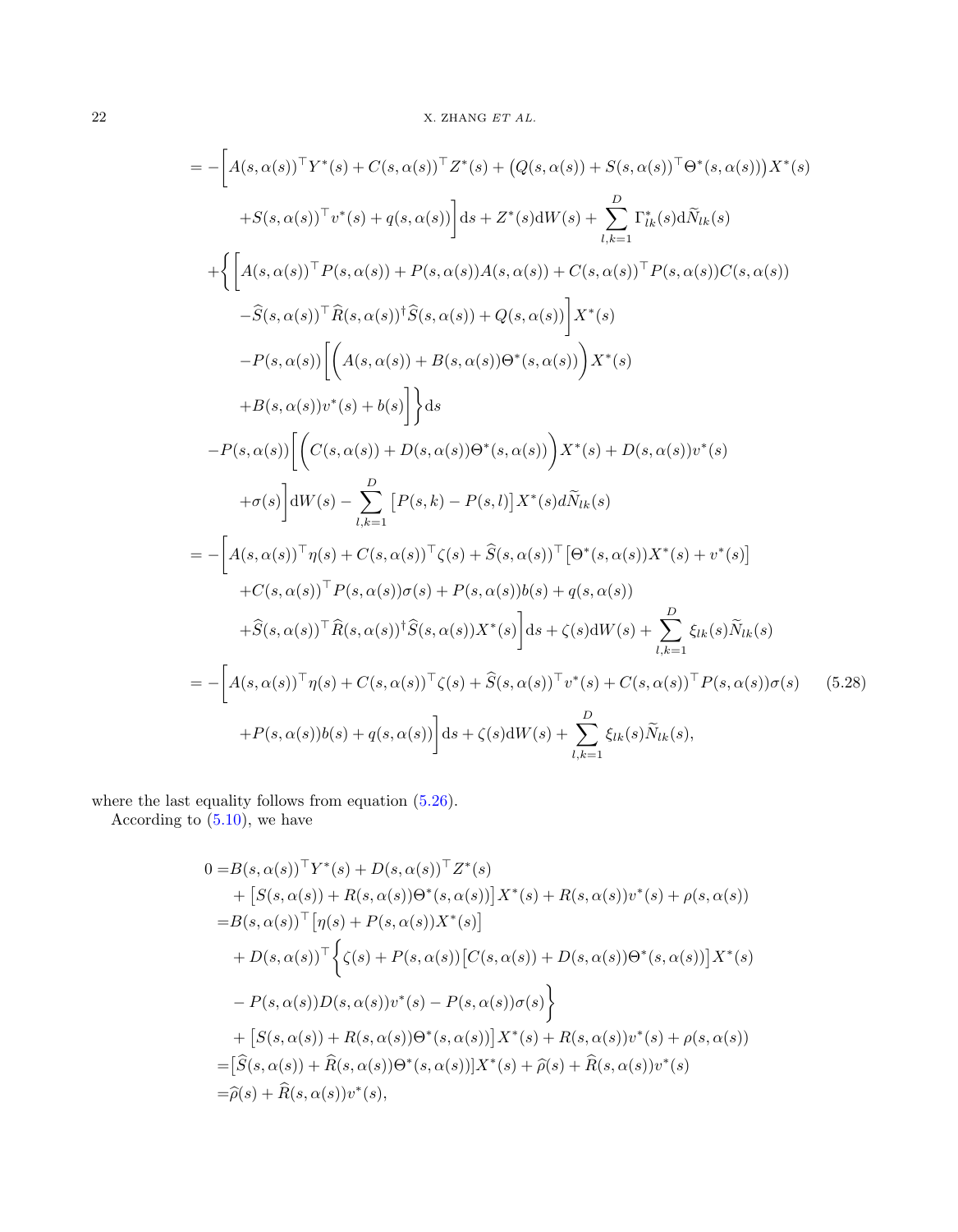$$
\begin{aligned}
=& -\bigg[A(s,\alpha(s))^\top Y^*(s) + C(s,\alpha(s))^\top Z^*(s) + \big(Q(s,\alpha(s)) + S(s,\alpha(s))^\top \Theta^*(s,\alpha(s))\big)X^*(s) \\
&\quad + S(s,\alpha(s))^\top v^*(s) + q(s,\alpha(s))\bigg]\mathrm{d}s + Z^*(s)\mathrm{d}W(s) + \sum_{l,k=1}^{D} \Gamma^*_{lk}(s)\mathrm{d}\widetilde{N}_{lk}(s) \\
&+ \bigg\{\bigg[A(s,\alpha(s))^\top P(s,\alpha(s)) + P(s,\alpha(s))A(s,\alpha(s)) + C(s,\alpha(s))^\top P(s,\alpha(s))C(s,\alpha(s)) \\
&\quad - \widehat{S}(s,\alpha(s))^\top \widehat{R}(s,\alpha(s))^\dagger \widehat{S}(s,\alpha(s)) + Q(s,\alpha(s))\bigg]X^*(s) \\
&\quad - P(s,\alpha(s))\bigg[\Big(A(s,\alpha(s)) + B(s,\alpha(s))\Theta^*(s,\alpha(s))\Big)X^*(s) \\
&\quad + B(s,\alpha(s))v^*(s) + b(s)\bigg]\bigg\}\mathrm{d}s \\
&- P(s,\alpha(s))\bigg[\Big(C(s,\alpha(s)) + D(s,\alpha(s))\Theta^*(s,\alpha(s))\Big)X^*(s) + D(s,\alpha(s))v^*(s) \\
&\quad + \sigma(s)\bigg]\mathrm{d}W(s) - \sum_{l,k=1}^{D}\big[P(s,k) - P(s,l)\big]X^*(s)d\widetilde{N}_{lk}(s) \\
=& -\bigg[A(s,\alpha(s))^\top \eta(s) + C(s,\alpha(s))^\top \zeta(s) + \widehat{S}(s,\alpha(s))^\top\big[\Theta^*(s,\alpha(s))X^*(s) + v^*(s)\big] \\
&\quad + C(s,\alpha(s))^\top P(s,\alpha(s))\sigma(s) + P(s,\alpha(s))b(s) + q(s,\alpha(s)) \\
&\quad + \widehat{S}(s,\alpha(s))^\top \widehat{R}(s,\alpha(s))^\dagger \widehat{S}(s,\alpha(s))X^*(s)\bigg]\mathrm{d}s + \zeta(s)\mathrm{d}W(s) + \sum_{l,k=1}^{D}\xi_{lk}(s)\widetilde{N}_{lk}(s) \\
=& -\bigg[A(s,\alpha(s))^\top \eta(s) + C(s,\alpha(s))^\top \zeta(s) + \widehat{S}(s,\alpha(s))^\top v^*(s) + C(s,\alpha(s))^\top P(s,\alpha(s))\sigma(s) \\
&\quad + P(s,\alpha(s))b(s) + q(s,\alpha(s))\bigg]\mathrm{d}s + \zeta(s)\mathrm{d}W(s) + \sum_{l,k=1}^{D}\xi_{lk}(s)\widetilde{N}_{lk}(s),
\end{aligned}
\tag{5.28}
$$

where the last equality follows from equation (5.26).

According to (5.10), we have

$$
\begin{aligned}
0 =& B(s,\alpha(s))^\top Y^*(s) + D(s,\alpha(s))^\top Z^*(s) \\
&+ \big[S(s,\alpha(s)) + R(s,\alpha(s))\Theta^*(s,\alpha(s))\big]X^*(s) + R(s,\alpha(s))v^*(s) + \rho(s,\alpha(s)) \\
=& B(s,\alpha(s))^\top\big[\eta(s) + P(s,\alpha(s))X^*(s)\big] \\
&+ D(s,\alpha(s))^\top\Big\{\zeta(s) + P(s,\alpha(s))\big[C(s,\alpha(s)) + D(s,\alpha(s))\Theta^*(s,\alpha(s))\big]X^*(s) \\
&- P(s,\alpha(s))D(s,\alpha(s))v^*(s) - P(s,\alpha(s))\sigma(s)\Big\} \\
&+ \big[S(s,\alpha(s)) + R(s,\alpha(s))\Theta^*(s,\alpha(s))\big]X^*(s) + R(s,\alpha(s))v^*(s) + \rho(s,\alpha(s)) \\
=& \big[\widehat{S}(s,\alpha(s)) + \widehat{R}(s,\alpha(s))\Theta^*(s,\alpha(s))\big]X^*(s) + \widehat{\rho}(s) + \widehat{R}(s,\alpha(s))v^*(s) \\
=& \widehat{\rho}(s) + \widehat{R}(s,\alpha(s))v^*(s),
\end{aligned}
$$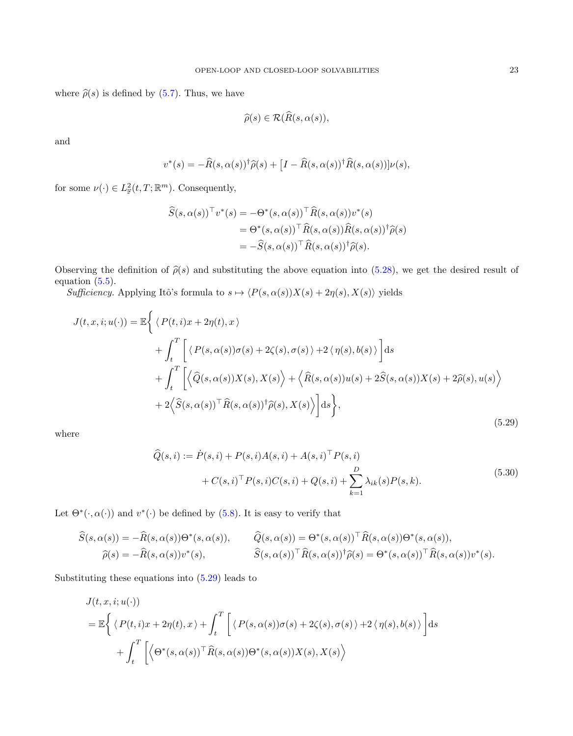where $\widehat{\rho}(s)$ is defined by (5.7). Thus, we have

$$
\widehat{\rho}(s) \in \mathcal{R}(\widehat{R}(s,\alpha(s)),
$$

and

$$
v^*(s) = -\widehat{R}(s,\alpha(s))^{\dagger}\widehat{\rho}(s) + \big[I - \widehat{R}(s,\alpha(s))^{\dagger}\widehat{R}(s,\alpha(s))\big]\nu(s),
$$

for some $\nu(\cdot) \in L^2_{\mathbb{F}}(t,T;\mathbb{R}^m)$. Consequently,

$$
\begin{aligned}
\widehat{S}(s,\alpha(s))^{\top} v^*(s) &= -\Theta^*(s,\alpha(s))^{\top}\widehat{R}(s,\alpha(s))v^*(s) \\
&= \Theta^*(s,\alpha(s))^{\top}\widehat{R}(s,\alpha(s))\widehat{R}(s,\alpha(s))^{\dagger}\widehat{\rho}(s) \\
&= -\widehat{S}(s,\alpha(s))^{\top}\widehat{R}(s,\alpha(s))^{\dagger}\widehat{\rho}(s).
\end{aligned}
$$

Observing the definition of $\widehat{\rho}(s)$ and substituting the above equation into (5.28), we get the desired result of equation (5.5).

*Sufficiency.* Applying Itô's formula to $s \mapsto \langle P(s,\alpha(s))X(s) + 2\eta(s), X(s)\rangle$ yields

$$
\begin{aligned}
J(t,x,i;u(\cdot)) = \mathbb{E}\bigg\{ & \langle P(t,i)x + 2\eta(t), x \rangle \\
&+ \int_t^T \Big[ \langle P(s,\alpha(s))\sigma(s) + 2\zeta(s), \sigma(s) \rangle + 2\langle \eta(s), b(s) \rangle \Big] \mathrm{d}s \\
&+ \int_t^T \Big[ \Big\langle \widehat{Q}(s,\alpha(s))X(s), X(s) \Big\rangle + \Big\langle \widehat{R}(s,\alpha(s))u(s) + 2\widehat{S}(s,\alpha(s))X(s) + 2\widehat{\rho}(s), u(s) \Big\rangle \\
&+ 2\Big\langle \widehat{S}(s,\alpha(s))^{\top}\widehat{R}(s,\alpha(s))^{\dagger}\widehat{\rho}(s), X(s) \Big\rangle \Big] \mathrm{d}s \bigg\},
\end{aligned}
\tag{5.29}
$$

where

$$
\begin{aligned}
\widehat{Q}(s,i) := & \dot{P}(s,i) + P(s,i)A(s,i) + A(s,i)^{\top}P(s,i) \\
&+ C(s,i)^{\top}P(s,i)C(s,i) + Q(s,i) + \sum_{k=1}^{D} \lambda_{ik}(s)P(s,k).
\end{aligned}
\tag{5.30}
$$

Let $\Theta^*(\cdot,\alpha(\cdot))$ and $v^*(\cdot)$ be defined by (5.8). It is easy to verify that

$$
\begin{aligned}
\widehat{S}(s,\alpha(s)) &= -\widehat{R}(s,\alpha(s))\Theta^*(s,\alpha(s)), \qquad & \widehat{Q}(s,\alpha(s)) &= \Theta^*(s,\alpha(s))^{\top}\widehat{R}(s,\alpha(s))\Theta^*(s,\alpha(s)), \\
\widehat{\rho}(s) &= -\widehat{R}(s,\alpha(s))v^*(s), & \widehat{S}(s,\alpha(s))^{\top}\widehat{R}(s,\alpha(s))^{\dagger}\widehat{\rho}(s) &= \Theta^*(s,\alpha(s))^{\top}\widehat{R}(s,\alpha(s))v^*(s).
\end{aligned}
$$

Substituting these equations into (5.29) leads to

$$
\begin{aligned}
& J(t,x,i;u(\cdot)) \\
&= \mathbb{E}\bigg\{ \langle P(t,i)x + 2\eta(t), x \rangle + \int_t^T \Big[ \langle P(s,\alpha(s))\sigma(s) + 2\zeta(s), \sigma(s) \rangle + 2\langle \eta(s), b(s) \rangle \Big] \mathrm{d}s \\
&\quad + \int_t^T \Big[ \Big\langle \Theta^*(s,\alpha(s))^{\top}\widehat{R}(s,\alpha(s))\Theta^*(s,\alpha(s))X(s), X(s) \Big\rangle
\end{aligned}
$$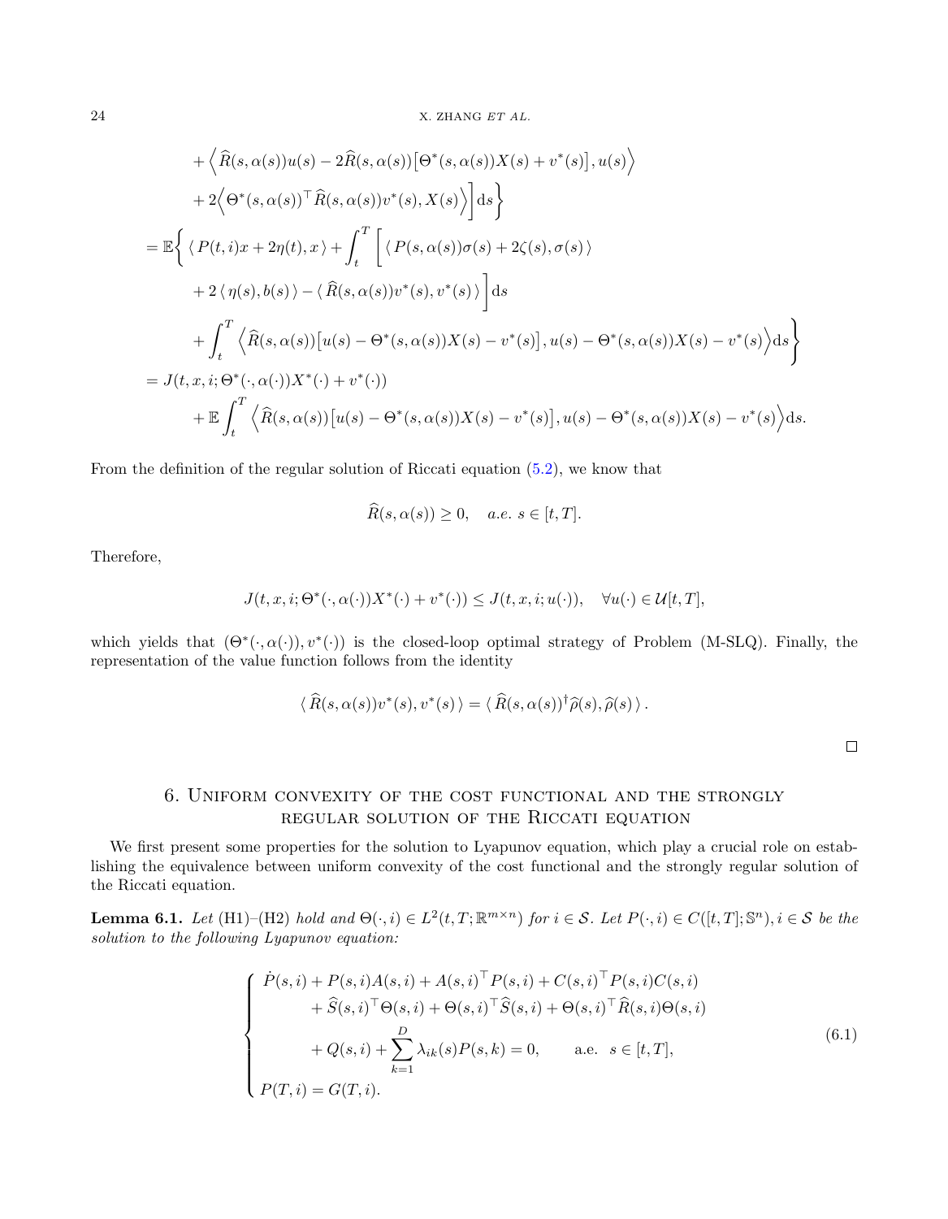$$
\begin{aligned}
&+ \Big\langle \widehat{R}(s,\alpha(s))u(s) - 2\widehat{R}(s,\alpha(s))\big[\Theta^*(s,\alpha(s))X(s) + v^*(s)\big], u(s)\Big\rangle \\
&+ 2\Big\langle \Theta^*(s,\alpha(s))^\top \widehat{R}(s,\alpha(s))v^*(s), X(s)\Big\rangle\Big]\mathrm{d}s\Big\} \\
=\ & \mathbb{E}\Big\{ \langle P(t,i)x + 2\eta(t), x\rangle + \int_t^T \Big[ \langle P(s,\alpha(s))\sigma(s) + 2\zeta(s), \sigma(s)\rangle \\
&+ 2\langle \eta(s), b(s)\rangle - \langle \widehat{R}(s,\alpha(s))v^*(s), v^*(s)\rangle \Big]\mathrm{d}s \\
&+ \int_t^T \Big\langle \widehat{R}(s,\alpha(s))\big[u(s) - \Theta^*(s,\alpha(s))X(s) - v^*(s)\big], u(s) - \Theta^*(s,\alpha(s))X(s) - v^*(s)\Big\rangle \mathrm{d}s\Big\} \\
=\ & J(t,x,i;\Theta^*(\cdot,\alpha(\cdot))X^*(\cdot) + v^*(\cdot)) \\
&+ \mathbb{E}\int_t^T \Big\langle \widehat{R}(s,\alpha(s))\big[u(s) - \Theta^*(s,\alpha(s))X(s) - v^*(s)\big], u(s) - \Theta^*(s,\alpha(s))X(s) - v^*(s)\Big\rangle \mathrm{d}s.
\end{aligned}
$$

From the definition of the regular solution of Riccati equation (5.2), we know that

$$
\widehat{R}(s,\alpha(s)) \geq 0, \quad a.e.\ s \in [t,T].
$$

Therefore,

$$
J(t,x,i;\Theta^*(\cdot,\alpha(\cdot))X^*(\cdot) + v^*(\cdot)) \leq J(t,x,i;u(\cdot)), \quad \forall u(\cdot) \in \mathcal{U}[t,T],
$$

which yields that $(\Theta^*(\cdot,\alpha(\cdot)), v^*(\cdot))$ is the closed-loop optimal strategy of Problem (M-SLQ). Finally, the representation of the value function follows from the identity

$$
\langle \widehat{R}(s,\alpha(s))v^*(s), v^*(s)\rangle = \langle \widehat{R}(s,\alpha(s))^\dagger \widehat{\rho}(s), \widehat{\rho}(s)\rangle.
$$

□

## 6. Uniform convexity of the cost functional and the strongly regular solution of the Riccati equation

We first present some properties for the solution to Lyapunov equation, which play a crucial role on establishing the equivalence between uniform convexity of the cost functional and the strongly regular solution of the Riccati equation.

**Lemma 6.1.** *Let* (H1)–(H2) *hold and* $\Theta(\cdot,i) \in L^2(t,T;\mathbb{R}^{m\times n})$ *for* $i \in \mathcal{S}$. *Let* $P(\cdot,i) \in C([t,T];\mathbb{S}^n), i \in \mathcal{S}$ *be the solution to the following Lyapunov equation:*

$$
\left\{
\begin{aligned}
&\dot{P}(s,i) + P(s,i)A(s,i) + A(s,i)^\top P(s,i) + C(s,i)^\top P(s,i)C(s,i) \\
&\qquad + \widehat{S}(s,i)^\top \Theta(s,i) + \Theta(s,i)^\top \widehat{S}(s,i) + \Theta(s,i)^\top \widehat{R}(s,i)\Theta(s,i) \\
&\qquad + Q(s,i) + \sum_{k=1}^{D} \lambda_{ik}(s)P(s,k) = 0, \qquad \text{a.e.} \quad s \in [t,T], \\
&P(T,i) = G(T,i).
\end{aligned}
\right.
\tag{6.1}
$$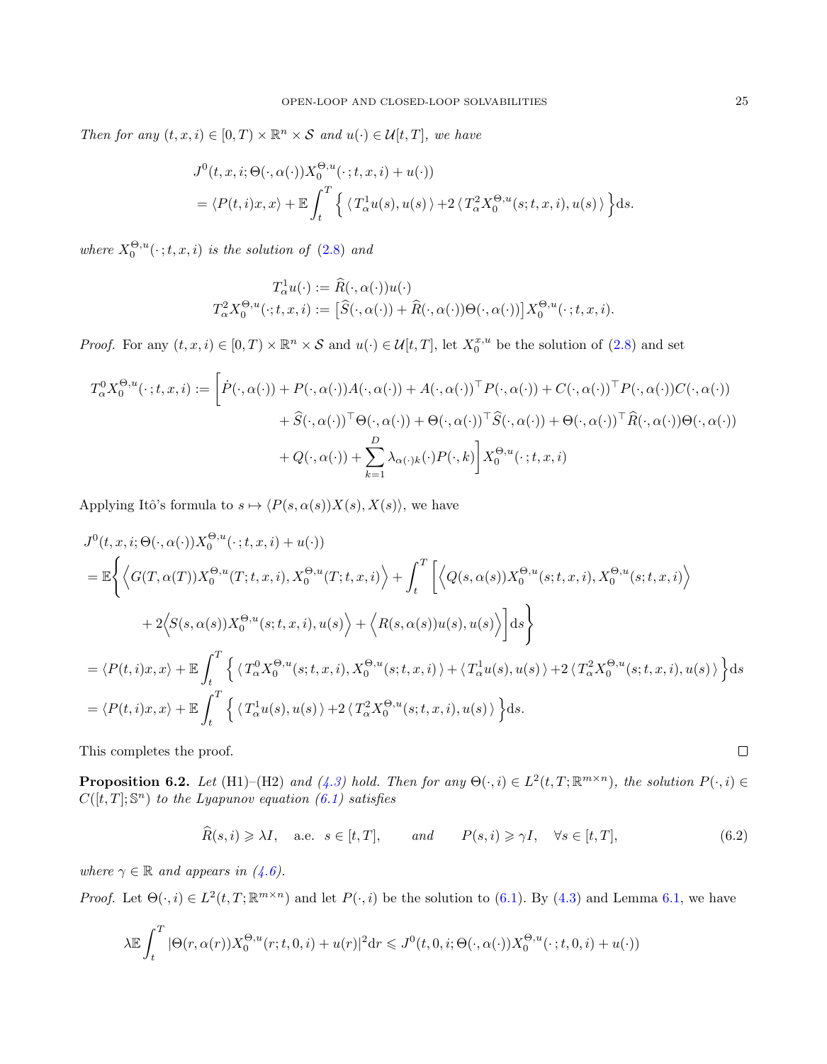*Then for any $(t,x,i) \in [0,T) \times \mathbb{R}^n \times \mathcal{S}$ and $u(\cdot) \in \mathcal{U}[t,T]$, we have*

$$
\begin{aligned}
&J^0(t,x,i;\Theta(\cdot,\alpha(\cdot))X_0^{\Theta,u}(\cdot\,;t,x,i)+u(\cdot))\\
&=\langle P(t,i)x,x\rangle + \mathbb{E}\int_t^T \Big\{ \langle T_\alpha^1 u(s), u(s) \rangle + 2 \langle T_\alpha^2 X_0^{\Theta,u}(s;t,x,i), u(s) \rangle \Big\} \mathrm{d}s.
\end{aligned}
$$

*where $X_0^{\Theta,u}(\cdot\,;t,x,i)$ is the solution of (2.8) and*

$$
\begin{aligned}
T_\alpha^1 u(\cdot) &:= \widehat{R}(\cdot,\alpha(\cdot))u(\cdot)\\
T_\alpha^2 X_0^{\Theta,u}(\cdot;t,x,i) &:= \big[\widehat{S}(\cdot,\alpha(\cdot)) + \widehat{R}(\cdot,\alpha(\cdot))\Theta(\cdot,\alpha(\cdot))\big] X_0^{\Theta,u}(\cdot\,;t,x,i).
\end{aligned}
$$

*Proof.* For any $(t,x,i) \in [0,T) \times \mathbb{R}^n \times \mathcal{S}$ and $u(\cdot) \in \mathcal{U}[t,T]$, let $X_0^{x,u}$ be the solution of (2.8) and set

$$
\begin{aligned}
T_\alpha^0 X_0^{\Theta,u}(\cdot\,;t,x,i) := \bigg[ &\dot{P}(\cdot,\alpha(\cdot)) + P(\cdot,\alpha(\cdot))A(\cdot,\alpha(\cdot)) + A(\cdot,\alpha(\cdot))^\top P(\cdot,\alpha(\cdot)) + C(\cdot,\alpha(\cdot))^\top P(\cdot,\alpha(\cdot))C(\cdot,\alpha(\cdot))\\
&+ \widehat{S}(\cdot,\alpha(\cdot))^\top \Theta(\cdot,\alpha(\cdot)) + \Theta(\cdot,\alpha(\cdot))^\top \widehat{S}(\cdot,\alpha(\cdot)) + \Theta(\cdot,\alpha(\cdot))^\top \widehat{R}(\cdot,\alpha(\cdot))\Theta(\cdot,\alpha(\cdot))\\
&+ Q(\cdot,\alpha(\cdot)) + \sum_{k=1}^{D} \lambda_{\alpha(\cdot)k}(\cdot)P(\cdot,k) \bigg] X_0^{\Theta,u}(\cdot\,;t,x,i)
\end{aligned}
$$

Applying Itô's formula to $s \mapsto \langle P(s,\alpha(s))X(s), X(s)\rangle$, we have

$$
\begin{aligned}
&J^0(t,x,i;\Theta(\cdot,\alpha(\cdot))X_0^{\Theta,u}(\cdot\,;t,x,i)+u(\cdot))\\
&=\mathbb{E}\Bigg\{ \Big\langle G(T,\alpha(T))X_0^{\Theta,u}(T;t,x,i), X_0^{\Theta,u}(T;t,x,i) \Big\rangle + \int_t^T \bigg[ \Big\langle Q(s,\alpha(s))X_0^{\Theta,u}(s;t,x,i), X_0^{\Theta,u}(s;t,x,i) \Big\rangle\\
&\qquad + 2\Big\langle S(s,\alpha(s))X_0^{\Theta,u}(s;t,x,i), u(s) \Big\rangle + \Big\langle R(s,\alpha(s))u(s), u(s) \Big\rangle \bigg] \mathrm{d}s \Bigg\}\\
&= \langle P(t,i)x,x\rangle + \mathbb{E}\int_t^T \Big\{ \langle T_\alpha^0 X_0^{\Theta,u}(s;t,x,i), X_0^{\Theta,u}(s;t,x,i) \rangle + \langle T_\alpha^1 u(s), u(s) \rangle + 2 \langle T_\alpha^2 X_0^{\Theta,u}(s;t,x,i), u(s) \rangle \Big\} \mathrm{d}s\\
&= \langle P(t,i)x,x\rangle + \mathbb{E}\int_t^T \Big\{ \langle T_\alpha^1 u(s), u(s) \rangle + 2 \langle T_\alpha^2 X_0^{\Theta,u}(s;t,x,i), u(s) \rangle \Big\} \mathrm{d}s.
\end{aligned}
$$

This completes the proof. ∎

**Proposition 6.2.** *Let* (H1)–(H2) *and (4.3) hold. Then for any $\Theta(\cdot,i) \in L^2(t,T;\mathbb{R}^{m\times n})$, the solution $P(\cdot,i) \in C([t,T];\mathbb{S}^n)$ to the Lyapunov equation (6.1) satisfies*

$$
\widehat{R}(s,i) \geqslant \lambda I, \quad \text{a.e. } s \in [t,T], \qquad \textit{and} \qquad P(s,i) \geqslant \gamma I, \quad \forall s \in [t,T], \tag{6.2}
$$

*where $\gamma \in \mathbb{R}$ and appears in (4.6).*

*Proof.* Let $\Theta(\cdot,i) \in L^2(t,T;\mathbb{R}^{m\times n})$ and let $P(\cdot,i)$ be the solution to (6.1). By (4.3) and Lemma 6.1, we have

$$
\lambda \mathbb{E}\int_t^T |\Theta(r,\alpha(r))X_0^{\Theta,u}(r;t,0,i) + u(r)|^2 \mathrm{d}r \leqslant J^0(t,0,i;\Theta(\cdot,\alpha(\cdot))X_0^{\Theta,u}(\cdot\,;t,0,i)+u(\cdot))
$$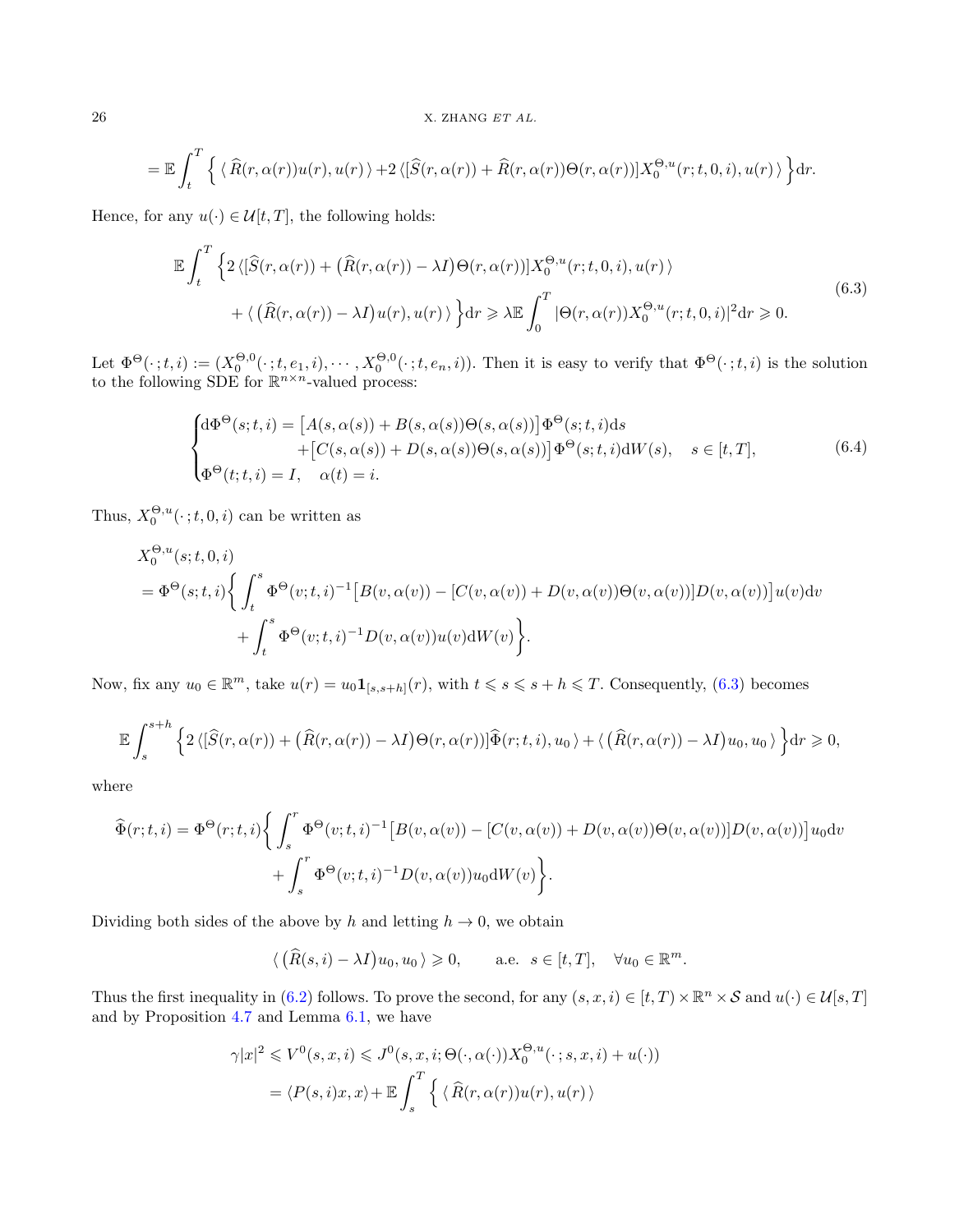$$
= \mathbb{E}\int_t^T \Big\{ \langle \widehat{R}(r,\alpha(r))u(r), u(r) \rangle + 2\, \langle [\widehat{S}(r,\alpha(r)) + \widehat{R}(r,\alpha(r))\Theta(r,\alpha(r))] X_0^{\Theta,u}(r;t,0,i), u(r) \rangle \Big\} \mathrm{d}r.
$$

Hence, for any $u(\cdot) \in \mathcal{U}[t,T]$, the following holds:

$$
\begin{aligned}
\mathbb{E}\int_t^T & \Big\{ 2\, \langle [\widehat{S}(r,\alpha(r)) + \big(\widehat{R}(r,\alpha(r)) - \lambda I\big)\Theta(r,\alpha(r))] X_0^{\Theta,u}(r;t,0,i), u(r) \rangle \\
& + \langle \big(\widehat{R}(r,\alpha(r)) - \lambda I\big) u(r), u(r) \rangle \Big\} \mathrm{d}r \geqslant \lambda \mathbb{E}\int_0^T |\Theta(r,\alpha(r)) X_0^{\Theta,u}(r;t,0,i)|^2 \mathrm{d}r \geqslant 0.
\end{aligned}
\tag{6.3}
$$

Let $\Phi^{\Theta}(\cdot\,;t,i) := (X_0^{\Theta,0}(\cdot\,;t,e_1,i), \cdots, X_0^{\Theta,0}(\cdot\,;t,e_n,i))$. Then it is easy to verify that $\Phi^{\Theta}(\cdot\,;t,i)$ is the solution to the following SDE for $\mathbb{R}^{n\times n}$-valued process:

$$
\begin{cases}
\mathrm{d}\Phi^{\Theta}(s;t,i) = \big[A(s,\alpha(s)) + B(s,\alpha(s))\Theta(s,\alpha(s))\big]\Phi^{\Theta}(s;t,i)\mathrm{d}s \\
\qquad\qquad\qquad + \big[C(s,\alpha(s)) + D(s,\alpha(s))\Theta(s,\alpha(s))\big]\Phi^{\Theta}(s;t,i)\mathrm{d}W(s), \quad s\in[t,T], \\
\Phi^{\Theta}(t;t,i) = I, \quad \alpha(t) = i.
\end{cases}
\tag{6.4}
$$

Thus, $X_0^{\Theta,u}(\cdot\,;t,0,i)$ can be written as

$$
\begin{aligned}
& X_0^{\Theta,u}(s;t,0,i) \\
& = \Phi^{\Theta}(s;t,i)\bigg\{ \int_t^s \Phi^{\Theta}(v;t,i)^{-1}\big[B(v,\alpha(v)) - [C(v,\alpha(v)) + D(v,\alpha(v))\Theta(v,\alpha(v))]D(v,\alpha(v))\big]u(v)\mathrm{d}v \\
& \qquad + \int_t^s \Phi^{\Theta}(v;t,i)^{-1} D(v,\alpha(v))u(v)\mathrm{d}W(v)\bigg\}.
\end{aligned}
$$

Now, fix any $u_0 \in \mathbb{R}^m$, take $u(r) = u_0 \mathbf{1}_{[s,s+h]}(r)$, with $t \leqslant s \leqslant s+h \leqslant T$. Consequently, (6.3) becomes

$$
\mathbb{E}\int_s^{s+h} \Big\{ 2\, \langle [\widehat{S}(r,\alpha(r)) + \big(\widehat{R}(r,\alpha(r)) - \lambda I\big)\Theta(r,\alpha(r))]\widehat{\Phi}(r;t,i), u_0 \rangle + \langle \big(\widehat{R}(r,\alpha(r)) - \lambda I\big)u_0, u_0 \rangle \Big\}\mathrm{d}r \geqslant 0,
$$

where

$$
\begin{aligned}
\widehat{\Phi}(r;t,i) = \Phi^{\Theta}(r;t,i)\bigg\{ & \int_s^r \Phi^{\Theta}(v;t,i)^{-1}\big[B(v,\alpha(v)) - [C(v,\alpha(v)) + D(v,\alpha(v))\Theta(v,\alpha(v))]D(v,\alpha(v))\big]u_0\mathrm{d}v \\
& + \int_s^r \Phi^{\Theta}(v;t,i)^{-1} D(v,\alpha(v))u_0\mathrm{d}W(v)\bigg\}.
\end{aligned}
$$

Dividing both sides of the above by $h$ and letting $h \to 0$, we obtain

$$
\langle \big(\widehat{R}(s,i) - \lambda I\big)u_0, u_0 \rangle \geqslant 0, \qquad \text{a.e. } s \in [t,T], \quad \forall u_0 \in \mathbb{R}^m.
$$

Thus the first inequality in (6.2) follows. To prove the second, for any $(s,x,i) \in [t,T) \times \mathbb{R}^n \times \mathcal{S}$ and $u(\cdot) \in \mathcal{U}[s,T]$ and by Proposition 4.7 and Lemma 6.1, we have

$$
\begin{aligned}
\gamma|x|^2 \leqslant V^0(s,x,i) & \leqslant J^0(s,x,i;\Theta(\cdot,\alpha(\cdot))X_0^{\Theta,u}(\cdot\,;s,x,i) + u(\cdot)) \\
& = \langle P(s,i)x, x\rangle + \mathbb{E}\int_s^T \Big\{ \langle \widehat{R}(r,\alpha(r))u(r), u(r) \rangle
\end{aligned}
$$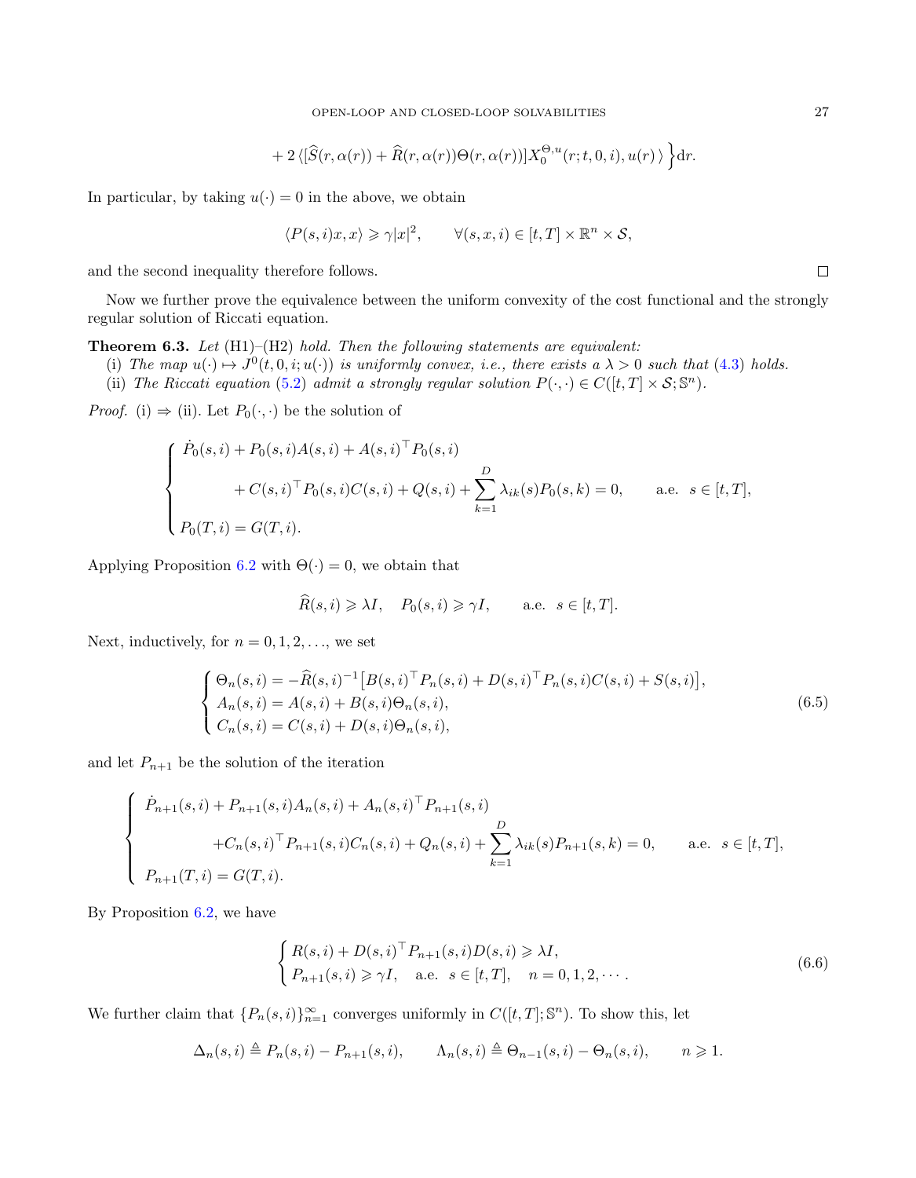$$
+ 2 \langle [\widehat{S}(r,\alpha(r)) + \widehat{R}(r,\alpha(r))\Theta(r,\alpha(r))] X_0^{\Theta,u}(r;t,0,i), u(r) \rangle \Big\} \mathrm{d}r.
$$

In particular, by taking $u(\cdot) = 0$ in the above, we obtain

$$
\langle P(s,i)x, x \rangle \geqslant \gamma |x|^2, \qquad \forall (s,x,i) \in [t,T] \times \mathbb{R}^n \times \mathcal{S},
$$

and the second inequality therefore follows. $\square$

Now we further prove the equivalence between the uniform convexity of the cost functional and the strongly regular solution of Riccati equation.

**Theorem 6.3.** *Let* (H1)–(H2) *hold. Then the following statements are equivalent:*

(i) *The map $u(\cdot) \mapsto J^0(t,0,i;u(\cdot))$ is uniformly convex, i.e., there exists a $\lambda > 0$ such that* (4.3) *holds.*

(ii) *The Riccati equation* (5.2) *admit a strongly regular solution $P(\cdot,\cdot) \in C([t,T] \times \mathcal{S}; \mathbb{S}^n)$.*

*Proof.* (i) $\Rightarrow$ (ii). Let $P_0(\cdot,\cdot)$ be the solution of

$$
\begin{cases}
\dot{P}_0(s,i) + P_0(s,i)A(s,i) + A(s,i)^\top P_0(s,i) \\
\qquad\qquad + C(s,i)^\top P_0(s,i)C(s,i) + Q(s,i) + \displaystyle\sum_{k=1}^{D} \lambda_{ik}(s) P_0(s,k) = 0, \qquad \text{a.e. } s \in [t,T], \\
P_0(T,i) = G(T,i).
\end{cases}
$$

Applying Proposition 6.2 with $\Theta(\cdot) = 0$, we obtain that

$$
\widehat{R}(s,i) \geqslant \lambda I, \quad P_0(s,i) \geqslant \gamma I, \qquad \text{a.e. } s \in [t,T].
$$

Next, inductively, for $n = 0, 1, 2, \ldots$, we set

$$
\begin{cases}
\Theta_n(s,i) = -\widehat{R}(s,i)^{-1} \big[ B(s,i)^\top P_n(s,i) + D(s,i)^\top P_n(s,i) C(s,i) + S(s,i) \big], \\
A_n(s,i) = A(s,i) + B(s,i)\Theta_n(s,i), \\
C_n(s,i) = C(s,i) + D(s,i)\Theta_n(s,i),
\end{cases}
\tag{6.5}
$$

and let $P_{n+1}$ be the solution of the iteration

$$
\begin{cases}
\dot{P}_{n+1}(s,i) + P_{n+1}(s,i)A_n(s,i) + A_n(s,i)^\top P_{n+1}(s,i) \\
\qquad\qquad + C_n(s,i)^\top P_{n+1}(s,i) C_n(s,i) + Q_n(s,i) + \displaystyle\sum_{k=1}^{D} \lambda_{ik}(s) P_{n+1}(s,k) = 0, \qquad \text{a.e. } s \in [t,T], \\
P_{n+1}(T,i) = G(T,i).
\end{cases}
$$

By Proposition 6.2, we have

$$
\begin{cases}
R(s,i) + D(s,i)^\top P_{n+1}(s,i) D(s,i) \geqslant \lambda I, \\
P_{n+1}(s,i) \geqslant \gamma I, \quad \text{a.e. } s \in [t,T], \quad n = 0, 1, 2, \cdots.
\end{cases}
\tag{6.6}
$$

We further claim that $\{P_n(s,i)\}_{n=1}^{\infty}$ converges uniformly in $C([t,T]; \mathbb{S}^n)$. To show this, let

$$
\Delta_n(s,i) \triangleq P_n(s,i) - P_{n+1}(s,i), \qquad \Lambda_n(s,i) \triangleq \Theta_{n-1}(s,i) - \Theta_n(s,i), \qquad n \geqslant 1.
$$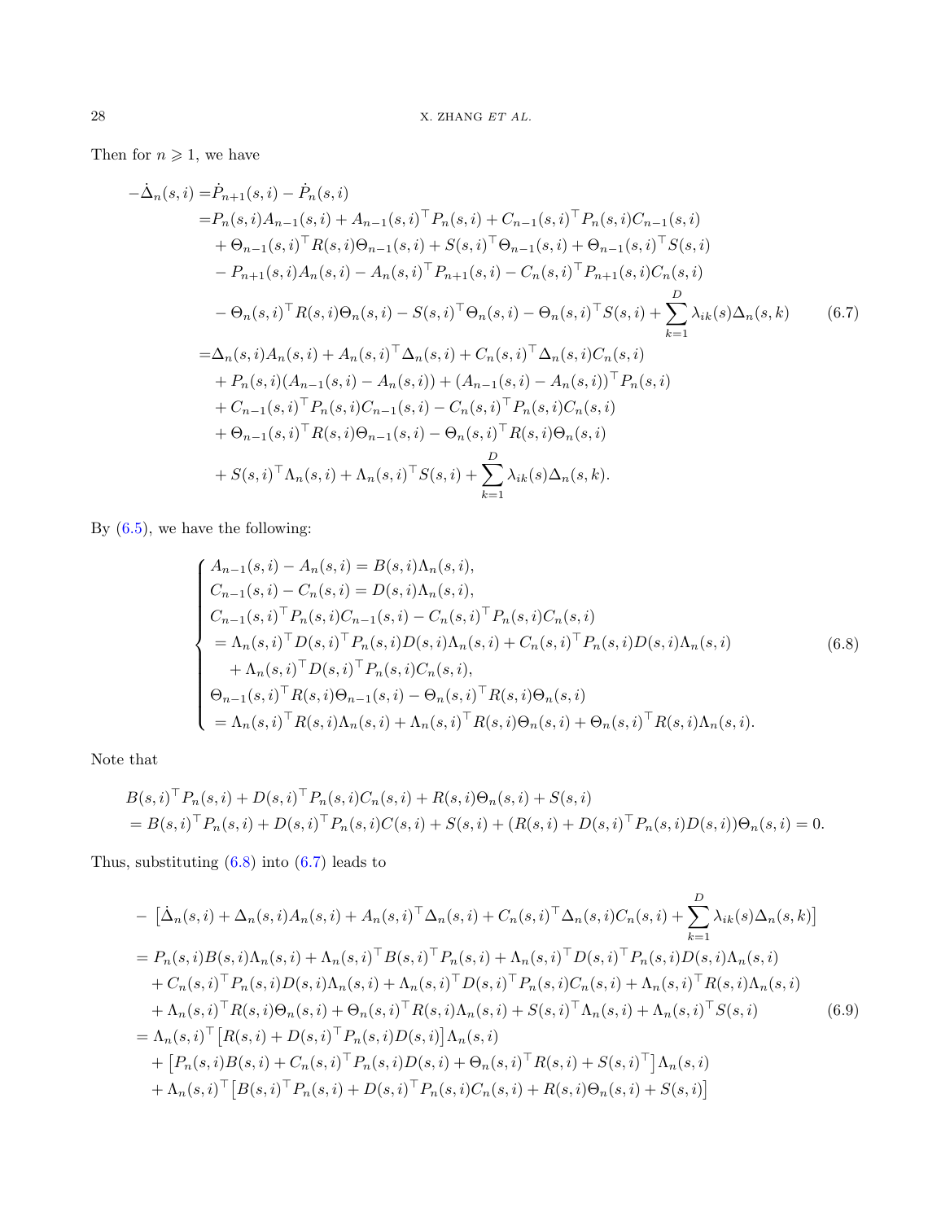Then for $n \geqslant 1$, we have

$$
\begin{aligned}
-\dot{\Delta}_n(s,i) =& \dot{P}_{n+1}(s,i) - \dot{P}_n(s,i) \\
=& P_n(s,i)A_{n-1}(s,i) + A_{n-1}(s,i)^\top P_n(s,i) + C_{n-1}(s,i)^\top P_n(s,i)C_{n-1}(s,i) \\
&+ \Theta_{n-1}(s,i)^\top R(s,i)\Theta_{n-1}(s,i) + S(s,i)^\top \Theta_{n-1}(s,i) + \Theta_{n-1}(s,i)^\top S(s,i) \\
&- P_{n+1}(s,i)A_n(s,i) - A_n(s,i)^\top P_{n+1}(s,i) - C_n(s,i)^\top P_{n+1}(s,i)C_n(s,i) \\
&- \Theta_n(s,i)^\top R(s,i)\Theta_n(s,i) - S(s,i)^\top \Theta_n(s,i) - \Theta_n(s,i)^\top S(s,i) + \sum_{k=1}^{D} \lambda_{ik}(s)\Delta_n(s,k) \\
=& \Delta_n(s,i)A_n(s,i) + A_n(s,i)^\top \Delta_n(s,i) + C_n(s,i)^\top \Delta_n(s,i)C_n(s,i) \\
&+ P_n(s,i)(A_{n-1}(s,i) - A_n(s,i)) + (A_{n-1}(s,i) - A_n(s,i))^\top P_n(s,i) \\
&+ C_{n-1}(s,i)^\top P_n(s,i)C_{n-1}(s,i) - C_n(s,i)^\top P_n(s,i)C_n(s,i) \\
&+ \Theta_{n-1}(s,i)^\top R(s,i)\Theta_{n-1}(s,i) - \Theta_n(s,i)^\top R(s,i)\Theta_n(s,i) \\
&+ S(s,i)^\top \Lambda_n(s,i) + \Lambda_n(s,i)^\top S(s,i) + \sum_{k=1}^{D} \lambda_{ik}(s)\Delta_n(s,k).
\end{aligned}
\tag{6.7}
$$

By (6.5), we have the following:

$$
\begin{cases}
A_{n-1}(s,i) - A_n(s,i) = B(s,i)\Lambda_n(s,i), \\
C_{n-1}(s,i) - C_n(s,i) = D(s,i)\Lambda_n(s,i), \\
C_{n-1}(s,i)^\top P_n(s,i)C_{n-1}(s,i) - C_n(s,i)^\top P_n(s,i)C_n(s,i) \\
= \Lambda_n(s,i)^\top D(s,i)^\top P_n(s,i)D(s,i)\Lambda_n(s,i) + C_n(s,i)^\top P_n(s,i)D(s,i)\Lambda_n(s,i) \\
\quad + \Lambda_n(s,i)^\top D(s,i)^\top P_n(s,i)C_n(s,i), \\
\Theta_{n-1}(s,i)^\top R(s,i)\Theta_{n-1}(s,i) - \Theta_n(s,i)^\top R(s,i)\Theta_n(s,i) \\
= \Lambda_n(s,i)^\top R(s,i)\Lambda_n(s,i) + \Lambda_n(s,i)^\top R(s,i)\Theta_n(s,i) + \Theta_n(s,i)^\top R(s,i)\Lambda_n(s,i).
\end{cases}
\tag{6.8}
$$

Note that

$$
\begin{aligned}
& B(s,i)^\top P_n(s,i) + D(s,i)^\top P_n(s,i)C_n(s,i) + R(s,i)\Theta_n(s,i) + S(s,i) \\
&= B(s,i)^\top P_n(s,i) + D(s,i)^\top P_n(s,i)C(s,i) + S(s,i) + (R(s,i) + D(s,i)^\top P_n(s,i)D(s,i))\Theta_n(s,i) = 0.
\end{aligned}
$$

Thus, substituting (6.8) into (6.7) leads to

$$
\begin{aligned}
&- \Big[\dot{\Delta}_n(s,i) + \Delta_n(s,i)A_n(s,i) + A_n(s,i)^\top \Delta_n(s,i) + C_n(s,i)^\top \Delta_n(s,i)C_n(s,i) + \sum_{k=1}^{D} \lambda_{ik}(s)\Delta_n(s,k)\Big] \\
&= P_n(s,i)B(s,i)\Lambda_n(s,i) + \Lambda_n(s,i)^\top B(s,i)^\top P_n(s,i) + \Lambda_n(s,i)^\top D(s,i)^\top P_n(s,i)D(s,i)\Lambda_n(s,i) \\
&\quad + C_n(s,i)^\top P_n(s,i)D(s,i)\Lambda_n(s,i) + \Lambda_n(s,i)^\top D(s,i)^\top P_n(s,i)C_n(s,i) + \Lambda_n(s,i)^\top R(s,i)\Lambda_n(s,i) \\
&\quad + \Lambda_n(s,i)^\top R(s,i)\Theta_n(s,i) + \Theta_n(s,i)^\top R(s,i)\Lambda_n(s,i) + S(s,i)^\top \Lambda_n(s,i) + \Lambda_n(s,i)^\top S(s,i) \\
&= \Lambda_n(s,i)^\top \big[R(s,i) + D(s,i)^\top P_n(s,i)D(s,i)\big]\Lambda_n(s,i) \\
&\quad + \big[P_n(s,i)B(s,i) + C_n(s,i)^\top P_n(s,i)D(s,i) + \Theta_n(s,i)^\top R(s,i) + S(s,i)^\top\big]\Lambda_n(s,i) \\
&\quad + \Lambda_n(s,i)^\top \big[B(s,i)^\top P_n(s,i) + D(s,i)^\top P_n(s,i)C_n(s,i) + R(s,i)\Theta_n(s,i) + S(s,i)\big]
\end{aligned}
\tag{6.9}
$$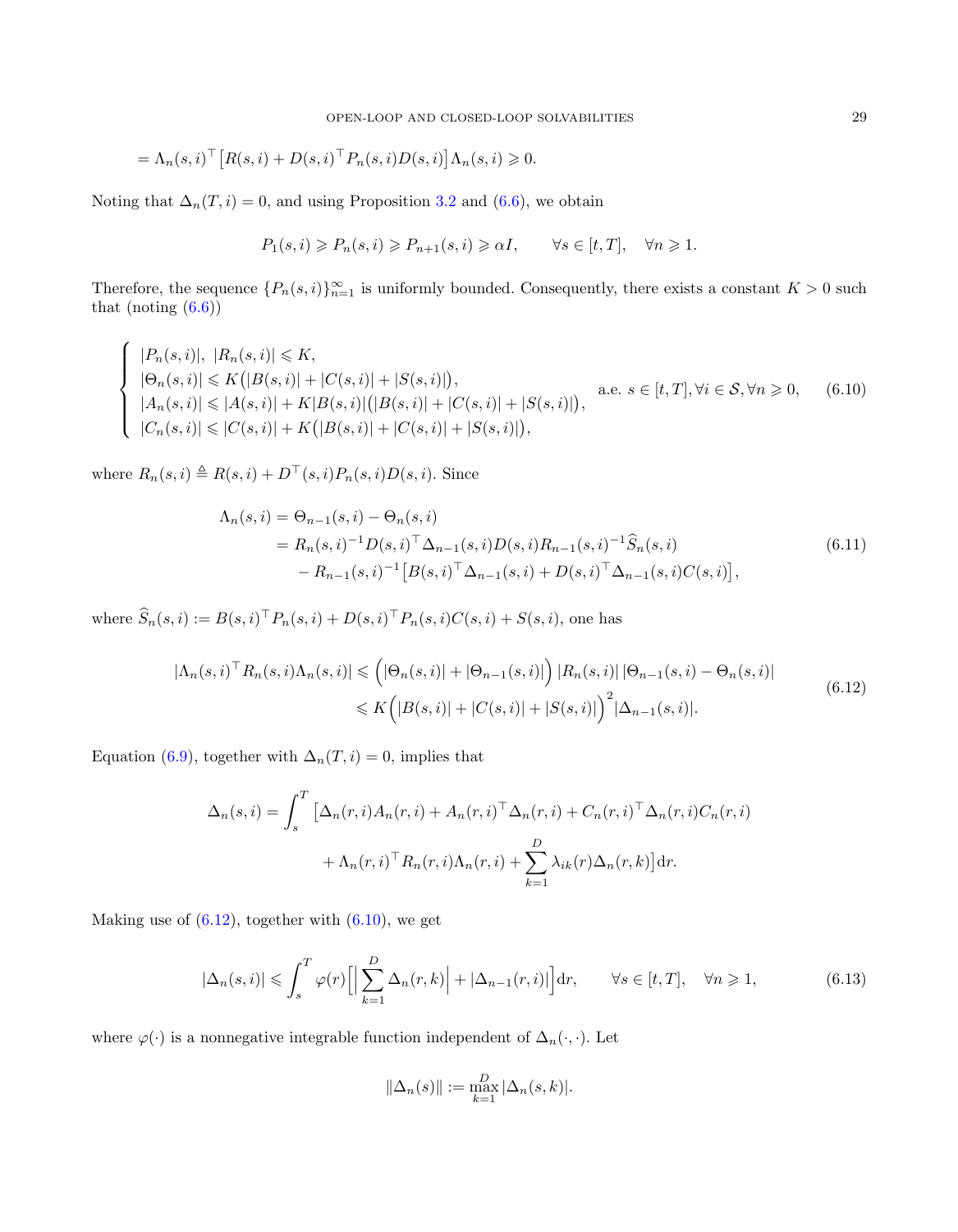$$= \Lambda_n(s,i)^\top \big[R(s,i) + D(s,i)^\top P_n(s,i) D(s,i)\big] \Lambda_n(s,i) \geqslant 0.$$

Noting that $\Delta_n(T,i) = 0$, and using Proposition 3.2 and (6.6), we obtain

$$P_1(s,i) \geqslant P_n(s,i) \geqslant P_{n+1}(s,i) \geqslant \alpha I, \qquad \forall s \in [t,T], \quad \forall n \geqslant 1.$$

Therefore, the sequence $\{P_n(s,i)\}_{n=1}^\infty$ is uniformly bounded. Consequently, there exists a constant $K > 0$ such that (noting (6.6))

$$\begin{cases} |P_n(s,i)|, \ |R_n(s,i)| \leqslant K, \\ |\Theta_n(s,i)| \leqslant K\big(|B(s,i)| + |C(s,i)| + |S(s,i)|\big), \\ |A_n(s,i)| \leqslant |A(s,i)| + K|B(s,i)|\big(|B(s,i)| + |C(s,i)| + |S(s,i)|\big), \\ |C_n(s,i)| \leqslant |C(s,i)| + K\big(|B(s,i)| + |C(s,i)| + |S(s,i)|\big), \end{cases} \quad \text{a.e. } s \in [t,T], \forall i \in \mathcal{S}, \forall n \geqslant 0, \tag{6.10}$$

where $R_n(s,i) \triangleq R(s,i) + D^\top(s,i) P_n(s,i) D(s,i)$. Since

$$\begin{aligned} \Lambda_n(s,i) &= \Theta_{n-1}(s,i) - \Theta_n(s,i) \\ &= R_n(s,i)^{-1} D(s,i)^\top \Delta_{n-1}(s,i) D(s,i) R_{n-1}(s,i)^{-1} \widehat{S}_n(s,i) \\ &\quad - R_{n-1}(s,i)^{-1} \big[B(s,i)^\top \Delta_{n-1}(s,i) + D(s,i)^\top \Delta_{n-1}(s,i) C(s,i)\big], \end{aligned} \tag{6.11}$$

where $\widehat{S}_n(s,i) := B(s,i)^\top P_n(s,i) + D(s,i)^\top P_n(s,i) C(s,i) + S(s,i)$, one has

$$\begin{aligned} |\Lambda_n(s,i)^\top R_n(s,i) \Lambda_n(s,i)| &\leqslant \Big(|\Theta_n(s,i)| + |\Theta_{n-1}(s,i)|\Big) \, |R_n(s,i)| \, |\Theta_{n-1}(s,i) - \Theta_n(s,i)| \\ &\leqslant K\Big(|B(s,i)| + |C(s,i)| + |S(s,i)|\Big)^2 |\Delta_{n-1}(s,i)|. \end{aligned} \tag{6.12}$$

Equation (6.9), together with $\Delta_n(T,i) = 0$, implies that

$$\begin{aligned} \Delta_n(s,i) = \int_s^T \big[&\Delta_n(r,i) A_n(r,i) + A_n(r,i)^\top \Delta_n(r,i) + C_n(r,i)^\top \Delta_n(r,i) C_n(r,i) \\ &+ \Lambda_n(r,i)^\top R_n(r,i) \Lambda_n(r,i) + \sum_{k=1}^D \lambda_{ik}(r) \Delta_n(r,k)\big] \mathrm{d}r. \end{aligned}$$

Making use of (6.12), together with (6.10), we get

$$|\Delta_n(s,i)| \leqslant \int_s^T \varphi(r) \Big[\Big|\sum_{k=1}^D \Delta_n(r,k)\Big| + |\Delta_{n-1}(r,i)|\Big] \mathrm{d}r, \qquad \forall s \in [t,T], \quad \forall n \geqslant 1, \tag{6.13}$$

where $\varphi(\cdot)$ is a nonnegative integrable function independent of $\Delta_n(\cdot,\cdot)$. Let

$$\|\Delta_n(s)\| := \max_{k=1}^D |\Delta_n(s,k)|.$$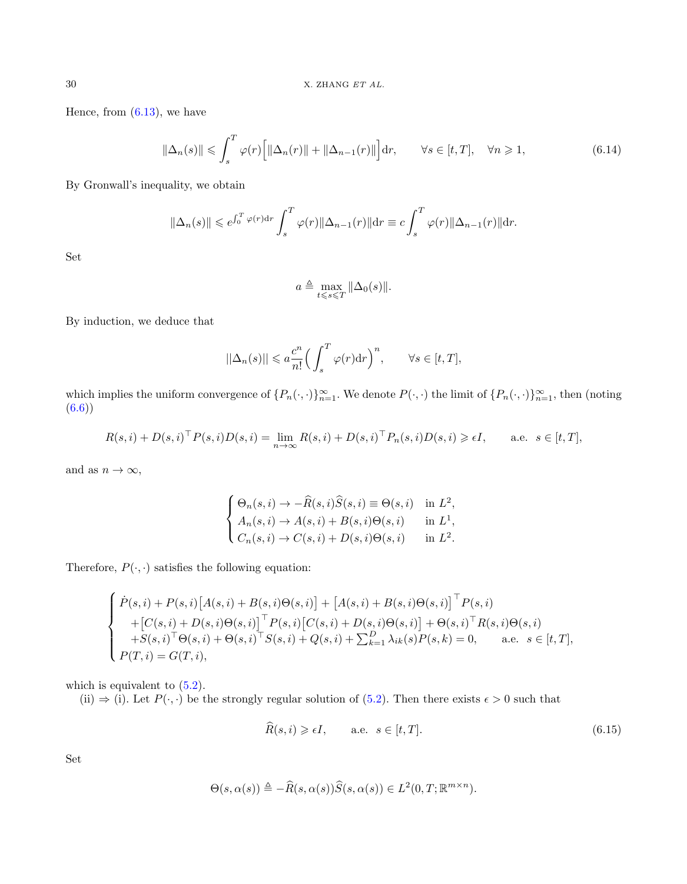Hence, from (6.13), we have

$$
\|\Delta_n(s)\| \leqslant \int_s^T \varphi(r)\Big[\|\Delta_n(r)\| + \|\Delta_{n-1}(r)\|\Big]\mathrm{d}r, \qquad \forall s\in[t,T], \quad \forall n\geqslant 1, \tag{6.14}
$$

By Gronwall's inequality, we obtain

$$
\|\Delta_n(s)\| \leqslant e^{\int_0^T \varphi(r)\mathrm{d}r} \int_s^T \varphi(r)\|\Delta_{n-1}(r)\|\mathrm{d}r \equiv c\int_s^T \varphi(r)\|\Delta_{n-1}(r)\|\mathrm{d}r.
$$

Set

$$
a \triangleq \max_{t\leqslant s\leqslant T}\|\Delta_0(s)\|.
$$

By induction, we deduce that

$$
||\Delta_n(s)|| \leqslant a\frac{c^n}{n!}\Big(\int_s^T \varphi(r)\mathrm{d}r\Big)^n, \qquad \forall s\in[t,T],
$$

which implies the uniform convergence of $\{P_n(\cdot,\cdot)\}_{n=1}^{\infty}$. We denote $P(\cdot,\cdot)$ the limit of $\{P_n(\cdot,\cdot)\}_{n=1}^{\infty}$, then (noting (6.6))

$$
R(s,i) + D(s,i)^\top P(s,i)D(s,i) = \lim_{n\to\infty} R(s,i) + D(s,i)^\top P_n(s,i)D(s,i) \geqslant \epsilon I, \qquad \text{a.e.} \ \ s\in[t,T],
$$

and as $n\to\infty$,

$$
\begin{cases}
\Theta_n(s,i) \to -\widehat{R}(s,i)\widehat{S}(s,i) \equiv \Theta(s,i) & \text{in } L^2,\\
A_n(s,i) \to A(s,i) + B(s,i)\Theta(s,i) & \text{in } L^1,\\
C_n(s,i) \to C(s,i) + D(s,i)\Theta(s,i) & \text{in } L^2.
\end{cases}
$$

Therefore, $P(\cdot,\cdot)$ satisfies the following equation:

$$
\begin{cases}
\dot{P}(s,i) + P(s,i)\big[A(s,i) + B(s,i)\Theta(s,i)\big] + \big[A(s,i) + B(s,i)\Theta(s,i)\big]^\top P(s,i)\\
\quad + \big[C(s,i) + D(s,i)\Theta(s,i)\big]^\top P(s,i)\big[C(s,i) + D(s,i)\Theta(s,i)\big] + \Theta(s,i)^\top R(s,i)\Theta(s,i)\\
\quad + S(s,i)^\top\Theta(s,i) + \Theta(s,i)^\top S(s,i) + Q(s,i) + \sum_{k=1}^{D}\lambda_{ik}(s)P(s,k) = 0, \qquad \text{a.e.} \ \ s\in[t,T],\\
P(T,i) = G(T,i),
\end{cases}
$$

which is equivalent to (5.2).

(ii) $\Rightarrow$ (i). Let $P(\cdot,\cdot)$ be the strongly regular solution of (5.2). Then there exists $\epsilon>0$ such that

$$
\widehat{R}(s,i) \geqslant \epsilon I, \qquad \text{a.e.} \ \ s\in[t,T]. \tag{6.15}
$$

Set

$$
\Theta(s,\alpha(s)) \triangleq -\widehat{R}(s,\alpha(s))\widehat{S}(s,\alpha(s)) \in L^2(0,T;\mathbb{R}^{m\times n}).
$$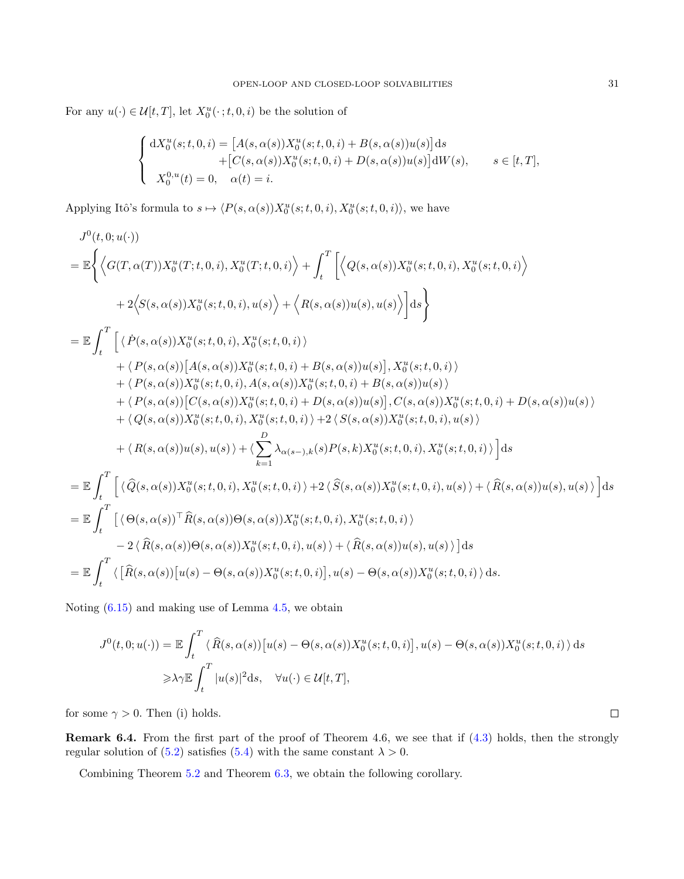For any $u(\cdot)\in\mathcal{U}[t,T]$, let $X_0^u(\cdot\,;t,0,i)$ be the solution of

$$
\begin{cases}
\mathrm{d}X_0^u(s;t,0,i)=\big[A(s,\alpha(s))X_0^u(s;t,0,i)+B(s,\alpha(s))u(s)\big]\mathrm{d}s\\
\qquad\qquad\qquad\quad+\big[C(s,\alpha(s))X_0^u(s;t,0,i)+D(s,\alpha(s))u(s)\big]\mathrm{d}W(s), \qquad s\in[t,T],\\
X_0^{0,u}(t)=0, \quad \alpha(t)=i.
\end{cases}
$$

Applying Itô's formula to $s\mapsto\langle P(s,\alpha(s))X_0^u(s;t,0,i),X_0^u(s;t,0,i)\rangle$, we have

$$
\begin{aligned}
&J^0(t,0;u(\cdot))\\
&=\mathbb{E}\bigg\{\Big\langle G(T,\alpha(T))X_0^u(T;t,0,i),X_0^u(T;t,0,i)\Big\rangle+\int_t^T\Big[\Big\langle Q(s,\alpha(s))X_0^u(s;t,0,i),X_0^u(s;t,0,i)\Big\rangle\\
&\qquad+2\Big\langle S(s,\alpha(s))X_0^u(s;t,0,i),u(s)\Big\rangle+\Big\langle R(s,\alpha(s))u(s),u(s)\Big\rangle\Big]\mathrm{d}s\bigg\}\\
&=\mathbb{E}\int_t^T\Big[\langle \dot P(s,\alpha(s))X_0^u(s;t,0,i),X_0^u(s;t,0,i)\rangle\\
&\qquad+\langle P(s,\alpha(s))\big[A(s,\alpha(s))X_0^u(s;t,0,i)+B(s,\alpha(s))u(s)\big],X_0^u(s;t,0,i)\rangle\\
&\qquad+\langle P(s,\alpha(s))X_0^u(s;t,0,i),A(s,\alpha(s))X_0^u(s;t,0,i)+B(s,\alpha(s))u(s)\rangle\\
&\qquad+\langle P(s,\alpha(s))\big[C(s,\alpha(s))X_0^u(s;t,0,i)+D(s,\alpha(s))u(s)\big],C(s,\alpha(s))X_0^u(s;t,0,i)+D(s,\alpha(s))u(s)\rangle\\
&\qquad+\langle Q(s,\alpha(s))X_0^u(s;t,0,i),X_0^u(s;t,0,i)\rangle+2\langle S(s,\alpha(s))X_0^u(s;t,0,i),u(s)\rangle\\
&\qquad+\langle R(s,\alpha(s))u(s),u(s)\rangle+\langle\sum_{k=1}^D\lambda_{\alpha(s-),k}(s)P(s,k)X_0^u(s;t,0,i),X_0^u(s;t,0,i)\rangle\Big]\mathrm{d}s\\
&=\mathbb{E}\int_t^T\Big[\langle \widehat Q(s,\alpha(s))X_0^u(s;t,0,i),X_0^u(s;t,0,i)\rangle+2\langle\widehat S(s,\alpha(s))X_0^u(s;t,0,i),u(s)\rangle+\langle\widehat R(s,\alpha(s))u(s),u(s)\rangle\Big]\mathrm{d}s\\
&=\mathbb{E}\int_t^T\big[\langle\Theta(s,\alpha(s))^\top\widehat R(s,\alpha(s))\Theta(s,\alpha(s))X_0^u(s;t,0,i),X_0^u(s;t,0,i)\rangle\\
&\qquad-2\langle\widehat R(s,\alpha(s))\Theta(s,\alpha(s))X_0^u(s;t,0,i),u(s)\rangle+\langle\widehat R(s,\alpha(s))u(s),u(s)\rangle\big]\mathrm{d}s\\
&=\mathbb{E}\int_t^T\langle\big[\widehat R(s,\alpha(s))\big[u(s)-\Theta(s,\alpha(s))X_0^u(s;t,0,i)\big],u(s)-\Theta(s,\alpha(s))X_0^u(s;t,0,i)\rangle\mathrm{d}s.
\end{aligned}
$$

Noting (6.15) and making use of Lemma 4.5, we obtain

$$
\begin{aligned}
J^0(t,0;u(\cdot))&=\mathbb{E}\int_t^T\langle\widehat R(s,\alpha(s))\big[u(s)-\Theta(s,\alpha(s))X_0^u(s;t,0,i)\big],u(s)-\Theta(s,\alpha(s))X_0^u(s;t,0,i)\rangle\mathrm{d}s\\
&\geqslant\lambda\gamma\mathbb{E}\int_t^T|u(s)|^2\mathrm{d}s, \quad \forall u(\cdot)\in\mathcal{U}[t,T],
\end{aligned}
$$

for some $\gamma>0$. Then (i) holds. $\square$

**Remark 6.4.** From the first part of the proof of Theorem 4.6, we see that if (4.3) holds, then the strongly regular solution of (5.2) satisfies (5.4) with the same constant $\lambda>0$.

Combining Theorem 5.2 and Theorem 6.3, we obtain the following corollary.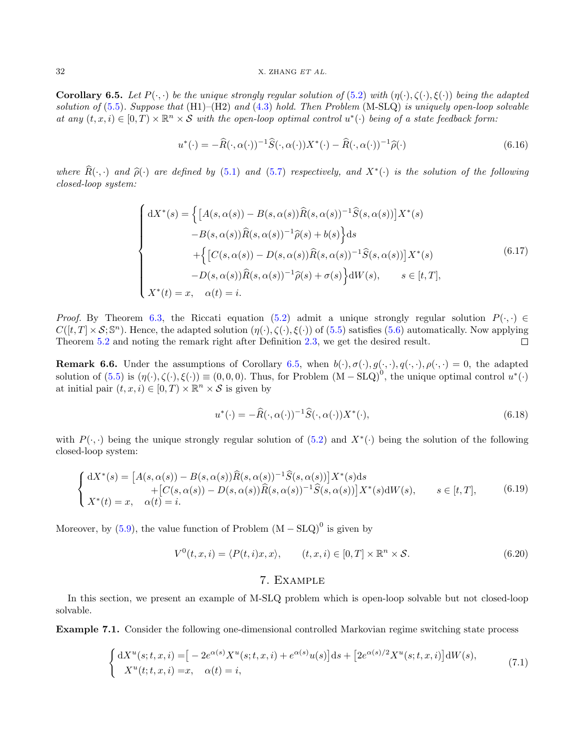**Corollary 6.5.** *Let $P(\cdot,\cdot)$ be the unique strongly regular solution of (5.2) with $(\eta(\cdot),\zeta(\cdot),\xi(\cdot))$ being the adapted solution of (5.5). Suppose that (H1)–(H2) and (4.3) hold. Then Problem (M-SLQ) is uniquely open-loop solvable at any $(t,x,i)\in[0,T)\times\mathbb{R}^n\times\mathcal{S}$ with the open-loop optimal control $u^*(\cdot)$ being of a state feedback form:*

$$
u^*(\cdot) = -\widehat{R}(\cdot,\alpha(\cdot))^{-1}\widehat{S}(\cdot,\alpha(\cdot))X^*(\cdot) - \widehat{R}(\cdot,\alpha(\cdot))^{-1}\widehat{\rho}(\cdot) \tag{6.16}
$$

*where $\widehat{R}(\cdot,\cdot)$ and $\widehat{\rho}(\cdot)$ are defined by (5.1) and (5.7) respectively, and $X^*(\cdot)$ is the solution of the following closed-loop system:*

$$
\begin{cases}
\mathrm{d}X^*(s) = \Big\{\big[A(s,\alpha(s)) - B(s,\alpha(s))\widehat{R}(s,\alpha(s))^{-1}\widehat{S}(s,\alpha(s))\big]X^*(s) \\
\qquad\qquad -B(s,\alpha(s))\widehat{R}(s,\alpha(s))^{-1}\widehat{\rho}(s) + b(s)\Big\}\mathrm{d}s \\
\qquad\qquad +\Big\{\big[C(s,\alpha(s)) - D(s,\alpha(s))\widehat{R}(s,\alpha(s))^{-1}\widehat{S}(s,\alpha(s))\big]X^*(s) \\
\qquad\qquad -D(s,\alpha(s))\widehat{R}(s,\alpha(s))^{-1}\widehat{\rho}(s) + \sigma(s)\Big\}\mathrm{d}W(s), \qquad s\in[t,T], \\
X^*(t) = x, \quad \alpha(t) = i.
\end{cases} \tag{6.17}
$$

*Proof.* By Theorem 6.3, the Riccati equation (5.2) admit a unique strongly regular solution $P(\cdot,\cdot)\in C([t,T]\times\mathcal{S};\mathbb{S}^n)$. Hence, the adapted solution $(\eta(\cdot),\zeta(\cdot),\xi(\cdot))$ of (5.5) satisfies (5.6) automatically. Now applying Theorem 5.2 and noting the remark right after Definition 2.3, we get the desired result. $\square$

**Remark 6.6.** Under the assumptions of Corollary 6.5, when $b(\cdot),\sigma(\cdot),g(\cdot,\cdot),q(\cdot,\cdot),\rho(\cdot,\cdot)=0$, the adapted solution of (5.5) is $(\eta(\cdot),\zeta(\cdot),\xi(\cdot))\equiv(0,0,0)$. Thus, for Problem $(\mathrm{M-SLQ})^0$, the unique optimal control $u^*(\cdot)$ at initial pair $(t,x,i)\in[0,T)\times\mathbb{R}^n\times\mathcal{S}$ is given by

$$
u^*(\cdot) = -\widehat{R}(\cdot,\alpha(\cdot))^{-1}\widehat{S}(\cdot,\alpha(\cdot))X^*(\cdot), \tag{6.18}
$$

with $P(\cdot,\cdot)$ being the unique strongly regular solution of (5.2) and $X^*(\cdot)$ being the solution of the following closed-loop system:

$$
\begin{cases}
\mathrm{d}X^*(s) = \big[A(s,\alpha(s)) - B(s,\alpha(s))\widehat{R}(s,\alpha(s))^{-1}\widehat{S}(s,\alpha(s))\big]X^*(s)\mathrm{d}s \\
\qquad\qquad +\big[C(s,\alpha(s)) - D(s,\alpha(s))\widehat{R}(s,\alpha(s))^{-1}\widehat{S}(s,\alpha(s))\big]X^*(s)\mathrm{d}W(s), \qquad s\in[t,T], \\
X^*(t) = x, \quad \alpha(t) = i.
\end{cases} \tag{6.19}
$$

Moreover, by (5.9), the value function of Problem $(\mathrm{M-SLQ})^0$ is given by

$$
V^0(t,x,i) = \langle P(t,i)x,x\rangle, \qquad (t,x,i)\in[0,T]\times\mathbb{R}^n\times\mathcal{S}. \tag{6.20}
$$

## 7. Example

In this section, we present an example of M-SLQ problem which is open-loop solvable but not closed-loop solvable.

**Example 7.1.** Consider the following one-dimensional controlled Markovian regime switching state process

$$
\begin{cases}
\mathrm{d}X^u(s;t,x,i) = \big[-2e^{\alpha(s)}X^u(s;t,x,i) + e^{\alpha(s)}u(s)\big]\mathrm{d}s + \big[2e^{\alpha(s)/2}X^u(s;t,x,i)\big]\mathrm{d}W(s), \\
X^u(t;t,x,i) = x, \quad \alpha(t) = i,
\end{cases} \tag{7.1}
$$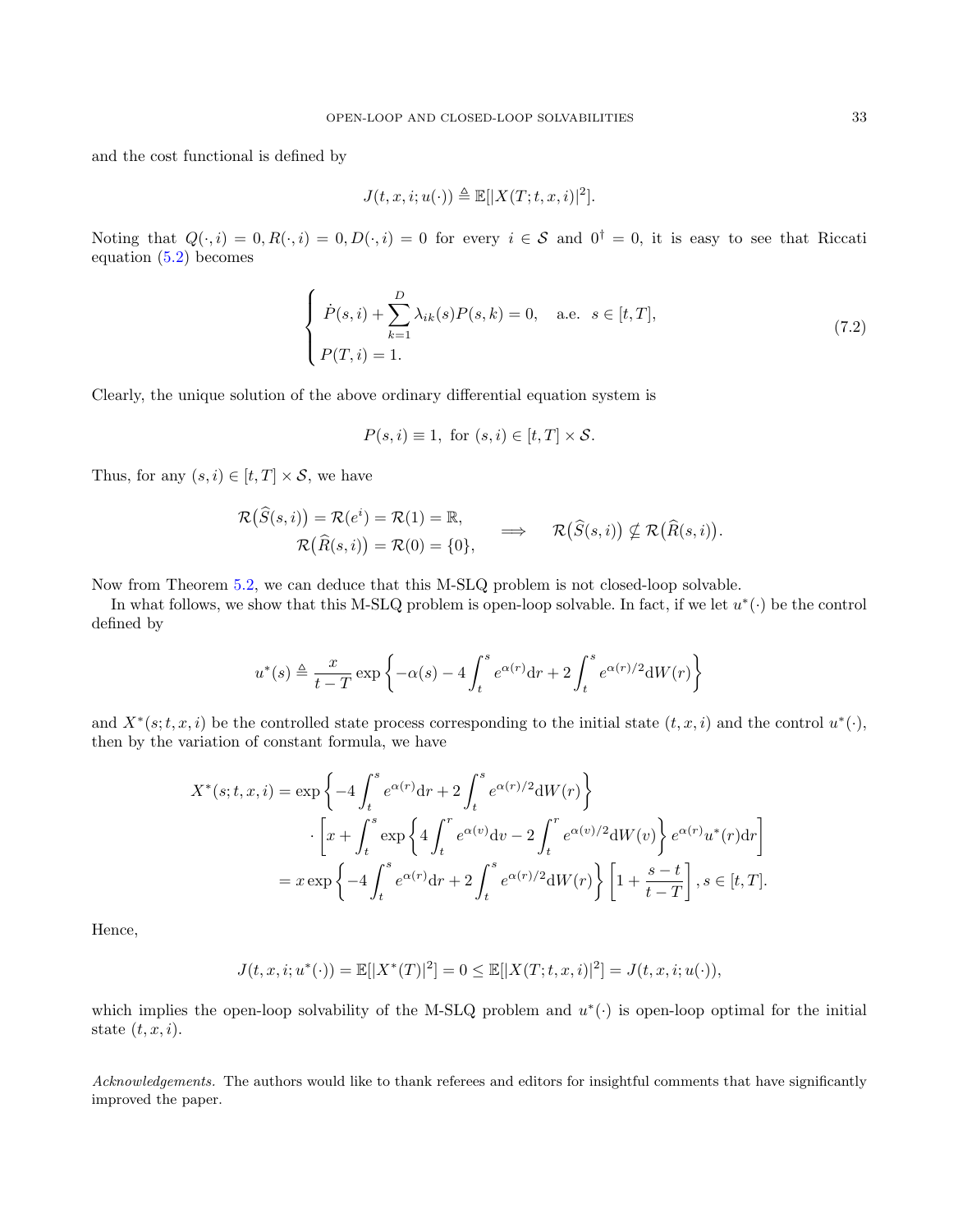and the cost functional is defined by

$$J(t,x,i;u(\cdot)) \triangleq \mathbb{E}[|X(T;t,x,i)|^2].$$

Noting that $Q(\cdot,i)=0, R(\cdot,i)=0, D(\cdot,i)=0$ for every $i\in\mathcal{S}$ and $0^\dagger=0$, it is easy to see that Riccati equation (5.2) becomes

$$\begin{cases} \dot{P}(s,i)+\displaystyle\sum_{k=1}^{D}\lambda_{ik}(s)P(s,k)=0, \quad \text{a.e.} \quad s\in[t,T], \\ P(T,i)=1. \end{cases} \tag{7.2}$$

Clearly, the unique solution of the above ordinary differential equation system is

$$P(s,i)\equiv 1, \text{ for } (s,i)\in[t,T]\times\mathcal{S}.$$

Thus, for any $(s,i)\in[t,T]\times\mathcal{S}$, we have

$$\begin{aligned} \mathcal{R}\big(\widehat{S}(s,i)\big)=\mathcal{R}(e^i)=\mathcal{R}(1)=\mathbb{R}, \\ \mathcal{R}\big(\widehat{R}(s,i)\big)=\mathcal{R}(0)=\{0\}, \end{aligned} \qquad \Longrightarrow \qquad \mathcal{R}\big(\widehat{S}(s,i)\big)\not\subseteq\mathcal{R}\big(\widehat{R}(s,i)\big).$$

Now from Theorem 5.2, we can deduce that this M-SLQ problem is not closed-loop solvable.

In what follows, we show that this M-SLQ problem is open-loop solvable. In fact, if we let $u^*(\cdot)$ be the control defined by

$$u^*(s)\triangleq\frac{x}{t-T}\exp\left\{-\alpha(s)-4\int_t^s e^{\alpha(r)}\mathrm{d}r+2\int_t^s e^{\alpha(r)/2}\mathrm{d}W(r)\right\}$$

and $X^*(s;t,x,i)$ be the controlled state process corresponding to the initial state $(t,x,i)$ and the control $u^*(\cdot)$, then by the variation of constant formula, we have

$$\begin{aligned} X^*(s;t,x,i) &= \exp\left\{-4\int_t^s e^{\alpha(r)}\mathrm{d}r+2\int_t^s e^{\alpha(r)/2}\mathrm{d}W(r)\right\} \\ &\quad\cdot\left[x+\int_t^s\exp\left\{4\int_t^r e^{\alpha(v)}\mathrm{d}v-2\int_t^r e^{\alpha(v)/2}\mathrm{d}W(v)\right\}e^{\alpha(r)}u^*(r)\mathrm{d}r\right] \\ &= x\exp\left\{-4\int_t^s e^{\alpha(r)}\mathrm{d}r+2\int_t^s e^{\alpha(r)/2}\mathrm{d}W(r)\right\}\left[1+\frac{s-t}{t-T}\right], s\in[t,T]. \end{aligned}$$

Hence,

$$J(t,x,i;u^*(\cdot))=\mathbb{E}[|X^*(T)|^2]=0\leq\mathbb{E}[|X(T;t,x,i)|^2]=J(t,x,i;u(\cdot)),$$

which implies the open-loop solvability of the M-SLQ problem and $u^*(\cdot)$ is open-loop optimal for the initial state $(t,x,i)$.

*Acknowledgements.* The authors would like to thank referees and editors for insightful comments that have significantly improved the paper.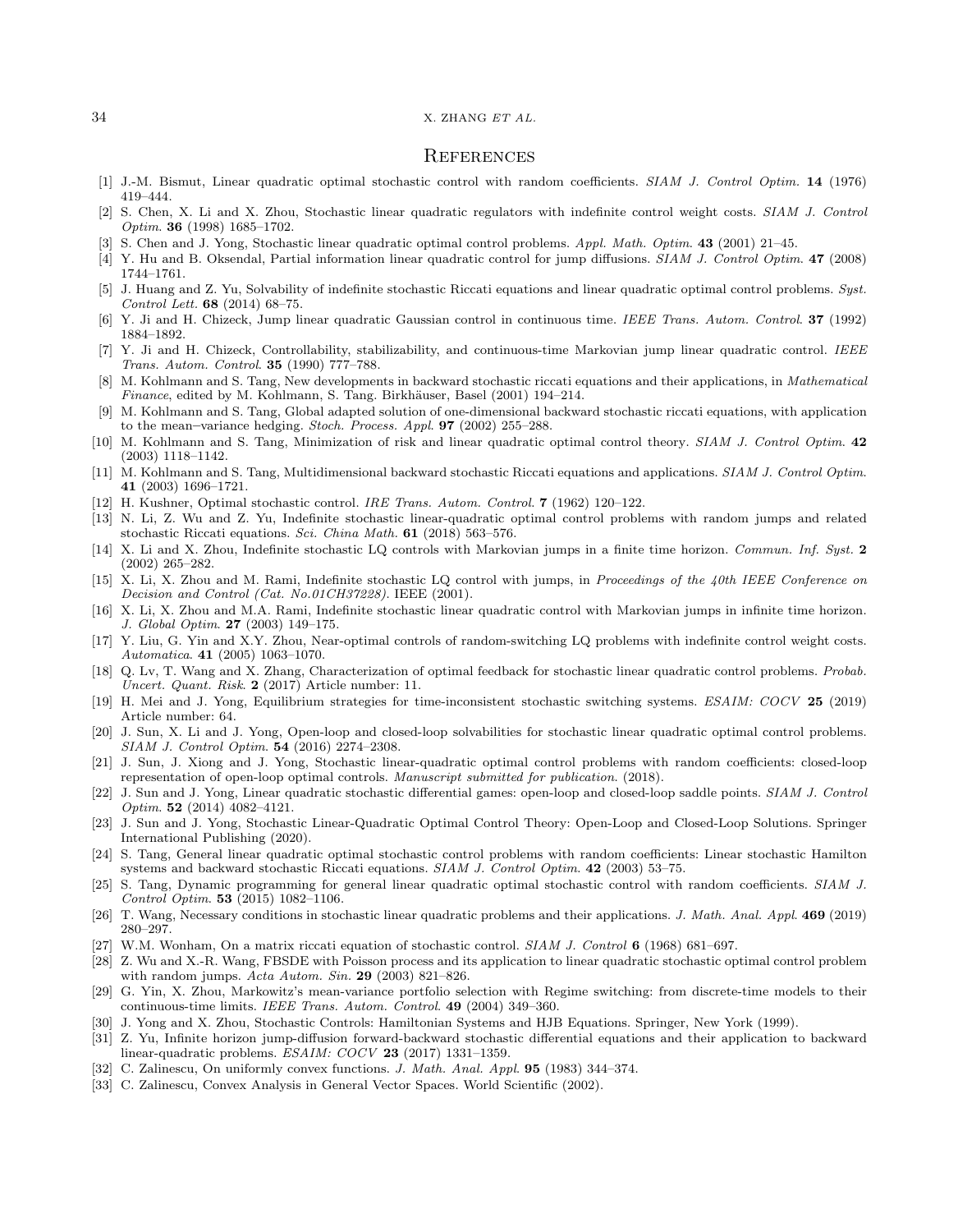## References

[1] J.-M. Bismut, Linear quadratic optimal stochastic control with random coefficients. *SIAM J. Control Optim.* **14** (1976) 419–444.

[2] S. Chen, X. Li and X. Zhou, Stochastic linear quadratic regulators with indefinite control weight costs. *SIAM J. Control Optim.* **36** (1998) 1685–1702.

[3] S. Chen and J. Yong, Stochastic linear quadratic optimal control problems. *Appl. Math. Optim.* **43** (2001) 21–45.

[4] Y. Hu and B. Oksendal, Partial information linear quadratic control for jump diffusions. *SIAM J. Control Optim.* **47** (2008) 1744–1761.

[5] J. Huang and Z. Yu, Solvability of indefinite stochastic Riccati equations and linear quadratic optimal control problems. *Syst. Control Lett.* **68** (2014) 68–75.

[6] Y. Ji and H. Chizeck, Jump linear quadratic Gaussian control in continuous time. *IEEE Trans. Autom. Control.* **37** (1992) 1884–1892.

[7] Y. Ji and H. Chizeck, Controllability, stabilizability, and continuous-time Markovian jump linear quadratic control. *IEEE Trans. Autom. Control.* **35** (1990) 777–788.

[8] M. Kohlmann and S. Tang, New developments in backward stochastic riccati equations and their applications, in *Mathematical Finance*, edited by M. Kohlmann, S. Tang. Birkhäuser, Basel (2001) 194–214.

[9] M. Kohlmann and S. Tang, Global adapted solution of one-dimensional backward stochastic riccati equations, with application to the mean–variance hedging. *Stoch. Process. Appl.* **97** (2002) 255–288.

[10] M. Kohlmann and S. Tang, Minimization of risk and linear quadratic optimal control theory. *SIAM J. Control Optim.* **42** (2003) 1118–1142.

[11] M. Kohlmann and S. Tang, Multidimensional backward stochastic Riccati equations and applications. *SIAM J. Control Optim.* **41** (2003) 1696–1721.

[12] H. Kushner, Optimal stochastic control. *IRE Trans. Autom. Control.* **7** (1962) 120–122.

[13] N. Li, Z. Wu and Z. Yu, Indefinite stochastic linear-quadratic optimal control problems with random jumps and related stochastic Riccati equations. *Sci. China Math.* **61** (2018) 563–576.

[14] X. Li and X. Zhou, Indefinite stochastic LQ controls with Markovian jumps in a finite time horizon. *Commun. Inf. Syst.* **2** (2002) 265–282.

[15] X. Li, X. Zhou and M. Rami, Indefinite stochastic LQ control with jumps, in *Proceedings of the 40th IEEE Conference on Decision and Control (Cat. No.01CH37228).* IEEE (2001).

[16] X. Li, X. Zhou and M.A. Rami, Indefinite stochastic linear quadratic control with Markovian jumps in infinite time horizon. *J. Global Optim.* **27** (2003) 149–175.

[17] Y. Liu, G. Yin and X.Y. Zhou, Near-optimal controls of random-switching LQ problems with indefinite control weight costs. *Automatica.* **41** (2005) 1063–1070.

[18] Q. Lv, T. Wang and X. Zhang, Characterization of optimal feedback for stochastic linear quadratic control problems. *Probab. Uncert. Quant. Risk.* **2** (2017) Article number: 11.

[19] H. Mei and J. Yong, Equilibrium strategies for time-inconsistent stochastic switching systems. *ESAIM: COCV* **25** (2019) Article number: 64.

[20] J. Sun, X. Li and J. Yong, Open-loop and closed-loop solvabilities for stochastic linear quadratic optimal control problems. *SIAM J. Control Optim.* **54** (2016) 2274–2308.

[21] J. Sun, J. Xiong and J. Yong, Stochastic linear-quadratic optimal control problems with random coefficients: closed-loop representation of open-loop optimal controls. *Manuscript submitted for publication.* (2018).

[22] J. Sun and J. Yong, Linear quadratic stochastic differential games: open-loop and closed-loop saddle points. *SIAM J. Control Optim.* **52** (2014) 4082–4121.

[23] J. Sun and J. Yong, Stochastic Linear-Quadratic Optimal Control Theory: Open-Loop and Closed-Loop Solutions. Springer International Publishing (2020).

[24] S. Tang, General linear quadratic optimal stochastic control problems with random coefficients: Linear stochastic Hamilton systems and backward stochastic Riccati equations. *SIAM J. Control Optim.* **42** (2003) 53–75.

[25] S. Tang, Dynamic programming for general linear quadratic optimal stochastic control with random coefficients. *SIAM J. Control Optim.* **53** (2015) 1082–1106.

[26] T. Wang, Necessary conditions in stochastic linear quadratic problems and their applications. *J. Math. Anal. Appl.* **469** (2019) 280–297.

[27] W.M. Wonham, On a matrix riccati equation of stochastic control. *SIAM J. Control* **6** (1968) 681–697.

[28] Z. Wu and X.-R. Wang, FBSDE with Poisson process and its application to linear quadratic stochastic optimal control problem with random jumps. *Acta Autom. Sin.* **29** (2003) 821–826.

[29] G. Yin, X. Zhou, Markowitz's mean-variance portfolio selection with Regime switching: from discrete-time models to their continuous-time limits. *IEEE Trans. Autom. Control.* **49** (2004) 349–360.

[30] J. Yong and X. Zhou, Stochastic Controls: Hamiltonian Systems and HJB Equations. Springer, New York (1999).

[31] Z. Yu, Infinite horizon jump-diffusion forward-backward stochastic differential equations and their application to backward linear-quadratic problems. *ESAIM: COCV* **23** (2017) 1331–1359.

[32] C. Zalinescu, On uniformly convex functions. *J. Math. Anal. Appl.* **95** (1983) 344–374.

[33] C. Zalinescu, Convex Analysis in General Vector Spaces. World Scientific (2002).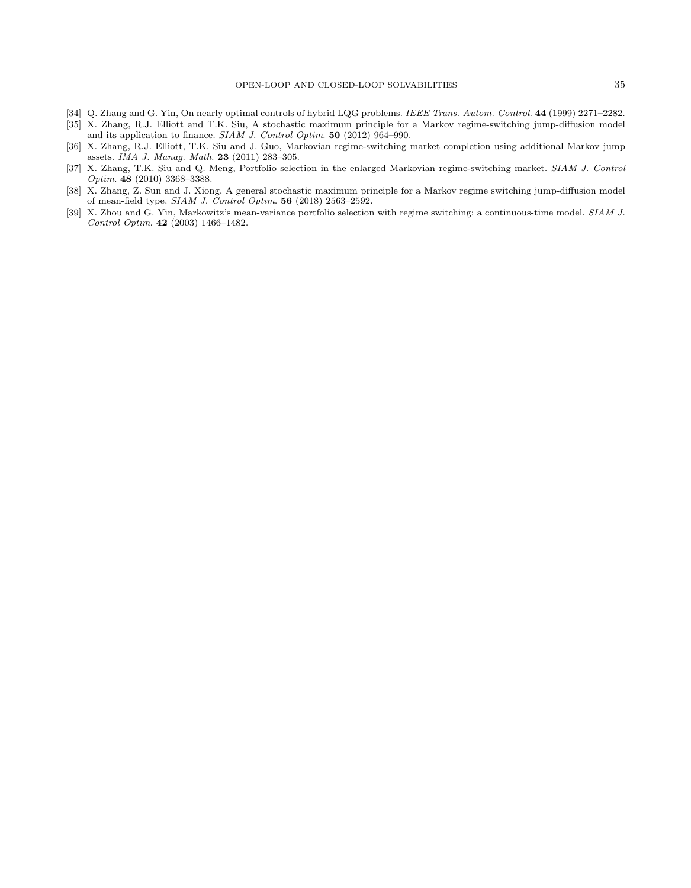[34] Q. Zhang and G. Yin, On nearly optimal controls of hybrid LQG problems. *IEEE Trans. Autom. Control*. **44** (1999) 2271–2282.

[35] X. Zhang, R.J. Elliott and T.K. Siu, A stochastic maximum principle for a Markov regime-switching jump-diffusion model and its application to finance. *SIAM J. Control Optim*. **50** (2012) 964–990.

[36] X. Zhang, R.J. Elliott, T.K. Siu and J. Guo, Markovian regime-switching market completion using additional Markov jump assets. *IMA J. Manag. Math*. **23** (2011) 283–305.

[37] X. Zhang, T.K. Siu and Q. Meng, Portfolio selection in the enlarged Markovian regime-switching market. *SIAM J. Control Optim*. **48** (2010) 3368–3388.

[38] X. Zhang, Z. Sun and J. Xiong, A general stochastic maximum principle for a Markov regime switching jump-diffusion model of mean-field type. *SIAM J. Control Optim*. **56** (2018) 2563–2592.

[39] X. Zhou and G. Yin, Markowitz's mean-variance portfolio selection with regime switching: a continuous-time model. *SIAM J. Control Optim*. **42** (2003) 1466–1482.